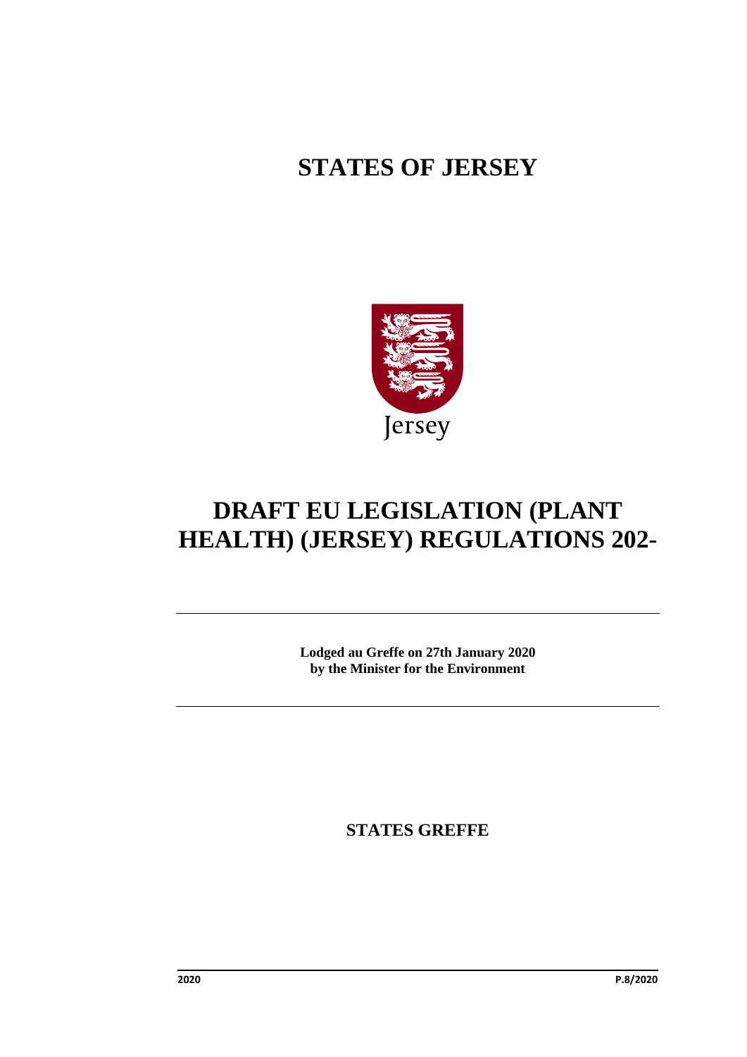# STATES OF JERSEY

# DRAFT EU LEGISLATION (PLANT HEALTH) (JERSEY) REGULATIONS 202-

**Lodged au Greffe on 27th January 2020**
**by the Minister for the Environment**

**STATES GREFFE**

2020 P.8/2020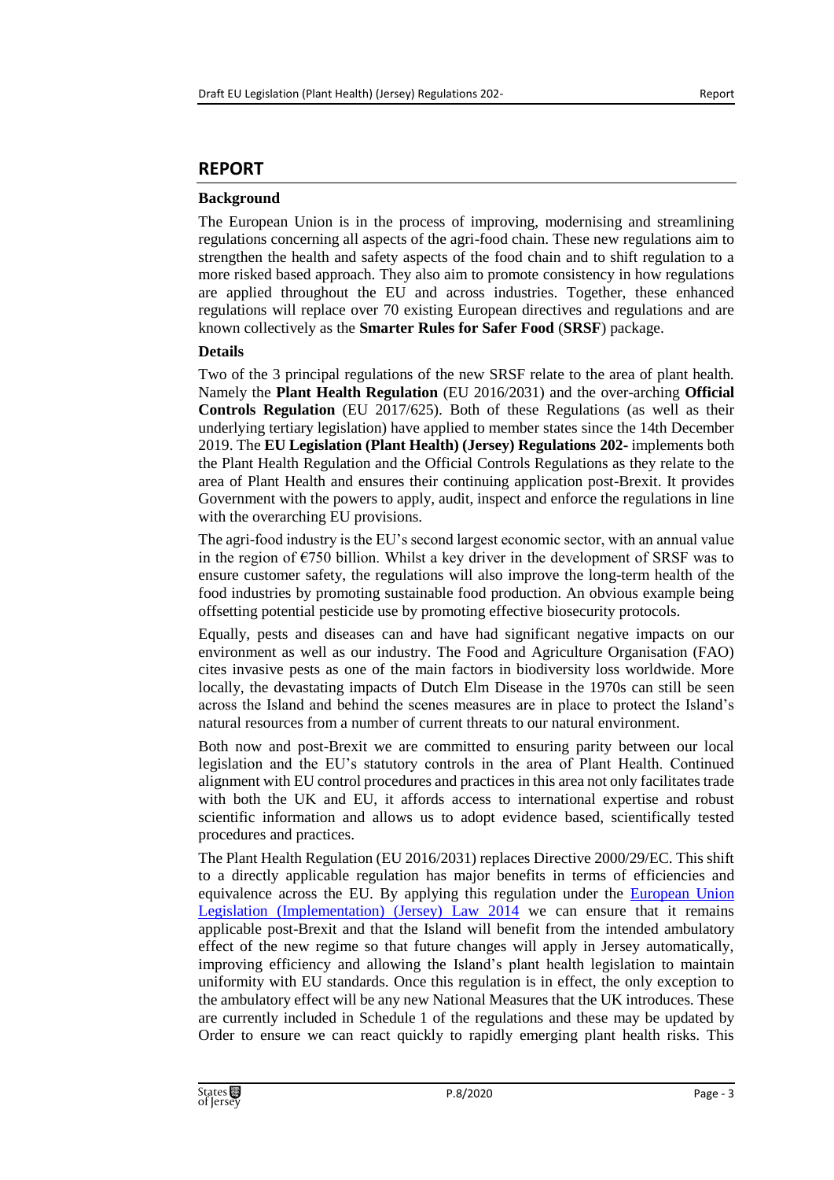## REPORT

### Background

The European Union is in the process of improving, modernising and streamlining regulations concerning all aspects of the agri-food chain. These new regulations aim to strengthen the health and safety aspects of the food chain and to shift regulation to a more risked based approach. They also aim to promote consistency in how regulations are applied throughout the EU and across industries. Together, these enhanced regulations will replace over 70 existing European directives and regulations and are known collectively as the **Smarter Rules for Safer Food** (**SRSF**) package.

### Details

Two of the 3 principal regulations of the new SRSF relate to the area of plant health. Namely the **Plant Health Regulation** (EU 2016/2031) and the over-arching **Official Controls Regulation** (EU 2017/625). Both of these Regulations (as well as their underlying tertiary legislation) have applied to member states since the 14th December 2019. The **EU Legislation (Plant Health) (Jersey) Regulations 202-** implements both the Plant Health Regulation and the Official Controls Regulations as they relate to the area of Plant Health and ensures their continuing application post-Brexit. It provides Government with the powers to apply, audit, inspect and enforce the regulations in line with the overarching EU provisions.

The agri-food industry is the EU's second largest economic sector, with an annual value in the region of €750 billion. Whilst a key driver in the development of SRSF was to ensure customer safety, the regulations will also improve the long-term health of the food industries by promoting sustainable food production. An obvious example being offsetting potential pesticide use by promoting effective biosecurity protocols.

Equally, pests and diseases can and have had significant negative impacts on our environment as well as our industry. The Food and Agriculture Organisation (FAO) cites invasive pests as one of the main factors in biodiversity loss worldwide. More locally, the devastating impacts of Dutch Elm Disease in the 1970s can still be seen across the Island and behind the scenes measures are in place to protect the Island's natural resources from a number of current threats to our natural environment.

Both now and post-Brexit we are committed to ensuring parity between our local legislation and the EU's statutory controls in the area of Plant Health. Continued alignment with EU control procedures and practices in this area not only facilitates trade with both the UK and EU, it affords access to international expertise and robust scientific information and allows us to adopt evidence based, scientifically tested procedures and practices.

The Plant Health Regulation (EU 2016/2031) replaces Directive 2000/29/EC. This shift to a directly applicable regulation has major benefits in terms of efficiencies and equivalence across the EU. By applying this regulation under the European Union Legislation (Implementation) (Jersey) Law 2014 we can ensure that it remains applicable post-Brexit and that the Island will benefit from the intended ambulatory effect of the new regime so that future changes will apply in Jersey automatically, improving efficiency and allowing the Island's plant health legislation to maintain uniformity with EU standards. Once this regulation is in effect, the only exception to the ambulatory effect will be any new National Measures that the UK introduces. These are currently included in Schedule 1 of the regulations and these may be updated by Order to ensure we can react quickly to rapidly emerging plant health risks. This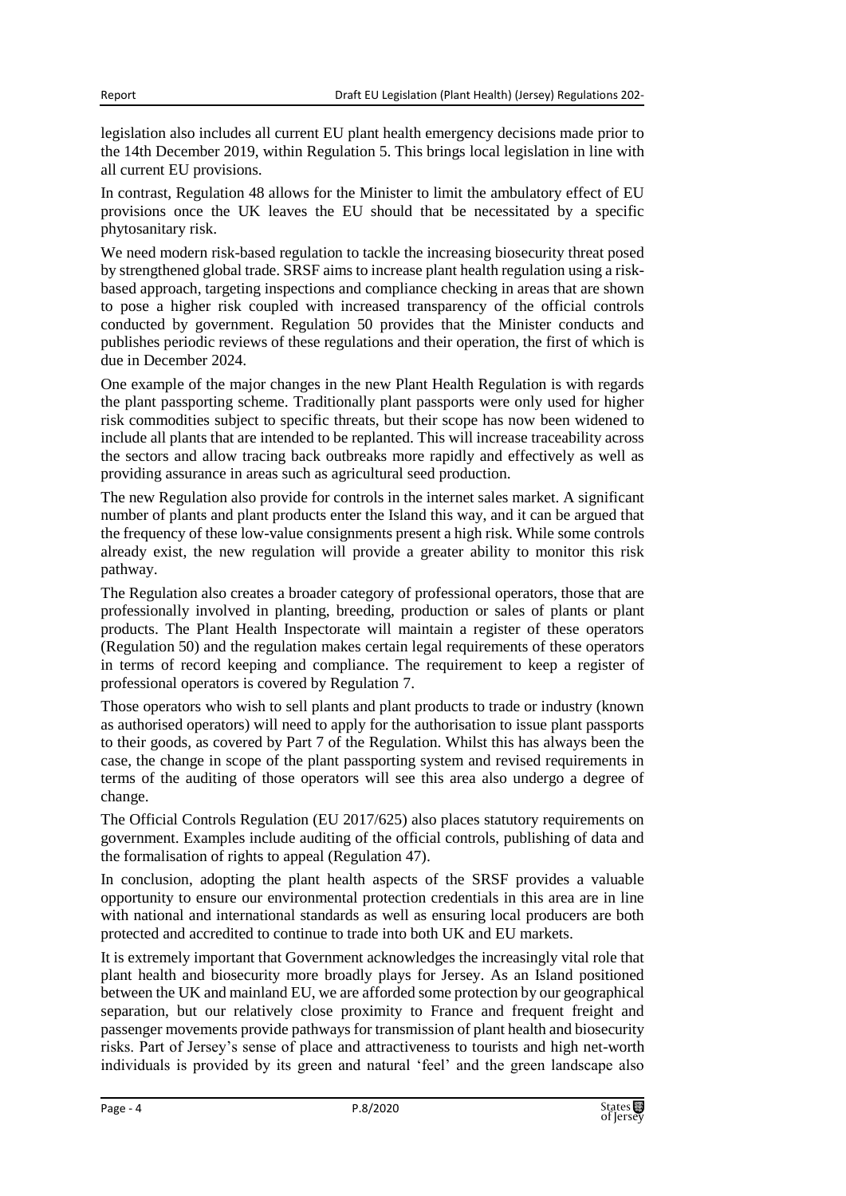legislation also includes all current EU plant health emergency decisions made prior to the 14th December 2019, within Regulation 5. This brings local legislation in line with all current EU provisions.

In contrast, Regulation 48 allows for the Minister to limit the ambulatory effect of EU provisions once the UK leaves the EU should that be necessitated by a specific phytosanitary risk.

We need modern risk-based regulation to tackle the increasing biosecurity threat posed by strengthened global trade. SRSF aims to increase plant health regulation using a risk-based approach, targeting inspections and compliance checking in areas that are shown to pose a higher risk coupled with increased transparency of the official controls conducted by government. Regulation 50 provides that the Minister conducts and publishes periodic reviews of these regulations and their operation, the first of which is due in December 2024.

One example of the major changes in the new Plant Health Regulation is with regards the plant passporting scheme. Traditionally plant passports were only used for higher risk commodities subject to specific threats, but their scope has now been widened to include all plants that are intended to be replanted. This will increase traceability across the sectors and allow tracing back outbreaks more rapidly and effectively as well as providing assurance in areas such as agricultural seed production.

The new Regulation also provide for controls in the internet sales market. A significant number of plants and plant products enter the Island this way, and it can be argued that the frequency of these low-value consignments present a high risk. While some controls already exist, the new regulation will provide a greater ability to monitor this risk pathway.

The Regulation also creates a broader category of professional operators, those that are professionally involved in planting, breeding, production or sales of plants or plant products. The Plant Health Inspectorate will maintain a register of these operators (Regulation 50) and the regulation makes certain legal requirements of these operators in terms of record keeping and compliance. The requirement to keep a register of professional operators is covered by Regulation 7.

Those operators who wish to sell plants and plant products to trade or industry (known as authorised operators) will need to apply for the authorisation to issue plant passports to their goods, as covered by Part 7 of the Regulation. Whilst this has always been the case, the change in scope of the plant passporting system and revised requirements in terms of the auditing of those operators will see this area also undergo a degree of change.

The Official Controls Regulation (EU 2017/625) also places statutory requirements on government. Examples include auditing of the official controls, publishing of data and the formalisation of rights to appeal (Regulation 47).

In conclusion, adopting the plant health aspects of the SRSF provides a valuable opportunity to ensure our environmental protection credentials in this area are in line with national and international standards as well as ensuring local producers are both protected and accredited to continue to trade into both UK and EU markets.

It is extremely important that Government acknowledges the increasingly vital role that plant health and biosecurity more broadly plays for Jersey. As an Island positioned between the UK and mainland EU, we are afforded some protection by our geographical separation, but our relatively close proximity to France and frequent freight and passenger movements provide pathways for transmission of plant health and biosecurity risks. Part of Jersey's sense of place and attractiveness to tourists and high net-worth individuals is provided by its green and natural 'feel' and the green landscape also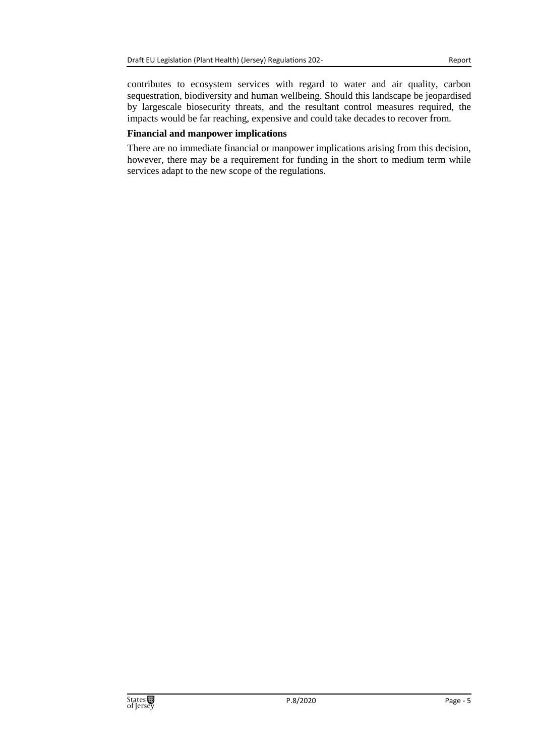contributes to ecosystem services with regard to water and air quality, carbon sequestration, biodiversity and human wellbeing. Should this landscape be jeopardised by largescale biosecurity threats, and the resultant control measures required, the impacts would be far reaching, expensive and could take decades to recover from.

**Financial and manpower implications**

There are no immediate financial or manpower implications arising from this decision, however, there may be a requirement for funding in the short to medium term while services adapt to the new scope of the regulations.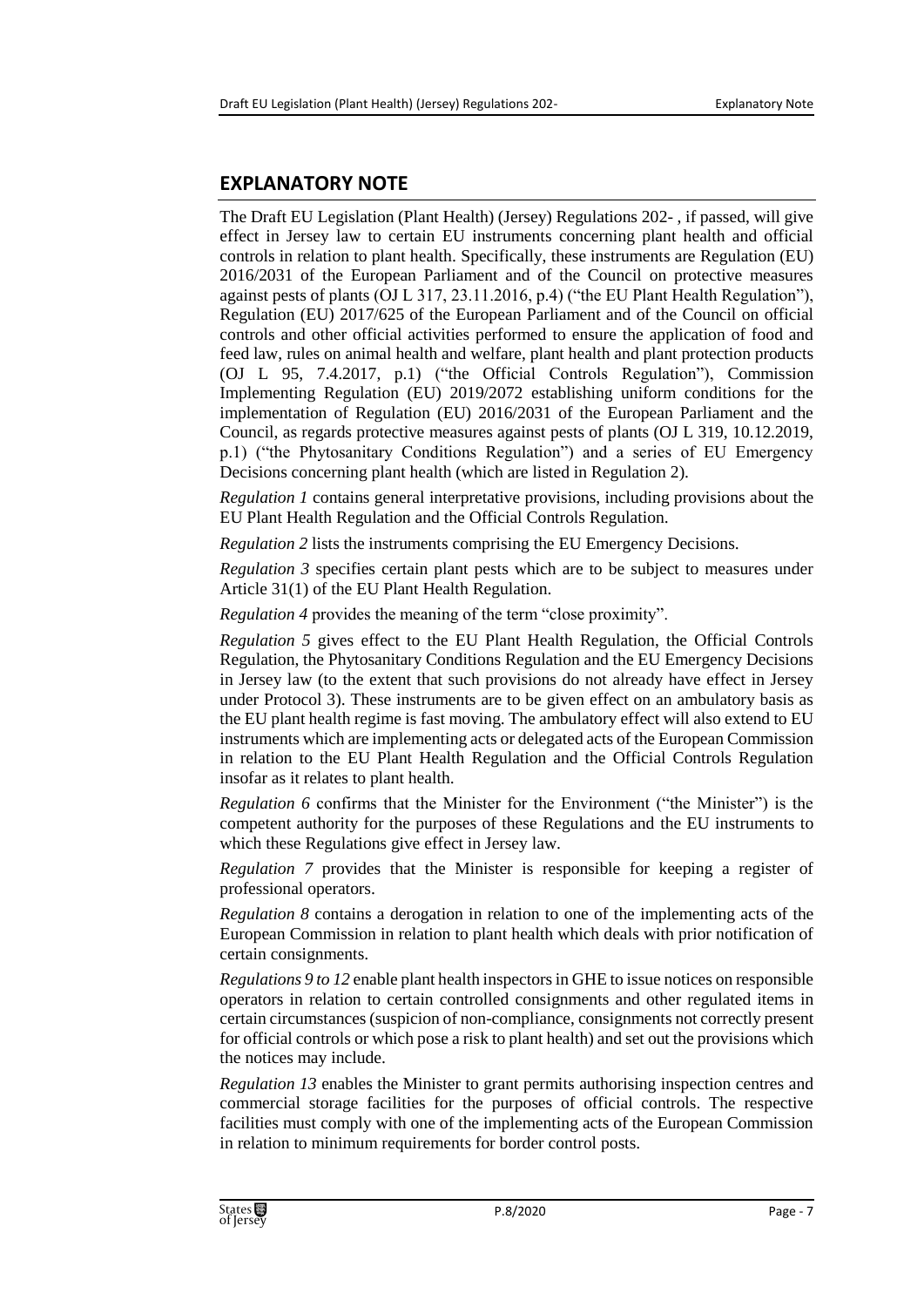## EXPLANATORY NOTE

The Draft EU Legislation (Plant Health) (Jersey) Regulations 202- , if passed, will give effect in Jersey law to certain EU instruments concerning plant health and official controls in relation to plant health. Specifically, these instruments are Regulation (EU) 2016/2031 of the European Parliament and of the Council on protective measures against pests of plants (OJ L 317, 23.11.2016, p.4) ("the EU Plant Health Regulation"), Regulation (EU) 2017/625 of the European Parliament and of the Council on official controls and other official activities performed to ensure the application of food and feed law, rules on animal health and welfare, plant health and plant protection products (OJ L 95, 7.4.2017, p.1) ("the Official Controls Regulation"), Commission Implementing Regulation (EU) 2019/2072 establishing uniform conditions for the implementation of Regulation (EU) 2016/2031 of the European Parliament and the Council, as regards protective measures against pests of plants (OJ L 319, 10.12.2019, p.1) ("the Phytosanitary Conditions Regulation") and a series of EU Emergency Decisions concerning plant health (which are listed in Regulation 2).

*Regulation 1* contains general interpretative provisions, including provisions about the EU Plant Health Regulation and the Official Controls Regulation.

*Regulation 2* lists the instruments comprising the EU Emergency Decisions.

*Regulation 3* specifies certain plant pests which are to be subject to measures under Article 31(1) of the EU Plant Health Regulation.

*Regulation 4* provides the meaning of the term "close proximity".

*Regulation 5* gives effect to the EU Plant Health Regulation, the Official Controls Regulation, the Phytosanitary Conditions Regulation and the EU Emergency Decisions in Jersey law (to the extent that such provisions do not already have effect in Jersey under Protocol 3). These instruments are to be given effect on an ambulatory basis as the EU plant health regime is fast moving. The ambulatory effect will also extend to EU instruments which are implementing acts or delegated acts of the European Commission in relation to the EU Plant Health Regulation and the Official Controls Regulation insofar as it relates to plant health.

*Regulation 6* confirms that the Minister for the Environment ("the Minister") is the competent authority for the purposes of these Regulations and the EU instruments to which these Regulations give effect in Jersey law.

*Regulation 7* provides that the Minister is responsible for keeping a register of professional operators.

*Regulation 8* contains a derogation in relation to one of the implementing acts of the European Commission in relation to plant health which deals with prior notification of certain consignments.

*Regulations 9 to 12* enable plant health inspectors in GHE to issue notices on responsible operators in relation to certain controlled consignments and other regulated items in certain circumstances (suspicion of non-compliance, consignments not correctly present for official controls or which pose a risk to plant health) and set out the provisions which the notices may include.

*Regulation 13* enables the Minister to grant permits authorising inspection centres and commercial storage facilities for the purposes of official controls. The respective facilities must comply with one of the implementing acts of the European Commission in relation to minimum requirements for border control posts.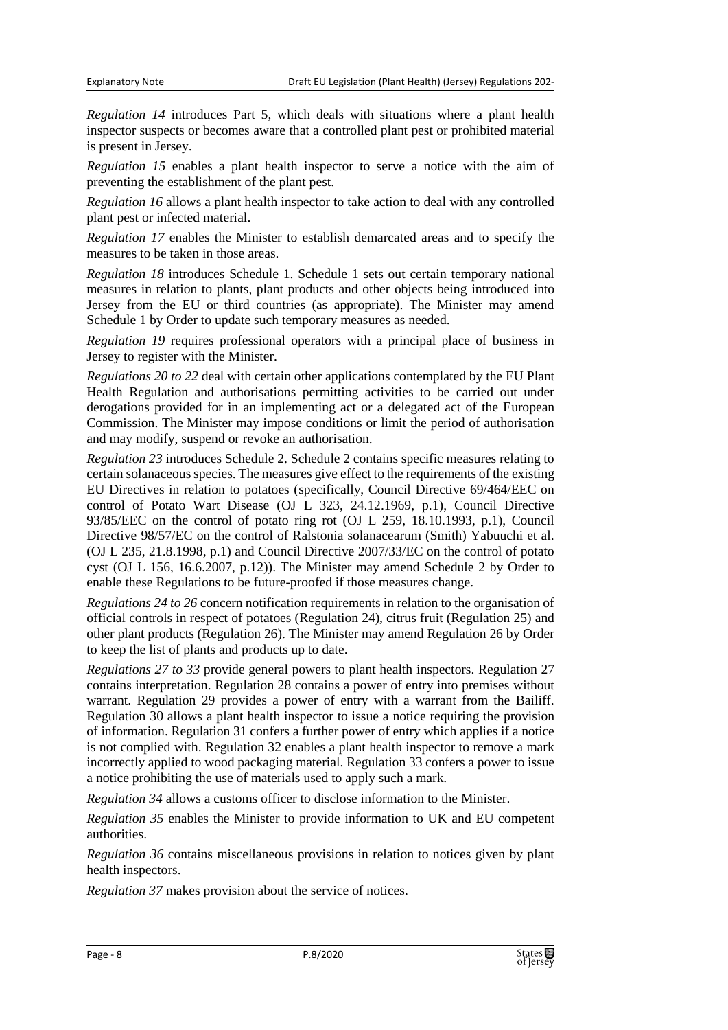*Regulation 14* introduces Part 5, which deals with situations where a plant health inspector suspects or becomes aware that a controlled plant pest or prohibited material is present in Jersey.

*Regulation 15* enables a plant health inspector to serve a notice with the aim of preventing the establishment of the plant pest.

*Regulation 16* allows a plant health inspector to take action to deal with any controlled plant pest or infected material.

*Regulation 17* enables the Minister to establish demarcated areas and to specify the measures to be taken in those areas.

*Regulation 18* introduces Schedule 1. Schedule 1 sets out certain temporary national measures in relation to plants, plant products and other objects being introduced into Jersey from the EU or third countries (as appropriate). The Minister may amend Schedule 1 by Order to update such temporary measures as needed.

*Regulation 19* requires professional operators with a principal place of business in Jersey to register with the Minister.

*Regulations 20 to 22* deal with certain other applications contemplated by the EU Plant Health Regulation and authorisations permitting activities to be carried out under derogations provided for in an implementing act or a delegated act of the European Commission. The Minister may impose conditions or limit the period of authorisation and may modify, suspend or revoke an authorisation.

*Regulation 23* introduces Schedule 2. Schedule 2 contains specific measures relating to certain solanaceous species. The measures give effect to the requirements of the existing EU Directives in relation to potatoes (specifically, Council Directive 69/464/EEC on control of Potato Wart Disease (OJ L 323, 24.12.1969, p.1), Council Directive 93/85/EEC on the control of potato ring rot (OJ L 259, 18.10.1993, p.1), Council Directive 98/57/EC on the control of Ralstonia solanacearum (Smith) Yabuuchi et al. (OJ L 235, 21.8.1998, p.1) and Council Directive 2007/33/EC on the control of potato cyst (OJ L 156, 16.6.2007, p.12)). The Minister may amend Schedule 2 by Order to enable these Regulations to be future-proofed if those measures change.

*Regulations 24 to 26* concern notification requirements in relation to the organisation of official controls in respect of potatoes (Regulation 24), citrus fruit (Regulation 25) and other plant products (Regulation 26). The Minister may amend Regulation 26 by Order to keep the list of plants and products up to date.

*Regulations 27 to 33* provide general powers to plant health inspectors. Regulation 27 contains interpretation. Regulation 28 contains a power of entry into premises without warrant. Regulation 29 provides a power of entry with a warrant from the Bailiff. Regulation 30 allows a plant health inspector to issue a notice requiring the provision of information. Regulation 31 confers a further power of entry which applies if a notice is not complied with. Regulation 32 enables a plant health inspector to remove a mark incorrectly applied to wood packaging material. Regulation 33 confers a power to issue a notice prohibiting the use of materials used to apply such a mark.

*Regulation 34* allows a customs officer to disclose information to the Minister.

*Regulation 35* enables the Minister to provide information to UK and EU competent authorities.

*Regulation 36* contains miscellaneous provisions in relation to notices given by plant health inspectors.

*Regulation 37* makes provision about the service of notices.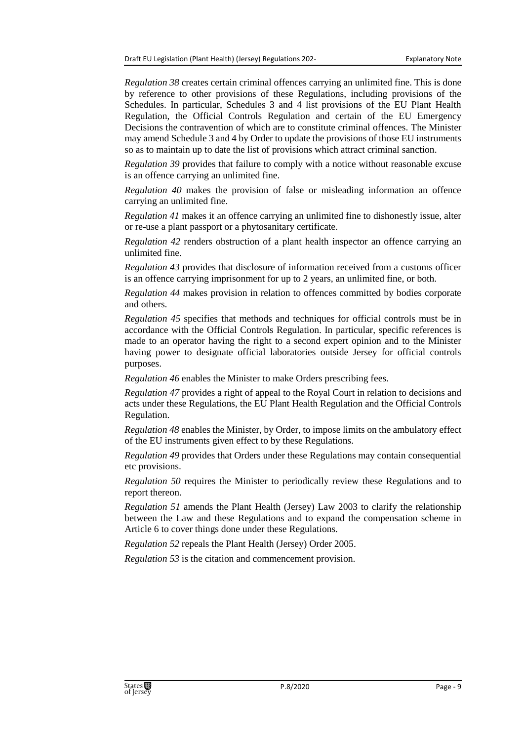*Regulation 38* creates certain criminal offences carrying an unlimited fine. This is done by reference to other provisions of these Regulations, including provisions of the Schedules. In particular, Schedules 3 and 4 list provisions of the EU Plant Health Regulation, the Official Controls Regulation and certain of the EU Emergency Decisions the contravention of which are to constitute criminal offences. The Minister may amend Schedule 3 and 4 by Order to update the provisions of those EU instruments so as to maintain up to date the list of provisions which attract criminal sanction.

*Regulation 39* provides that failure to comply with a notice without reasonable excuse is an offence carrying an unlimited fine.

*Regulation 40* makes the provision of false or misleading information an offence carrying an unlimited fine.

*Regulation 41* makes it an offence carrying an unlimited fine to dishonestly issue, alter or re-use a plant passport or a phytosanitary certificate.

*Regulation 42* renders obstruction of a plant health inspector an offence carrying an unlimited fine.

*Regulation 43* provides that disclosure of information received from a customs officer is an offence carrying imprisonment for up to 2 years, an unlimited fine, or both.

*Regulation 44* makes provision in relation to offences committed by bodies corporate and others.

*Regulation 45* specifies that methods and techniques for official controls must be in accordance with the Official Controls Regulation. In particular, specific references is made to an operator having the right to a second expert opinion and to the Minister having power to designate official laboratories outside Jersey for official controls purposes.

*Regulation 46* enables the Minister to make Orders prescribing fees.

*Regulation 47* provides a right of appeal to the Royal Court in relation to decisions and acts under these Regulations, the EU Plant Health Regulation and the Official Controls Regulation.

*Regulation 48* enables the Minister, by Order, to impose limits on the ambulatory effect of the EU instruments given effect to by these Regulations.

*Regulation 49* provides that Orders under these Regulations may contain consequential etc provisions.

*Regulation 50* requires the Minister to periodically review these Regulations and to report thereon.

*Regulation 51* amends the Plant Health (Jersey) Law 2003 to clarify the relationship between the Law and these Regulations and to expand the compensation scheme in Article 6 to cover things done under these Regulations.

*Regulation 52* repeals the Plant Health (Jersey) Order 2005.

*Regulation 53* is the citation and commencement provision.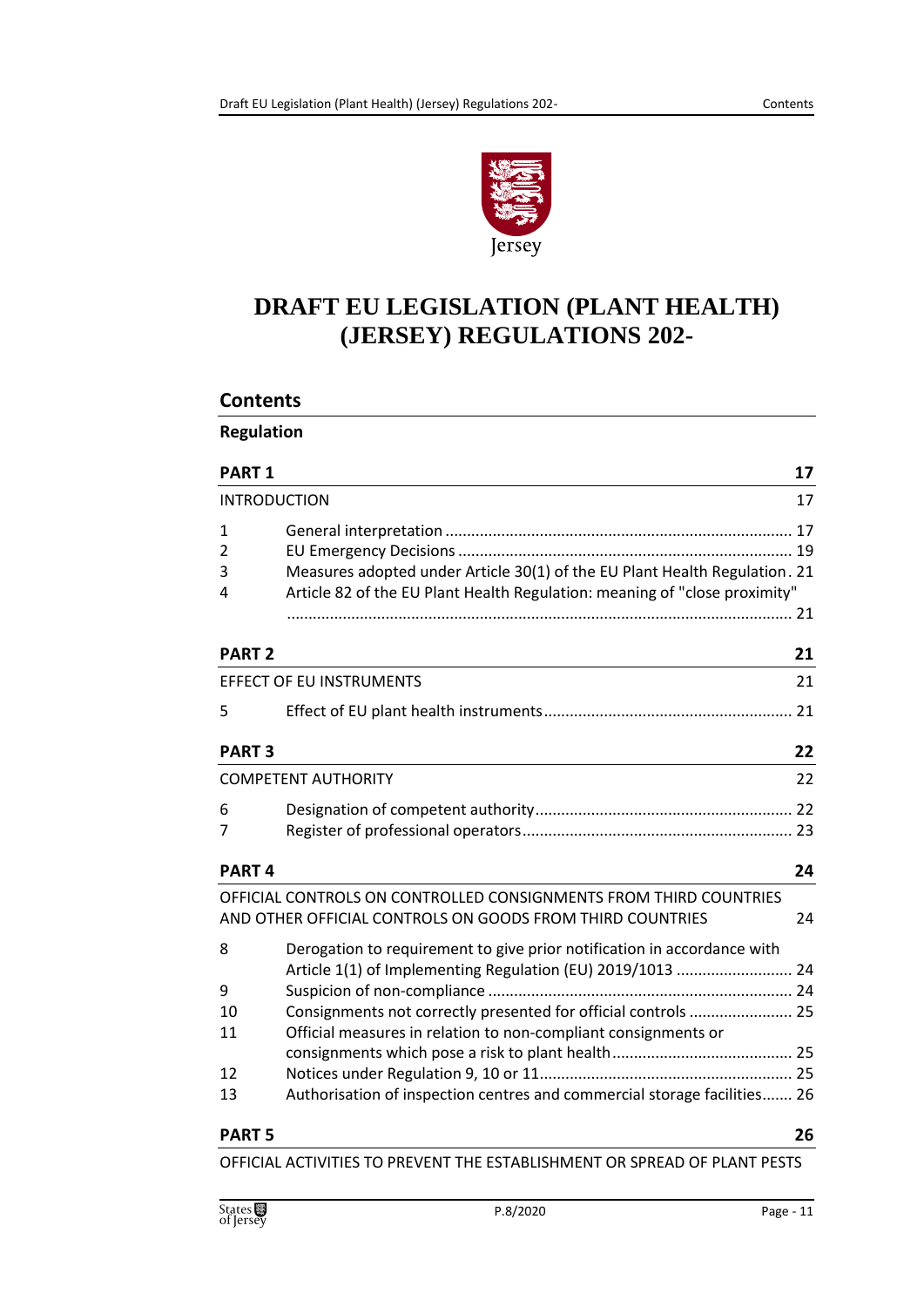# DRAFT EU LEGISLATION (PLANT HEALTH) (JERSEY) REGULATIONS 202-

## Contents

**Regulation**

| | | |
|---|---|---|
| **PART 1** | | **17** |
| INTRODUCTION | | 17 |
| 1 | General interpretation | 17 |
| 2 | EU Emergency Decisions | 19 |
| 3 | Measures adopted under Article 30(1) of the EU Plant Health Regulation | 21 |
| 4 | Article 82 of the EU Plant Health Regulation: meaning of "close proximity" | 21 |
| **PART 2** | | **21** |
| EFFECT OF EU INSTRUMENTS | | 21 |
| 5 | Effect of EU plant health instruments | 21 |
| **PART 3** | | **22** |
| COMPETENT AUTHORITY | | 22 |
| 6 | Designation of competent authority | 22 |
| 7 | Register of professional operators | 23 |
| **PART 4** | | **24** |
| OFFICIAL CONTROLS ON CONTROLLED CONSIGNMENTS FROM THIRD COUNTRIES AND OTHER OFFICIAL CONTROLS ON GOODS FROM THIRD COUNTRIES | | 24 |
| 8 | Derogation to requirement to give prior notification in accordance with Article 1(1) of Implementing Regulation (EU) 2019/1013 | 24 |
| 9 | Suspicion of non-compliance | 24 |
| 10 | Consignments not correctly presented for official controls | 25 |
| 11 | Official measures in relation to non-compliant consignments or consignments which pose a risk to plant health | 25 |
| 12 | Notices under Regulation 9, 10 or 11 | 25 |
| 13 | Authorisation of inspection centres and commercial storage facilities | 26 |
| **PART 5** | | **26** |
| OFFICIAL ACTIVITIES TO PREVENT THE ESTABLISHMENT OR SPREAD OF PLANT PESTS | | |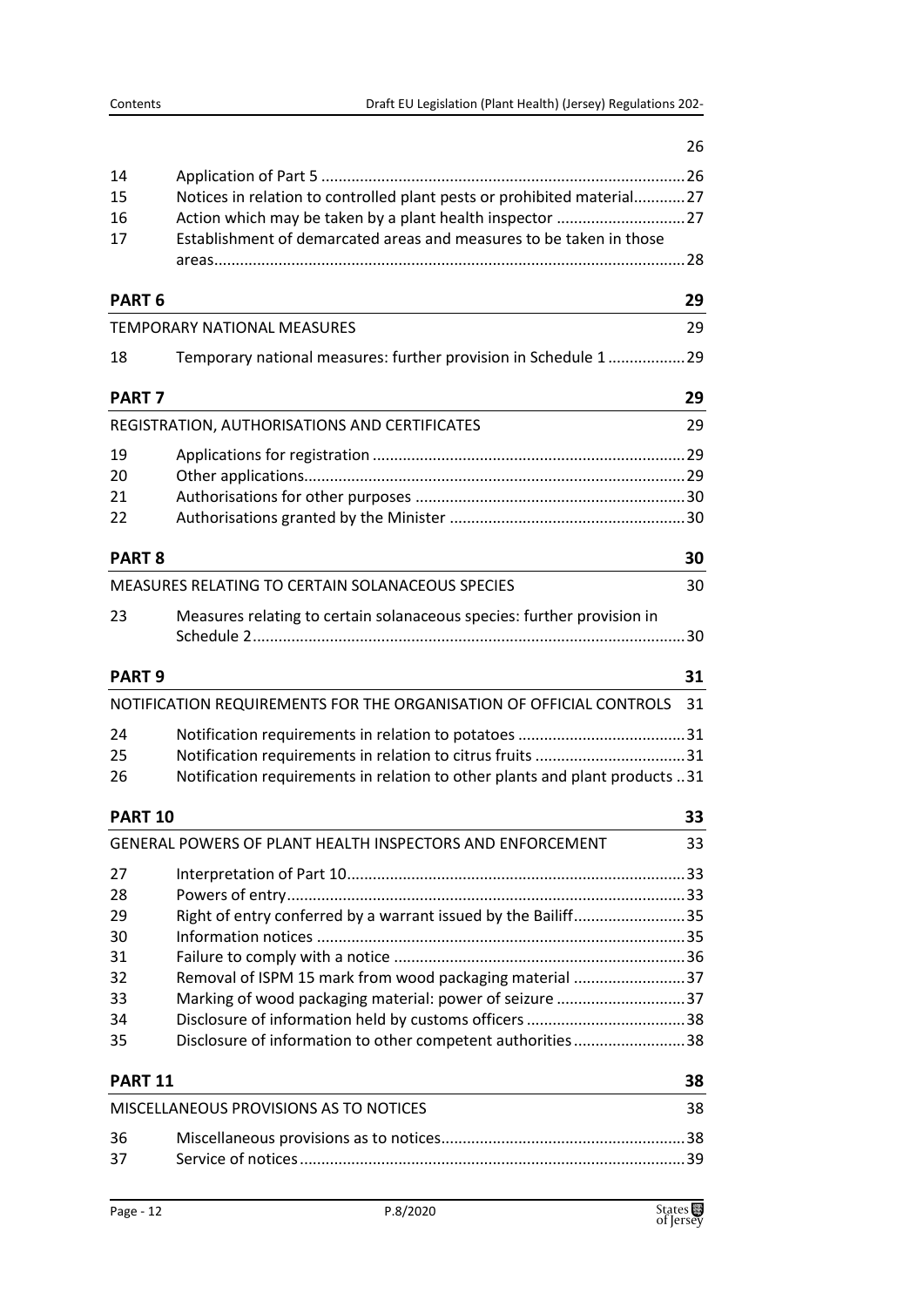26

| | | |
|---|---|---|
| 14 | Application of Part 5 | 26 |
| 15 | Notices in relation to controlled plant pests or prohibited material | 27 |
| 16 | Action which may be taken by a plant health inspector | 27 |
| 17 | Establishment of demarcated areas and measures to be taken in those areas | 28 |

**PART 6** 29

TEMPORARY NATIONAL MEASURES 29

| | | |
|---|---|---|
| 18 | Temporary national measures: further provision in Schedule 1 | 29 |

**PART 7** 29

REGISTRATION, AUTHORISATIONS AND CERTIFICATES 29

| | | |
|---|---|---|
| 19 | Applications for registration | 29 |
| 20 | Other applications | 29 |
| 21 | Authorisations for other purposes | 30 |
| 22 | Authorisations granted by the Minister | 30 |

**PART 8** 30

MEASURES RELATING TO CERTAIN SOLANACEOUS SPECIES 30

| | | |
|---|---|---|
| 23 | Measures relating to certain solanaceous species: further provision in Schedule 2 | 30 |

**PART 9** 31

NOTIFICATION REQUIREMENTS FOR THE ORGANISATION OF OFFICIAL CONTROLS 31

| | | |
|---|---|---|
| 24 | Notification requirements in relation to potatoes | 31 |
| 25 | Notification requirements in relation to citrus fruits | 31 |
| 26 | Notification requirements in relation to other plants and plant products | 31 |

**PART 10** 33

GENERAL POWERS OF PLANT HEALTH INSPECTORS AND ENFORCEMENT 33

| | | |
|---|---|---|
| 27 | Interpretation of Part 10 | 33 |
| 28 | Powers of entry | 33 |
| 29 | Right of entry conferred by a warrant issued by the Bailiff | 35 |
| 30 | Information notices | 35 |
| 31 | Failure to comply with a notice | 36 |
| 32 | Removal of ISPM 15 mark from wood packaging material | 37 |
| 33 | Marking of wood packaging material: power of seizure | 37 |
| 34 | Disclosure of information held by customs officers | 38 |
| 35 | Disclosure of information to other competent authorities | 38 |

**PART 11** 38

MISCELLANEOUS PROVISIONS AS TO NOTICES 38

| | | |
|---|---|---|
| 36 | Miscellaneous provisions as to notices | 38 |
| 37 | Service of notices | 39 |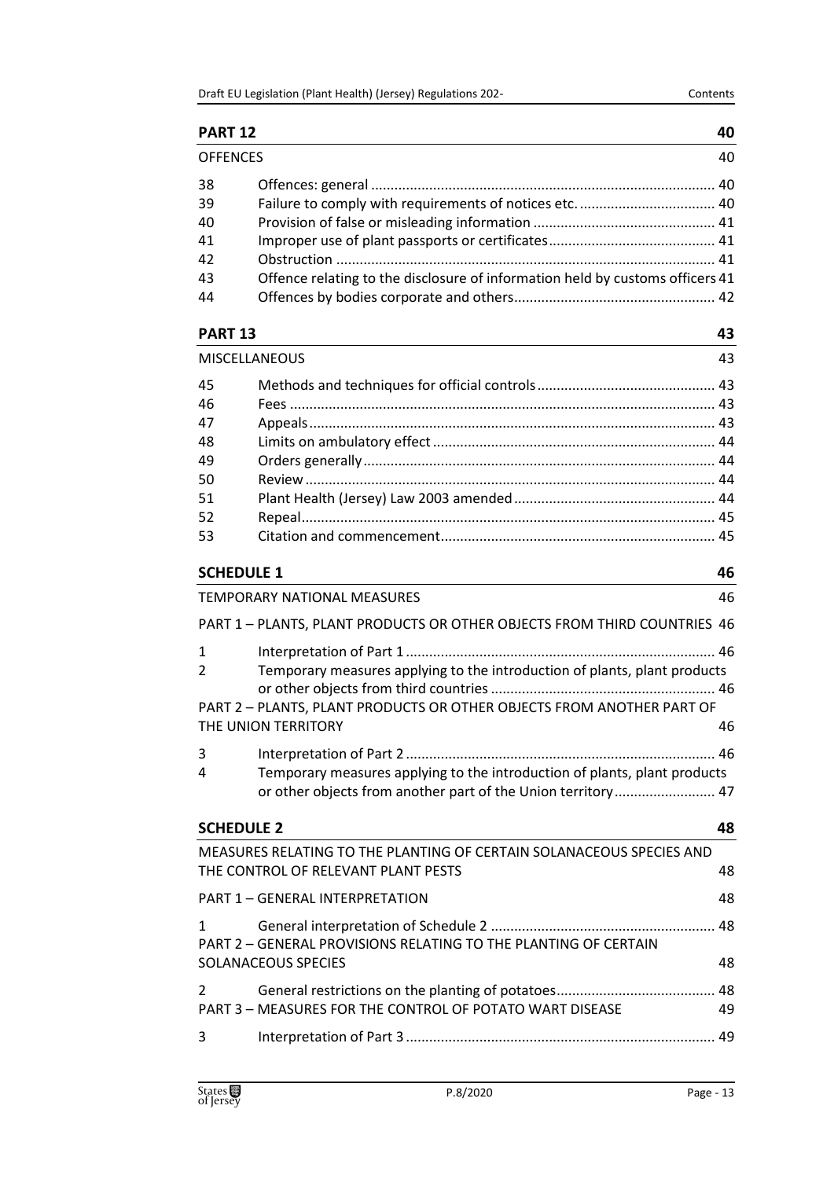| **PART 12** | | **40** |
|---|---|---|
| OFFENCES | | 40 |
| 38 | Offences: general | 40 |
| 39 | Failure to comply with requirements of notices etc. | 40 |
| 40 | Provision of false or misleading information | 41 |
| 41 | Improper use of plant passports or certificates | 41 |
| 42 | Obstruction | 41 |
| 43 | Offence relating to the disclosure of information held by customs officers | 41 |
| 44 | Offences by bodies corporate and others | 42 |
| **PART 13** | | **43** |
| MISCELLANEOUS | | 43 |
| 45 | Methods and techniques for official controls | 43 |
| 46 | Fees | 43 |
| 47 | Appeals | 43 |
| 48 | Limits on ambulatory effect | 44 |
| 49 | Orders generally | 44 |
| 50 | Review | 44 |
| 51 | Plant Health (Jersey) Law 2003 amended | 44 |
| 52 | Repeal | 45 |
| 53 | Citation and commencement | 45 |
| **SCHEDULE 1** | | **46** |
| TEMPORARY NATIONAL MEASURES | | 46 |
| PART 1 – PLANTS, PLANT PRODUCTS OR OTHER OBJECTS FROM THIRD COUNTRIES | | 46 |
| 1 | Interpretation of Part 1 | 46 |
| 2 | Temporary measures applying to the introduction of plants, plant products or other objects from third countries | 46 |
| PART 2 – PLANTS, PLANT PRODUCTS OR OTHER OBJECTS FROM ANOTHER PART OF THE UNION TERRITORY | | 46 |
| 3 | Interpretation of Part 2 | 46 |
| 4 | Temporary measures applying to the introduction of plants, plant products or other objects from another part of the Union territory | 47 |
| **SCHEDULE 2** | | **48** |
| MEASURES RELATING TO THE PLANTING OF CERTAIN SOLANACEOUS SPECIES AND THE CONTROL OF RELEVANT PLANT PESTS | | 48 |
| PART 1 – GENERAL INTERPRETATION | | 48 |
| 1 | General interpretation of Schedule 2 | 48 |
| PART 2 – GENERAL PROVISIONS RELATING TO THE PLANTING OF CERTAIN SOLANACEOUS SPECIES | | 48 |
| 2 | General restrictions on the planting of potatoes | 48 |
| PART 3 – MEASURES FOR THE CONTROL OF POTATO WART DISEASE | | 49 |
| 3 | Interpretation of Part 3 | 49 |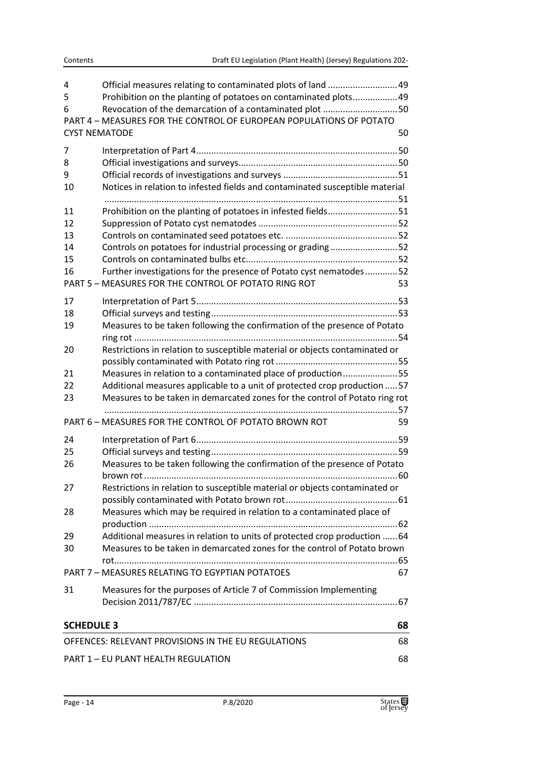| | | |
|---|---|---|
| 4 | Official measures relating to contaminated plots of land | 49 |
| 5 | Prohibition on the planting of potatoes on contaminated plots | 49 |
| 6 | Revocation of the demarcation of a contaminated plot | 50 |
| PART 4 – MEASURES FOR THE CONTROL OF EUROPEAN POPULATIONS OF POTATO CYST NEMATODE | | 50 |
| 7 | Interpretation of Part 4 | 50 |
| 8 | Official investigations and surveys | 50 |
| 9 | Official records of investigations and surveys | 51 |
| 10 | Notices in relation to infested fields and contaminated susceptible material | 51 |
| 11 | Prohibition on the planting of potatoes in infested fields | 51 |
| 12 | Suppression of Potato cyst nematodes | 52 |
| 13 | Controls on contaminated seed potatoes etc. | 52 |
| 14 | Controls on potatoes for industrial processing or grading | 52 |
| 15 | Controls on contaminated bulbs etc. | 52 |
| 16 | Further investigations for the presence of Potato cyst nematodes | 52 |
| PART 5 – MEASURES FOR THE CONTROL OF POTATO RING ROT | | 53 |
| 17 | Interpretation of Part 5 | 53 |
| 18 | Official surveys and testing | 53 |
| 19 | Measures to be taken following the confirmation of the presence of Potato ring rot | 54 |
| 20 | Restrictions in relation to susceptible material or objects contaminated or possibly contaminated with Potato ring rot | 55 |
| 21 | Measures in relation to a contaminated place of production | 55 |
| 22 | Additional measures applicable to a unit of protected crop production | 57 |
| 23 | Measures to be taken in demarcated zones for the control of Potato ring rot | 57 |
| PART 6 – MEASURES FOR THE CONTROL OF POTATO BROWN ROT | | 59 |
| 24 | Interpretation of Part 6 | 59 |
| 25 | Official surveys and testing | 59 |
| 26 | Measures to be taken following the confirmation of the presence of Potato brown rot | 60 |
| 27 | Restrictions in relation to susceptible material or objects contaminated or possibly contaminated with Potato brown rot | 61 |
| 28 | Measures which may be required in relation to a contaminated place of production | 62 |
| 29 | Additional measures in relation to units of protected crop production | 64 |
| 30 | Measures to be taken in demarcated zones for the control of Potato brown rot | 65 |
| PART 7 – MEASURES RELATING TO EGYPTIAN POTATOES | | 67 |
| 31 | Measures for the purposes of Article 7 of Commission Implementing Decision 2011/787/EC | 67 |

**SCHEDULE 3** — 68

OFFENCES: RELEVANT PROVISIONS IN THE EU REGULATIONS — 68

PART 1 – EU PLANT HEALTH REGULATION — 68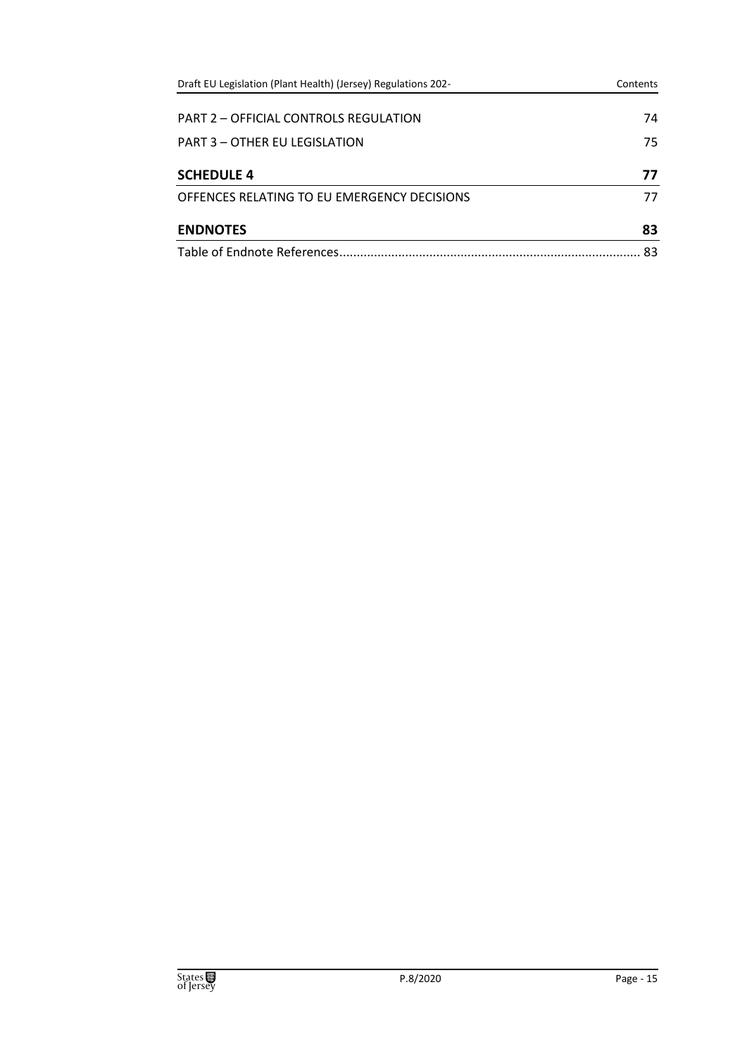PART 2 – OFFICIAL CONTROLS REGULATION 74

PART 3 – OTHER EU LEGISLATION 75

**SCHEDULE 4** **77**

OFFENCES RELATING TO EU EMERGENCY DECISIONS 77

**ENDNOTES** **83**

Table of Endnote References 83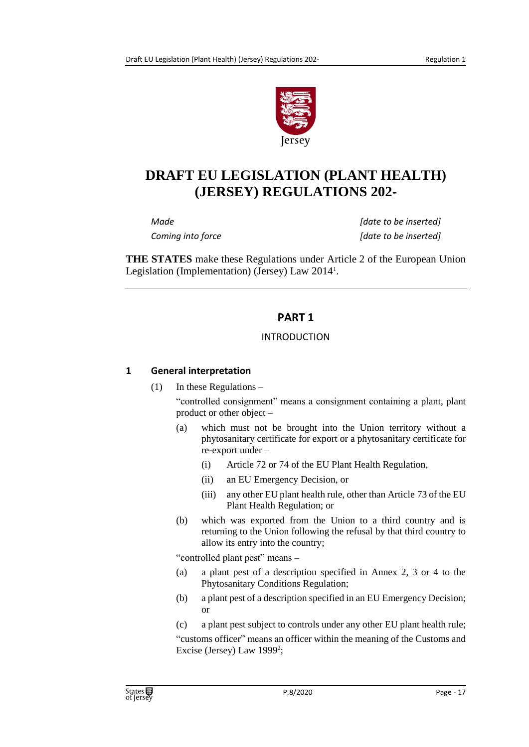# DRAFT EU LEGISLATION (PLANT HEALTH) (JERSEY) REGULATIONS 202-

*Made* *[date to be inserted]*

*Coming into force* *[date to be inserted]*

**THE STATES** make these Regulations under Article 2 of the European Union Legislation (Implementation) (Jersey) Law 2014[1].

## PART 1

### INTRODUCTION

#### 1 General interpretation

(1) In these Regulations –

"controlled consignment" means a consignment containing a plant, plant product or other object –

(a) which must not be brought into the Union territory without a phytosanitary certificate for export or a phytosanitary certificate for re-export under –

(i) Article 72 or 74 of the EU Plant Health Regulation,

(ii) an EU Emergency Decision, or

(iii) any other EU plant health rule, other than Article 73 of the EU Plant Health Regulation; or

(b) which was exported from the Union to a third country and is returning to the Union following the refusal by that third country to allow its entry into the country;

"controlled plant pest" means –

(a) a plant pest of a description specified in Annex 2, 3 or 4 to the Phytosanitary Conditions Regulation;

(b) a plant pest of a description specified in an EU Emergency Decision; or

(c) a plant pest subject to controls under any other EU plant health rule;

"customs officer" means an officer within the meaning of the Customs and Excise (Jersey) Law 1999[2];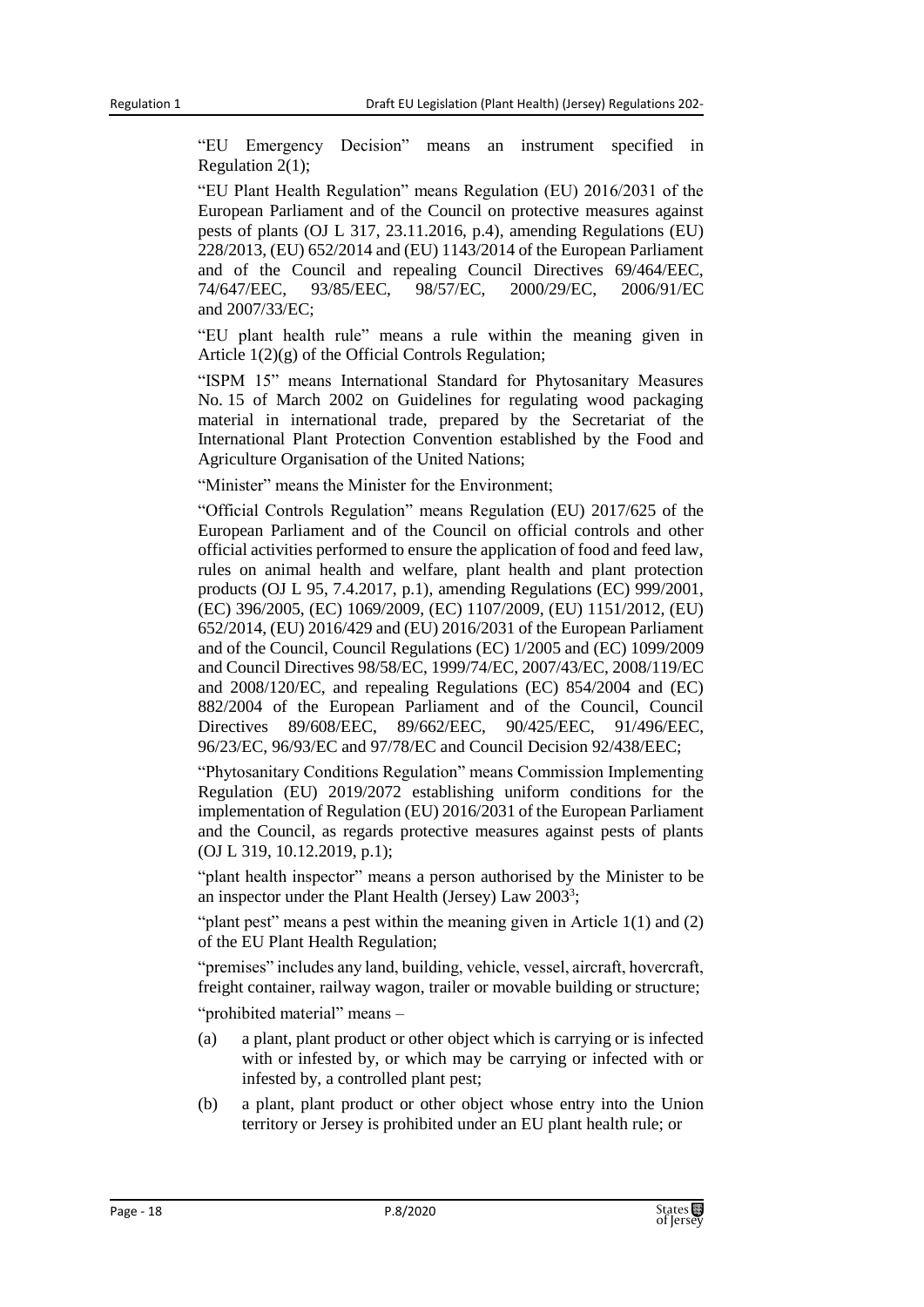"EU Emergency Decision" means an instrument specified in Regulation 2(1);

"EU Plant Health Regulation" means Regulation (EU) 2016/2031 of the European Parliament and of the Council on protective measures against pests of plants (OJ L 317, 23.11.2016, p.4), amending Regulations (EU) 228/2013, (EU) 652/2014 and (EU) 1143/2014 of the European Parliament and of the Council and repealing Council Directives 69/464/EEC, 74/647/EEC, 93/85/EEC, 98/57/EC, 2000/29/EC, 2006/91/EC and 2007/33/EC;

"EU plant health rule" means a rule within the meaning given in Article 1(2)(g) of the Official Controls Regulation;

"ISPM 15" means International Standard for Phytosanitary Measures No. 15 of March 2002 on Guidelines for regulating wood packaging material in international trade, prepared by the Secretariat of the International Plant Protection Convention established by the Food and Agriculture Organisation of the United Nations;

"Minister" means the Minister for the Environment;

"Official Controls Regulation" means Regulation (EU) 2017/625 of the European Parliament and of the Council on official controls and other official activities performed to ensure the application of food and feed law, rules on animal health and welfare, plant health and plant protection products (OJ L 95, 7.4.2017, p.1), amending Regulations (EC) 999/2001, (EC) 396/2005, (EC) 1069/2009, (EC) 1107/2009, (EU) 1151/2012, (EU) 652/2014, (EU) 2016/429 and (EU) 2016/2031 of the European Parliament and of the Council, Council Regulations (EC) 1/2005 and (EC) 1099/2009 and Council Directives 98/58/EC, 1999/74/EC, 2007/43/EC, 2008/119/EC and 2008/120/EC, and repealing Regulations (EC) 854/2004 and (EC) 882/2004 of the European Parliament and of the Council, Council Directives 89/608/EEC, 89/662/EEC, 90/425/EEC, 91/496/EEC, 96/23/EC, 96/93/EC and 97/78/EC and Council Decision 92/438/EEC;

"Phytosanitary Conditions Regulation" means Commission Implementing Regulation (EU) 2019/2072 establishing uniform conditions for the implementation of Regulation (EU) 2016/2031 of the European Parliament and the Council, as regards protective measures against pests of plants (OJ L 319, 10.12.2019, p.1);

"plant health inspector" means a person authorised by the Minister to be an inspector under the Plant Health (Jersey) Law 2003[3];

"plant pest" means a pest within the meaning given in Article 1(1) and (2) of the EU Plant Health Regulation;

"premises" includes any land, building, vehicle, vessel, aircraft, hovercraft, freight container, railway wagon, trailer or movable building or structure;

"prohibited material" means –

(a) a plant, plant product or other object which is carrying or is infected with or infested by, or which may be carrying or infected with or infested by, a controlled plant pest;

(b) a plant, plant product or other object whose entry into the Union territory or Jersey is prohibited under an EU plant health rule; or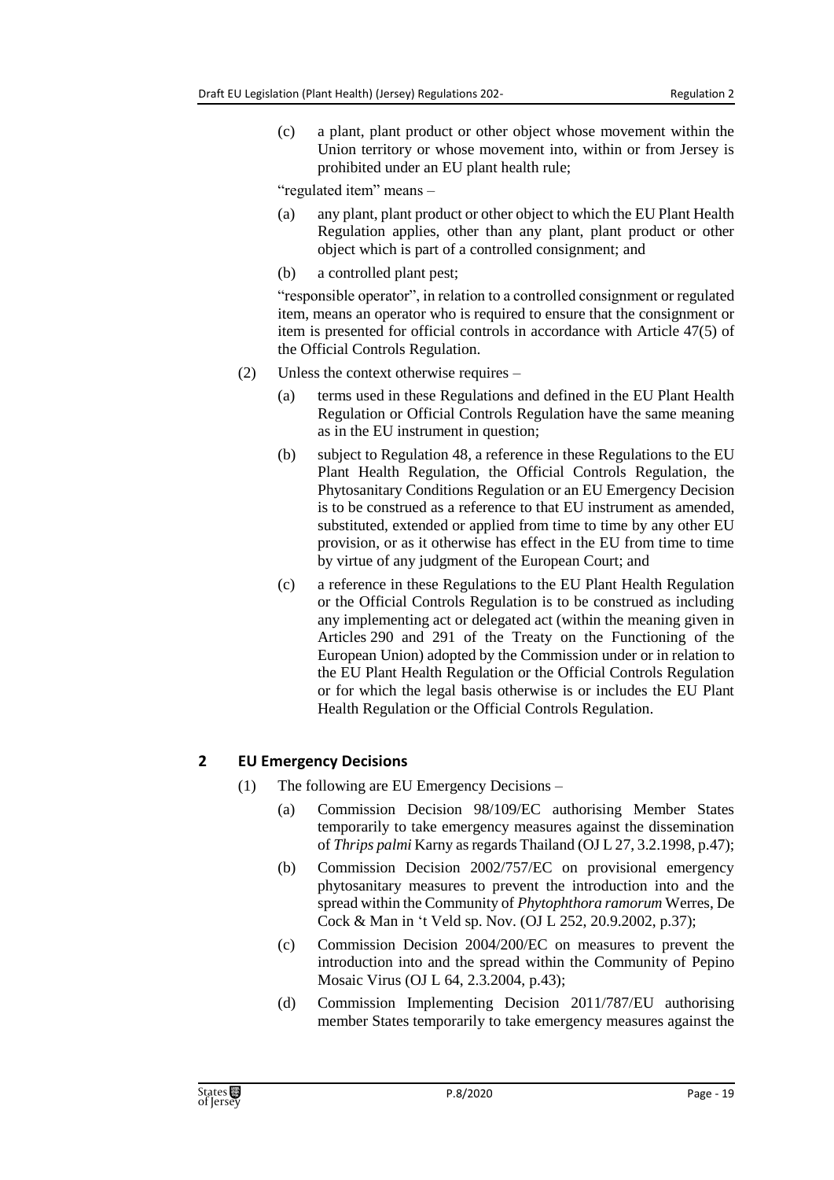(c) a plant, plant product or other object whose movement within the Union territory or whose movement into, within or from Jersey is prohibited under an EU plant health rule;

"regulated item" means –

(a) any plant, plant product or other object to which the EU Plant Health Regulation applies, other than any plant, plant product or other object which is part of a controlled consignment; and

(b) a controlled plant pest;

"responsible operator", in relation to a controlled consignment or regulated item, means an operator who is required to ensure that the consignment or item is presented for official controls in accordance with Article 47(5) of the Official Controls Regulation.

(2) Unless the context otherwise requires –

(a) terms used in these Regulations and defined in the EU Plant Health Regulation or Official Controls Regulation have the same meaning as in the EU instrument in question;

(b) subject to Regulation 48, a reference in these Regulations to the EU Plant Health Regulation, the Official Controls Regulation, the Phytosanitary Conditions Regulation or an EU Emergency Decision is to be construed as a reference to that EU instrument as amended, substituted, extended or applied from time to time by any other EU provision, or as it otherwise has effect in the EU from time to time by virtue of any judgment of the European Court; and

(c) a reference in these Regulations to the EU Plant Health Regulation or the Official Controls Regulation is to be construed as including any implementing act or delegated act (within the meaning given in Articles 290 and 291 of the Treaty on the Functioning of the European Union) adopted by the Commission under or in relation to the EU Plant Health Regulation or the Official Controls Regulation or for which the legal basis otherwise is or includes the EU Plant Health Regulation or the Official Controls Regulation.

## 2 EU Emergency Decisions

(1) The following are EU Emergency Decisions –

(a) Commission Decision 98/109/EC authorising Member States temporarily to take emergency measures against the dissemination of *Thrips palmi* Karny as regards Thailand (OJ L 27, 3.2.1998, p.47);

(b) Commission Decision 2002/757/EC on provisional emergency phytosanitary measures to prevent the introduction into and the spread within the Community of *Phytophthora ramorum* Werres, De Cock & Man in 't Veld sp. Nov. (OJ L 252, 20.9.2002, p.37);

(c) Commission Decision 2004/200/EC on measures to prevent the introduction into and the spread within the Community of Pepino Mosaic Virus (OJ L 64, 2.3.2004, p.43);

(d) Commission Implementing Decision 2011/787/EU authorising member States temporarily to take emergency measures against the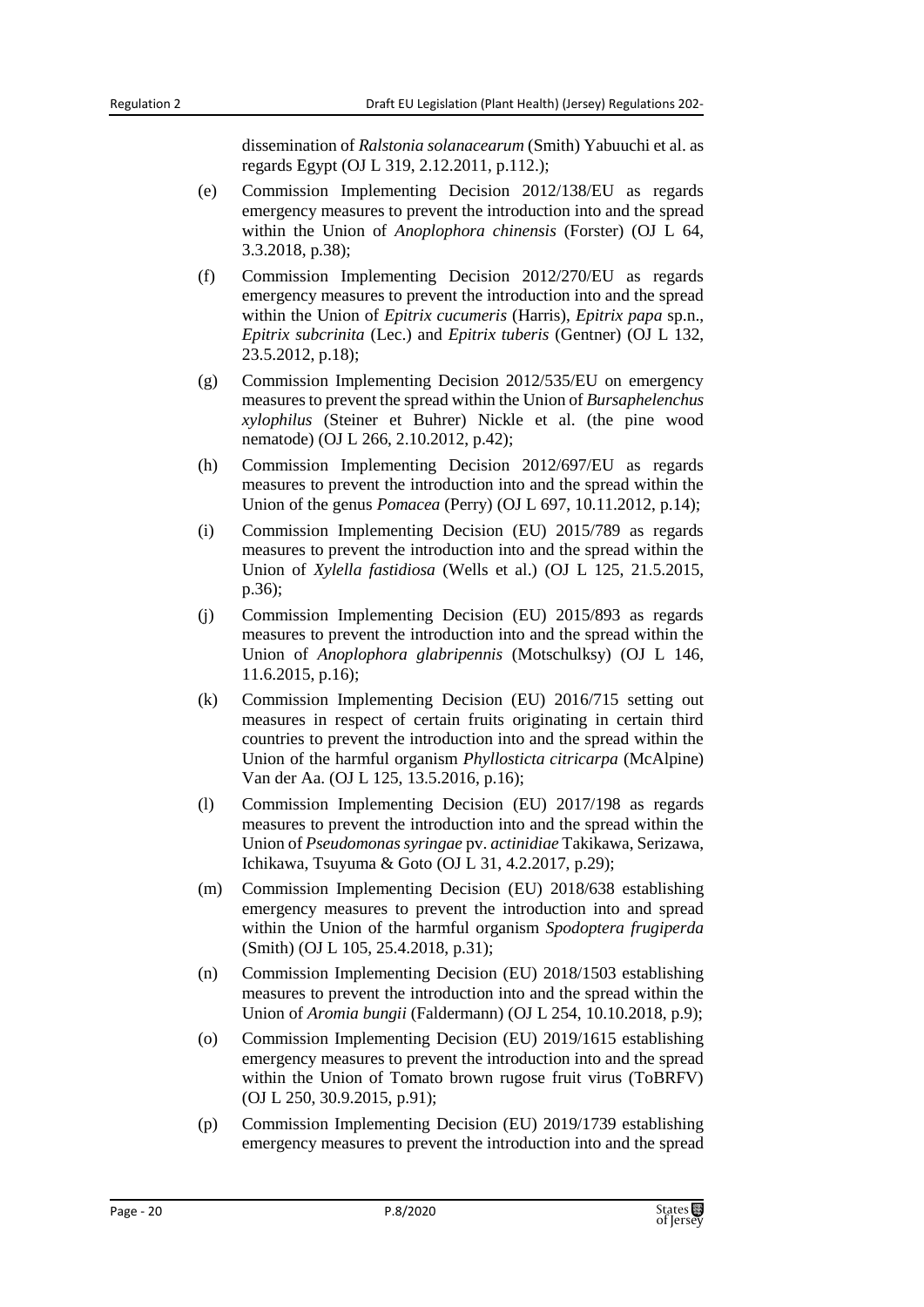dissemination of *Ralstonia solanacearum* (Smith) Yabuuchi et al. as regards Egypt (OJ L 319, 2.12.2011, p.112.);

(e) Commission Implementing Decision 2012/138/EU as regards emergency measures to prevent the introduction into and the spread within the Union of *Anoplophora chinensis* (Forster) (OJ L 64, 3.3.2018, p.38);

(f) Commission Implementing Decision 2012/270/EU as regards emergency measures to prevent the introduction into and the spread within the Union of *Epitrix cucumeris* (Harris), *Epitrix papa* sp.n., *Epitrix subcrinita* (Lec.) and *Epitrix tuberis* (Gentner) (OJ L 132, 23.5.2012, p.18);

(g) Commission Implementing Decision 2012/535/EU on emergency measures to prevent the spread within the Union of *Bursaphelenchus xylophilus* (Steiner et Buhrer) Nickle et al. (the pine wood nematode) (OJ L 266, 2.10.2012, p.42);

(h) Commission Implementing Decision 2012/697/EU as regards measures to prevent the introduction into and the spread within the Union of the genus *Pomacea* (Perry) (OJ L 697, 10.11.2012, p.14);

(i) Commission Implementing Decision (EU) 2015/789 as regards measures to prevent the introduction into and the spread within the Union of *Xylella fastidiosa* (Wells et al.) (OJ L 125, 21.5.2015, p.36);

(j) Commission Implementing Decision (EU) 2015/893 as regards measures to prevent the introduction into and the spread within the Union of *Anoplophora glabripennis* (Motschulksy) (OJ L 146, 11.6.2015, p.16);

(k) Commission Implementing Decision (EU) 2016/715 setting out measures in respect of certain fruits originating in certain third countries to prevent the introduction into and the spread within the Union of the harmful organism *Phyllosticta citricarpa* (McAlpine) Van der Aa. (OJ L 125, 13.5.2016, p.16);

(l) Commission Implementing Decision (EU) 2017/198 as regards measures to prevent the introduction into and the spread within the Union of *Pseudomonas syringae* pv. *actinidiae* Takikawa, Serizawa, Ichikawa, Tsuyuma & Goto (OJ L 31, 4.2.2017, p.29);

(m) Commission Implementing Decision (EU) 2018/638 establishing emergency measures to prevent the introduction into and spread within the Union of the harmful organism *Spodoptera frugiperda* (Smith) (OJ L 105, 25.4.2018, p.31);

(n) Commission Implementing Decision (EU) 2018/1503 establishing measures to prevent the introduction into and the spread within the Union of *Aromia bungii* (Faldermann) (OJ L 254, 10.10.2018, p.9);

(o) Commission Implementing Decision (EU) 2019/1615 establishing emergency measures to prevent the introduction into and the spread within the Union of Tomato brown rugose fruit virus (ToBRFV) (OJ L 250, 30.9.2015, p.91);

(p) Commission Implementing Decision (EU) 2019/1739 establishing emergency measures to prevent the introduction into and the spread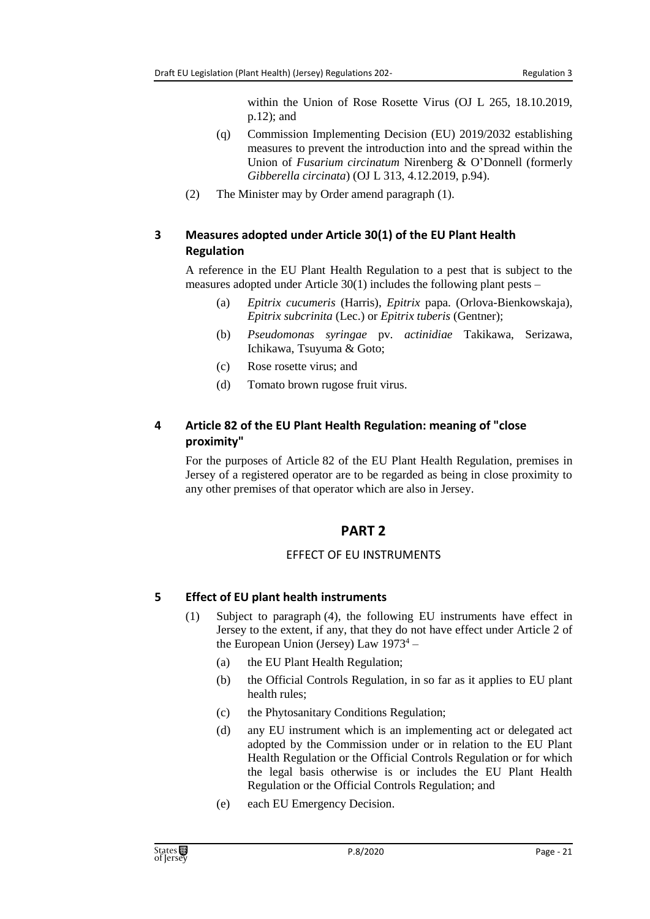within the Union of Rose Rosette Virus (OJ L 265, 18.10.2019, p.12); and

(q) Commission Implementing Decision (EU) 2019/2032 establishing measures to prevent the introduction into and the spread within the Union of *Fusarium circinatum* Nirenberg & O'Donnell (formerly *Gibberella circinata*) (OJ L 313, 4.12.2019, p.94).

(2) The Minister may by Order amend paragraph (1).

### 3 Measures adopted under Article 30(1) of the EU Plant Health Regulation

A reference in the EU Plant Health Regulation to a pest that is subject to the measures adopted under Article 30(1) includes the following plant pests –

(a) *Epitrix cucumeris* (Harris), *Epitrix* papa. (Orlova-Bienkowskaja), *Epitrix subcrinita* (Lec.) or *Epitrix tuberis* (Gentner);

(b) *Pseudomonas syringae* pv. *actinidiae* Takikawa, Serizawa, Ichikawa, Tsuyuma & Goto;

(c) Rose rosette virus; and

(d) Tomato brown rugose fruit virus.

### 4 Article 82 of the EU Plant Health Regulation: meaning of "close proximity"

For the purposes of Article 82 of the EU Plant Health Regulation, premises in Jersey of a registered operator are to be regarded as being in close proximity to any other premises of that operator which are also in Jersey.

## PART 2

### EFFECT OF EU INSTRUMENTS

### 5 Effect of EU plant health instruments

(1) Subject to paragraph (4), the following EU instruments have effect in Jersey to the extent, if any, that they do not have effect under Article 2 of the European Union (Jersey) Law 1973[4] –

(a) the EU Plant Health Regulation;

(b) the Official Controls Regulation, in so far as it applies to EU plant health rules;

(c) the Phytosanitary Conditions Regulation;

(d) any EU instrument which is an implementing act or delegated act adopted by the Commission under or in relation to the EU Plant Health Regulation or the Official Controls Regulation or for which the legal basis otherwise is or includes the EU Plant Health Regulation or the Official Controls Regulation; and

(e) each EU Emergency Decision.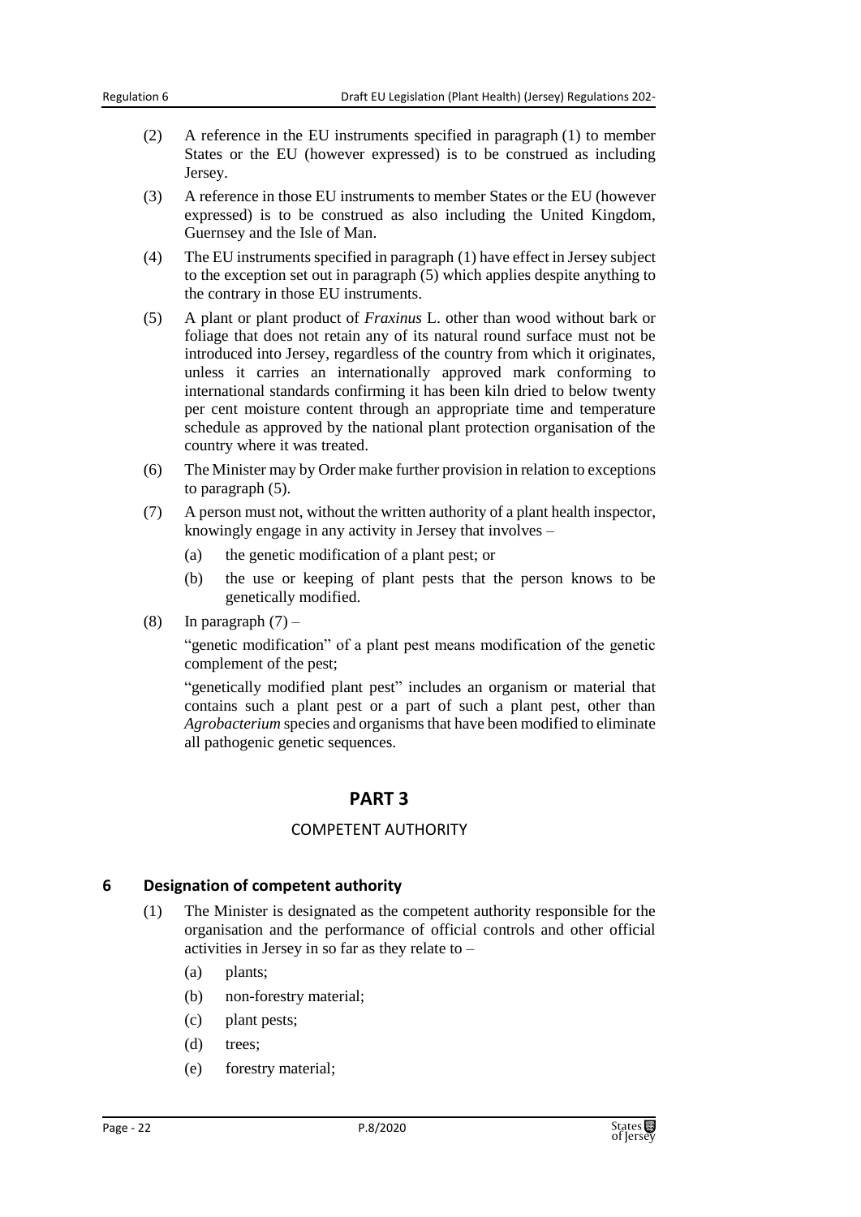(2) A reference in the EU instruments specified in paragraph (1) to member States or the EU (however expressed) is to be construed as including Jersey.

(3) A reference in those EU instruments to member States or the EU (however expressed) is to be construed as also including the United Kingdom, Guernsey and the Isle of Man.

(4) The EU instruments specified in paragraph (1) have effect in Jersey subject to the exception set out in paragraph (5) which applies despite anything to the contrary in those EU instruments.

(5) A plant or plant product of *Fraxinus* L. other than wood without bark or foliage that does not retain any of its natural round surface must not be introduced into Jersey, regardless of the country from which it originates, unless it carries an internationally approved mark conforming to international standards confirming it has been kiln dried to below twenty per cent moisture content through an appropriate time and temperature schedule as approved by the national plant protection organisation of the country where it was treated.

(6) The Minister may by Order make further provision in relation to exceptions to paragraph (5).

(7) A person must not, without the written authority of a plant health inspector, knowingly engage in any activity in Jersey that involves –

  (a) the genetic modification of a plant pest; or

  (b) the use or keeping of plant pests that the person knows to be genetically modified.

(8) In paragraph (7) –

"genetic modification" of a plant pest means modification of the genetic complement of the pest;

"genetically modified plant pest" includes an organism or material that contains such a plant pest or a part of such a plant pest, other than *Agrobacterium* species and organisms that have been modified to eliminate all pathogenic genetic sequences.

## PART 3

### COMPETENT AUTHORITY

### 6 Designation of competent authority

(1) The Minister is designated as the competent authority responsible for the organisation and the performance of official controls and other official activities in Jersey in so far as they relate to –

  (a) plants;

  (b) non-forestry material;

  (c) plant pests;

  (d) trees;

  (e) forestry material;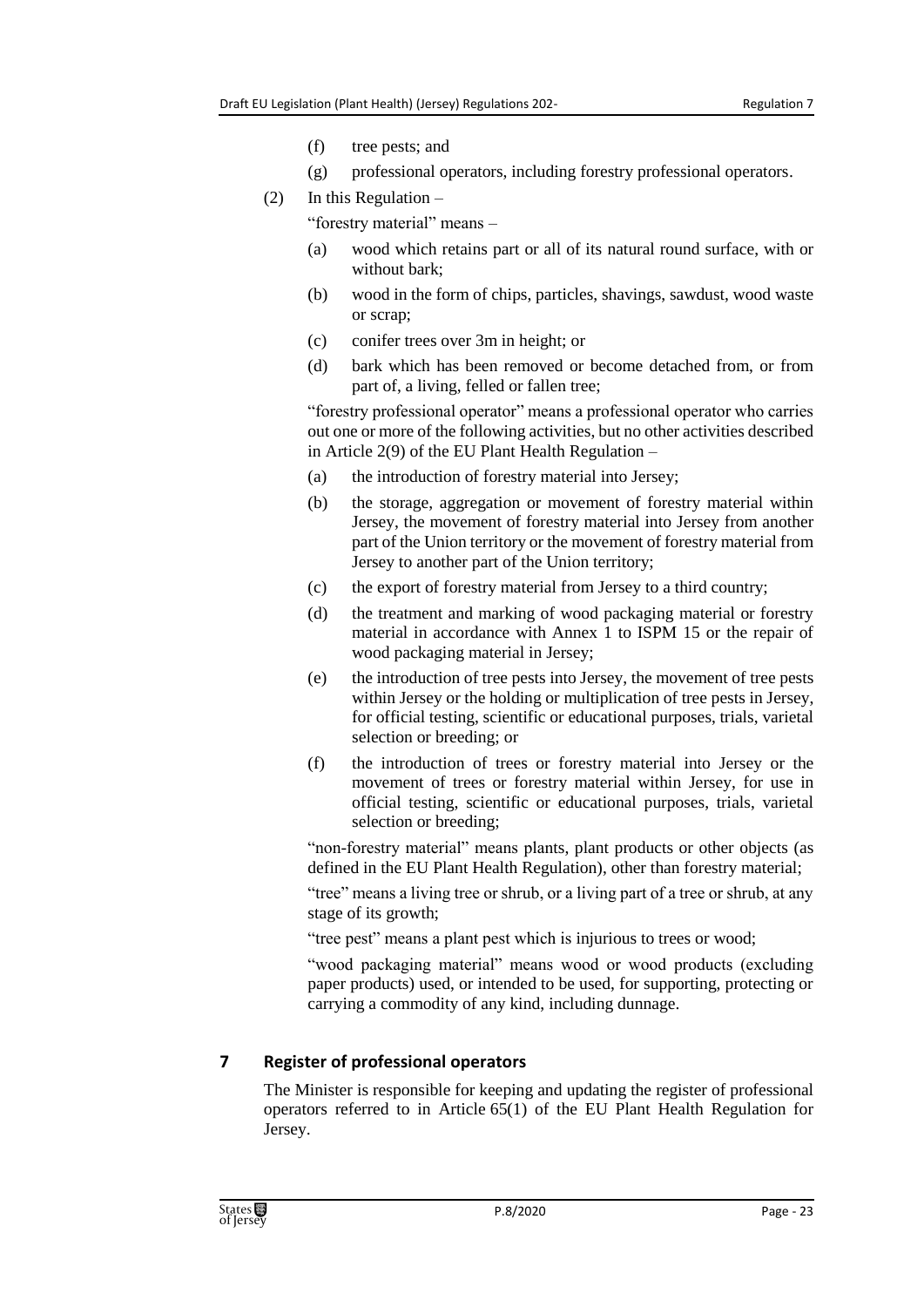(f) tree pests; and

(g) professional operators, including forestry professional operators.

(2) In this Regulation –

"forestry material" means –

(a) wood which retains part or all of its natural round surface, with or without bark;

(b) wood in the form of chips, particles, shavings, sawdust, wood waste or scrap;

(c) conifer trees over 3m in height; or

(d) bark which has been removed or become detached from, or from part of, a living, felled or fallen tree;

"forestry professional operator" means a professional operator who carries out one or more of the following activities, but no other activities described in Article 2(9) of the EU Plant Health Regulation –

(a) the introduction of forestry material into Jersey;

(b) the storage, aggregation or movement of forestry material within Jersey, the movement of forestry material into Jersey from another part of the Union territory or the movement of forestry material from Jersey to another part of the Union territory;

(c) the export of forestry material from Jersey to a third country;

(d) the treatment and marking of wood packaging material or forestry material in accordance with Annex 1 to ISPM 15 or the repair of wood packaging material in Jersey;

(e) the introduction of tree pests into Jersey, the movement of tree pests within Jersey or the holding or multiplication of tree pests in Jersey, for official testing, scientific or educational purposes, trials, varietal selection or breeding; or

(f) the introduction of trees or forestry material into Jersey or the movement of trees or forestry material within Jersey, for use in official testing, scientific or educational purposes, trials, varietal selection or breeding;

"non-forestry material" means plants, plant products or other objects (as defined in the EU Plant Health Regulation), other than forestry material;

"tree" means a living tree or shrub, or a living part of a tree or shrub, at any stage of its growth;

"tree pest" means a plant pest which is injurious to trees or wood;

"wood packaging material" means wood or wood products (excluding paper products) used, or intended to be used, for supporting, protecting or carrying a commodity of any kind, including dunnage.

## 7 Register of professional operators

The Minister is responsible for keeping and updating the register of professional operators referred to in Article 65(1) of the EU Plant Health Regulation for Jersey.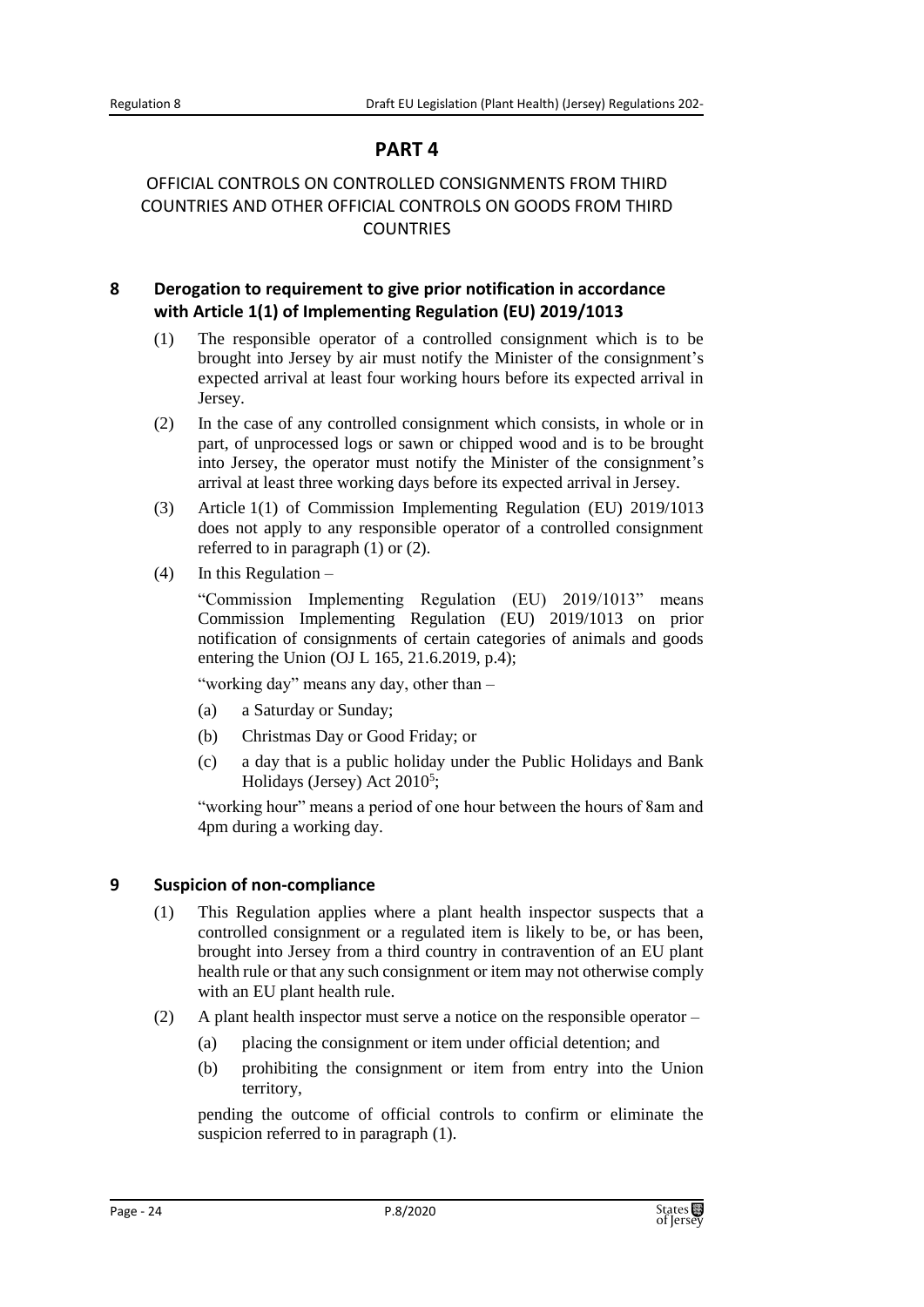# PART 4

## OFFICIAL CONTROLS ON CONTROLLED CONSIGNMENTS FROM THIRD COUNTRIES AND OTHER OFFICIAL CONTROLS ON GOODS FROM THIRD COUNTRIES

### 8 Derogation to requirement to give prior notification in accordance with Article 1(1) of Implementing Regulation (EU) 2019/1013

(1) The responsible operator of a controlled consignment which is to be brought into Jersey by air must notify the Minister of the consignment's expected arrival at least four working hours before its expected arrival in Jersey.

(2) In the case of any controlled consignment which consists, in whole or in part, of unprocessed logs or sawn or chipped wood and is to be brought into Jersey, the operator must notify the Minister of the consignment's arrival at least three working days before its expected arrival in Jersey.

(3) Article 1(1) of Commission Implementing Regulation (EU) 2019/1013 does not apply to any responsible operator of a controlled consignment referred to in paragraph (1) or (2).

(4) In this Regulation –

"Commission Implementing Regulation (EU) 2019/1013" means Commission Implementing Regulation (EU) 2019/1013 on prior notification of consignments of certain categories of animals and goods entering the Union (OJ L 165, 21.6.2019, p.4);

"working day" means any day, other than –

(a) a Saturday or Sunday;

(b) Christmas Day or Good Friday; or

(c) a day that is a public holiday under the Public Holidays and Bank Holidays (Jersey) Act 2010[5];

"working hour" means a period of one hour between the hours of 8am and 4pm during a working day.

### 9 Suspicion of non-compliance

(1) This Regulation applies where a plant health inspector suspects that a controlled consignment or a regulated item is likely to be, or has been, brought into Jersey from a third country in contravention of an EU plant health rule or that any such consignment or item may not otherwise comply with an EU plant health rule.

(2) A plant health inspector must serve a notice on the responsible operator –

(a) placing the consignment or item under official detention; and

(b) prohibiting the consignment or item from entry into the Union territory,

pending the outcome of official controls to confirm or eliminate the suspicion referred to in paragraph (1).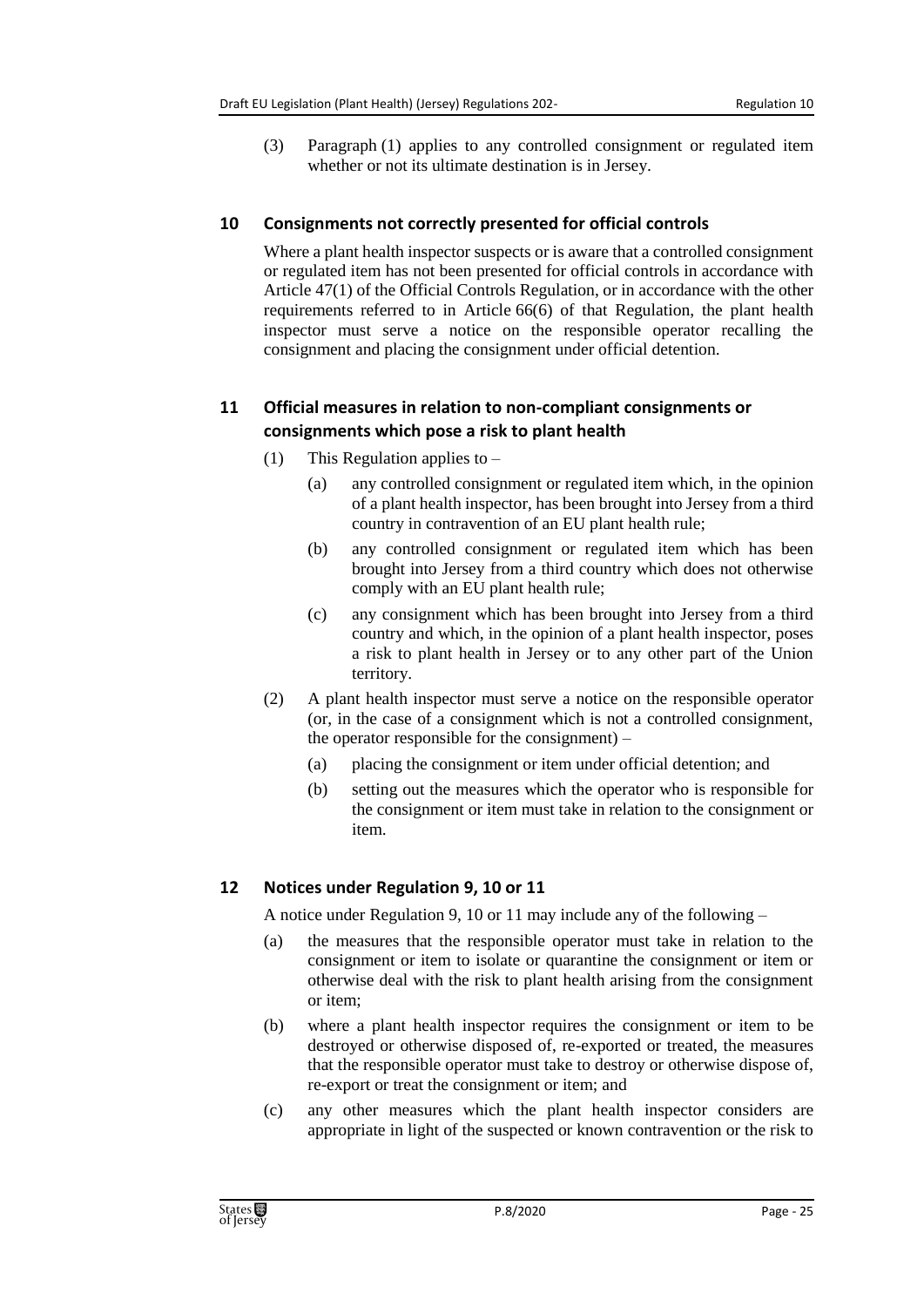(3) Paragraph (1) applies to any controlled consignment or regulated item whether or not its ultimate destination is in Jersey.

## 10 Consignments not correctly presented for official controls

Where a plant health inspector suspects or is aware that a controlled consignment or regulated item has not been presented for official controls in accordance with Article 47(1) of the Official Controls Regulation, or in accordance with the other requirements referred to in Article 66(6) of that Regulation, the plant health inspector must serve a notice on the responsible operator recalling the consignment and placing the consignment under official detention.

## 11 Official measures in relation to non-compliant consignments or consignments which pose a risk to plant health

(1) This Regulation applies to –

(a) any controlled consignment or regulated item which, in the opinion of a plant health inspector, has been brought into Jersey from a third country in contravention of an EU plant health rule;

(b) any controlled consignment or regulated item which has been brought into Jersey from a third country which does not otherwise comply with an EU plant health rule;

(c) any consignment which has been brought into Jersey from a third country and which, in the opinion of a plant health inspector, poses a risk to plant health in Jersey or to any other part of the Union territory.

(2) A plant health inspector must serve a notice on the responsible operator (or, in the case of a consignment which is not a controlled consignment, the operator responsible for the consignment) –

(a) placing the consignment or item under official detention; and

(b) setting out the measures which the operator who is responsible for the consignment or item must take in relation to the consignment or item.

## 12 Notices under Regulation 9, 10 or 11

A notice under Regulation 9, 10 or 11 may include any of the following –

(a) the measures that the responsible operator must take in relation to the consignment or item to isolate or quarantine the consignment or item or otherwise deal with the risk to plant health arising from the consignment or item;

(b) where a plant health inspector requires the consignment or item to be destroyed or otherwise disposed of, re-exported or treated, the measures that the responsible operator must take to destroy or otherwise dispose of, re-export or treat the consignment or item; and

(c) any other measures which the plant health inspector considers are appropriate in light of the suspected or known contravention or the risk to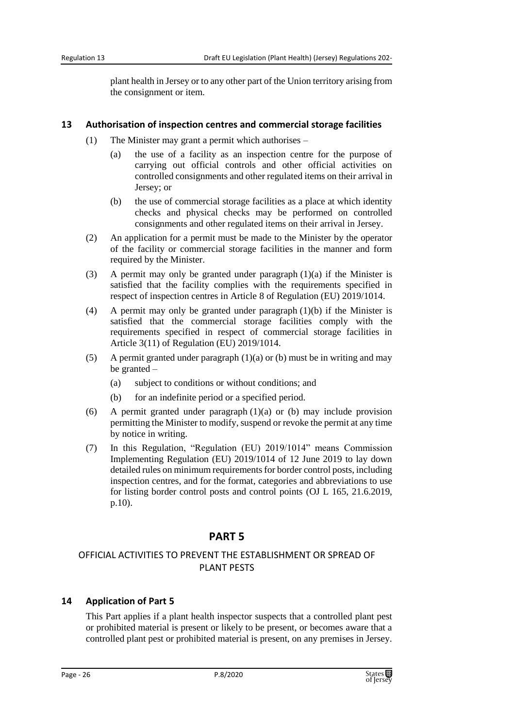plant health in Jersey or to any other part of the Union territory arising from the consignment or item.

### 13 Authorisation of inspection centres and commercial storage facilities

(1) The Minister may grant a permit which authorises –

(a) the use of a facility as an inspection centre for the purpose of carrying out official controls and other official activities on controlled consignments and other regulated items on their arrival in Jersey; or

(b) the use of commercial storage facilities as a place at which identity checks and physical checks may be performed on controlled consignments and other regulated items on their arrival in Jersey.

(2) An application for a permit must be made to the Minister by the operator of the facility or commercial storage facilities in the manner and form required by the Minister.

(3) A permit may only be granted under paragraph (1)(a) if the Minister is satisfied that the facility complies with the requirements specified in respect of inspection centres in Article 8 of Regulation (EU) 2019/1014.

(4) A permit may only be granted under paragraph (1)(b) if the Minister is satisfied that the commercial storage facilities comply with the requirements specified in respect of commercial storage facilities in Article 3(11) of Regulation (EU) 2019/1014.

(5) A permit granted under paragraph (1)(a) or (b) must be in writing and may be granted –

(a) subject to conditions or without conditions; and

(b) for an indefinite period or a specified period.

(6) A permit granted under paragraph (1)(a) or (b) may include provision permitting the Minister to modify, suspend or revoke the permit at any time by notice in writing.

(7) In this Regulation, "Regulation (EU) 2019/1014" means Commission Implementing Regulation (EU) 2019/1014 of 12 June 2019 to lay down detailed rules on minimum requirements for border control posts, including inspection centres, and for the format, categories and abbreviations to use for listing border control posts and control points (OJ L 165, 21.6.2019, p.10).

## PART 5

## OFFICIAL ACTIVITIES TO PREVENT THE ESTABLISHMENT OR SPREAD OF PLANT PESTS

### 14 Application of Part 5

This Part applies if a plant health inspector suspects that a controlled plant pest or prohibited material is present or likely to be present, or becomes aware that a controlled plant pest or prohibited material is present, on any premises in Jersey.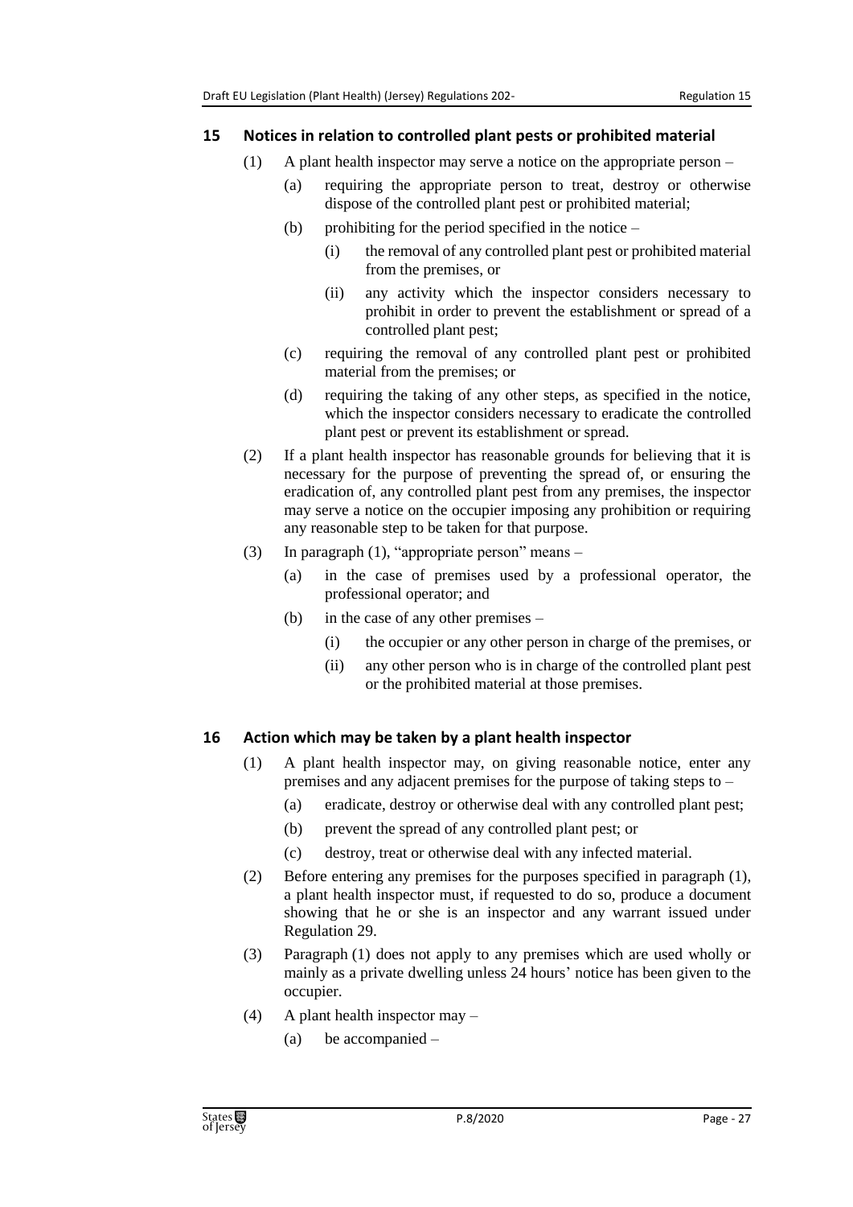## 15 Notices in relation to controlled plant pests or prohibited material

(1) A plant health inspector may serve a notice on the appropriate person –

(a) requiring the appropriate person to treat, destroy or otherwise dispose of the controlled plant pest or prohibited material;

(b) prohibiting for the period specified in the notice –

(i) the removal of any controlled plant pest or prohibited material from the premises, or

(ii) any activity which the inspector considers necessary to prohibit in order to prevent the establishment or spread of a controlled plant pest;

(c) requiring the removal of any controlled plant pest or prohibited material from the premises; or

(d) requiring the taking of any other steps, as specified in the notice, which the inspector considers necessary to eradicate the controlled plant pest or prevent its establishment or spread.

(2) If a plant health inspector has reasonable grounds for believing that it is necessary for the purpose of preventing the spread of, or ensuring the eradication of, any controlled plant pest from any premises, the inspector may serve a notice on the occupier imposing any prohibition or requiring any reasonable step to be taken for that purpose.

(3) In paragraph (1), "appropriate person" means –

(a) in the case of premises used by a professional operator, the professional operator; and

(b) in the case of any other premises –

(i) the occupier or any other person in charge of the premises, or

(ii) any other person who is in charge of the controlled plant pest or the prohibited material at those premises.

## 16 Action which may be taken by a plant health inspector

(1) A plant health inspector may, on giving reasonable notice, enter any premises and any adjacent premises for the purpose of taking steps to –

(a) eradicate, destroy or otherwise deal with any controlled plant pest;

(b) prevent the spread of any controlled plant pest; or

(c) destroy, treat or otherwise deal with any infected material.

(2) Before entering any premises for the purposes specified in paragraph (1), a plant health inspector must, if requested to do so, produce a document showing that he or she is an inspector and any warrant issued under Regulation 29.

(3) Paragraph (1) does not apply to any premises which are used wholly or mainly as a private dwelling unless 24 hours' notice has been given to the occupier.

(4) A plant health inspector may –

(a) be accompanied –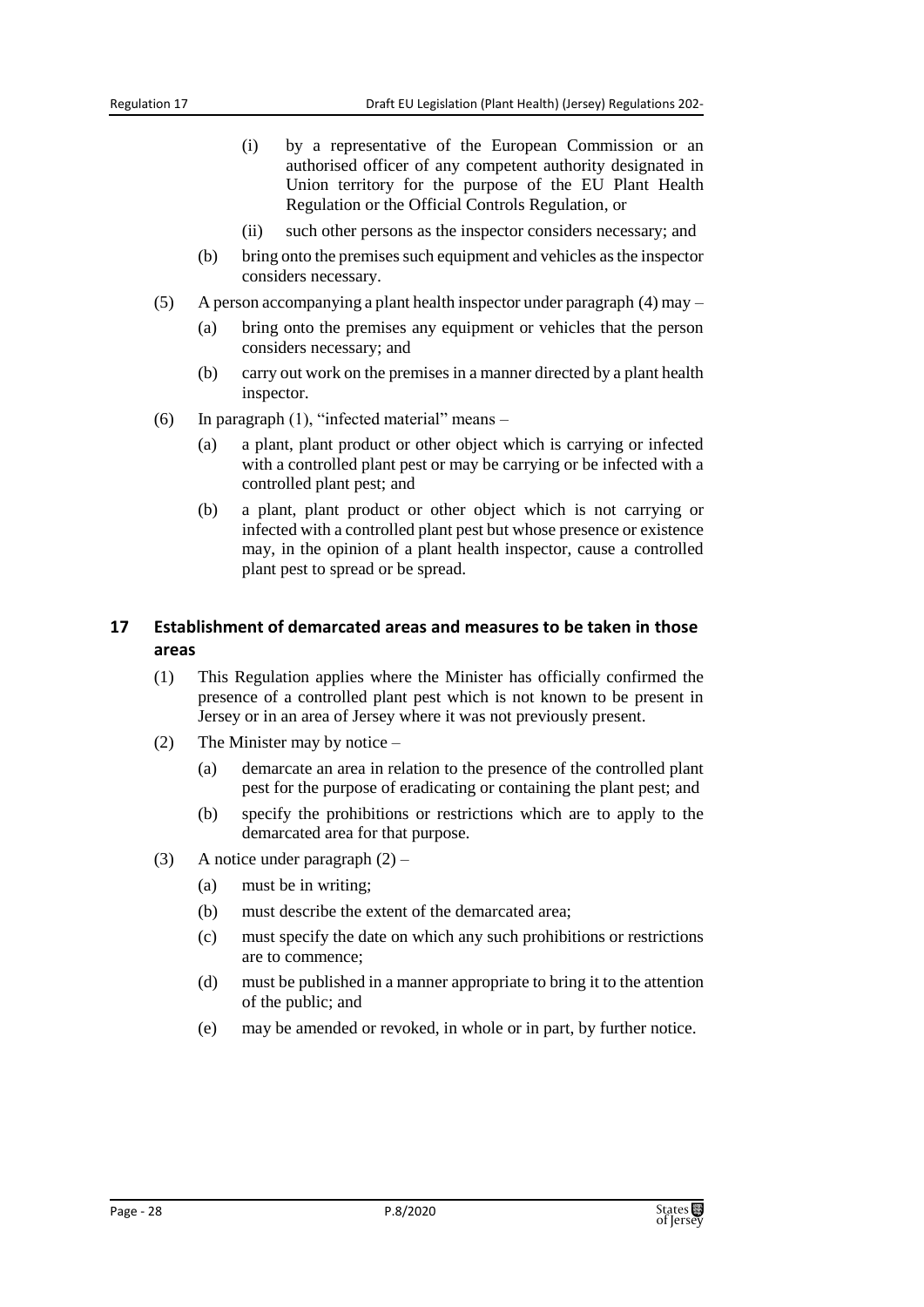(i) by a representative of the European Commission or an authorised officer of any competent authority designated in Union territory for the purpose of the EU Plant Health Regulation or the Official Controls Regulation, or

(ii) such other persons as the inspector considers necessary; and

(b) bring onto the premises such equipment and vehicles as the inspector considers necessary.

(5) A person accompanying a plant health inspector under paragraph (4) may –

(a) bring onto the premises any equipment or vehicles that the person considers necessary; and

(b) carry out work on the premises in a manner directed by a plant health inspector.

(6) In paragraph (1), "infected material" means –

(a) a plant, plant product or other object which is carrying or infected with a controlled plant pest or may be carrying or be infected with a controlled plant pest; and

(b) a plant, plant product or other object which is not carrying or infected with a controlled plant pest but whose presence or existence may, in the opinion of a plant health inspector, cause a controlled plant pest to spread or be spread.

## 17 Establishment of demarcated areas and measures to be taken in those areas

(1) This Regulation applies where the Minister has officially confirmed the presence of a controlled plant pest which is not known to be present in Jersey or in an area of Jersey where it was not previously present.

(2) The Minister may by notice –

(a) demarcate an area in relation to the presence of the controlled plant pest for the purpose of eradicating or containing the plant pest; and

(b) specify the prohibitions or restrictions which are to apply to the demarcated area for that purpose.

(3) A notice under paragraph (2) –

(a) must be in writing;

(b) must describe the extent of the demarcated area;

(c) must specify the date on which any such prohibitions or restrictions are to commence;

(d) must be published in a manner appropriate to bring it to the attention of the public; and

(e) may be amended or revoked, in whole or in part, by further notice.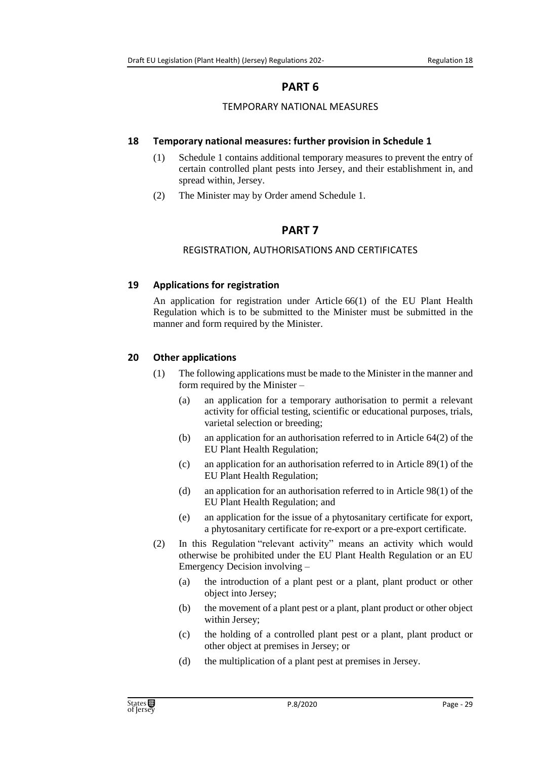# PART 6

## TEMPORARY NATIONAL MEASURES

### 18 Temporary national measures: further provision in Schedule 1

(1) Schedule 1 contains additional temporary measures to prevent the entry of certain controlled plant pests into Jersey, and their establishment in, and spread within, Jersey.

(2) The Minister may by Order amend Schedule 1.

# PART 7

## REGISTRATION, AUTHORISATIONS AND CERTIFICATES

### 19 Applications for registration

An application for registration under Article 66(1) of the EU Plant Health Regulation which is to be submitted to the Minister must be submitted in the manner and form required by the Minister.

### 20 Other applications

(1) The following applications must be made to the Minister in the manner and form required by the Minister –

(a) an application for a temporary authorisation to permit a relevant activity for official testing, scientific or educational purposes, trials, varietal selection or breeding;

(b) an application for an authorisation referred to in Article 64(2) of the EU Plant Health Regulation;

(c) an application for an authorisation referred to in Article 89(1) of the EU Plant Health Regulation;

(d) an application for an authorisation referred to in Article 98(1) of the EU Plant Health Regulation; and

(e) an application for the issue of a phytosanitary certificate for export, a phytosanitary certificate for re-export or a pre-export certificate.

(2) In this Regulation "relevant activity" means an activity which would otherwise be prohibited under the EU Plant Health Regulation or an EU Emergency Decision involving –

(a) the introduction of a plant pest or a plant, plant product or other object into Jersey;

(b) the movement of a plant pest or a plant, plant product or other object within Jersey;

(c) the holding of a controlled plant pest or a plant, plant product or other object at premises in Jersey; or

(d) the multiplication of a plant pest at premises in Jersey.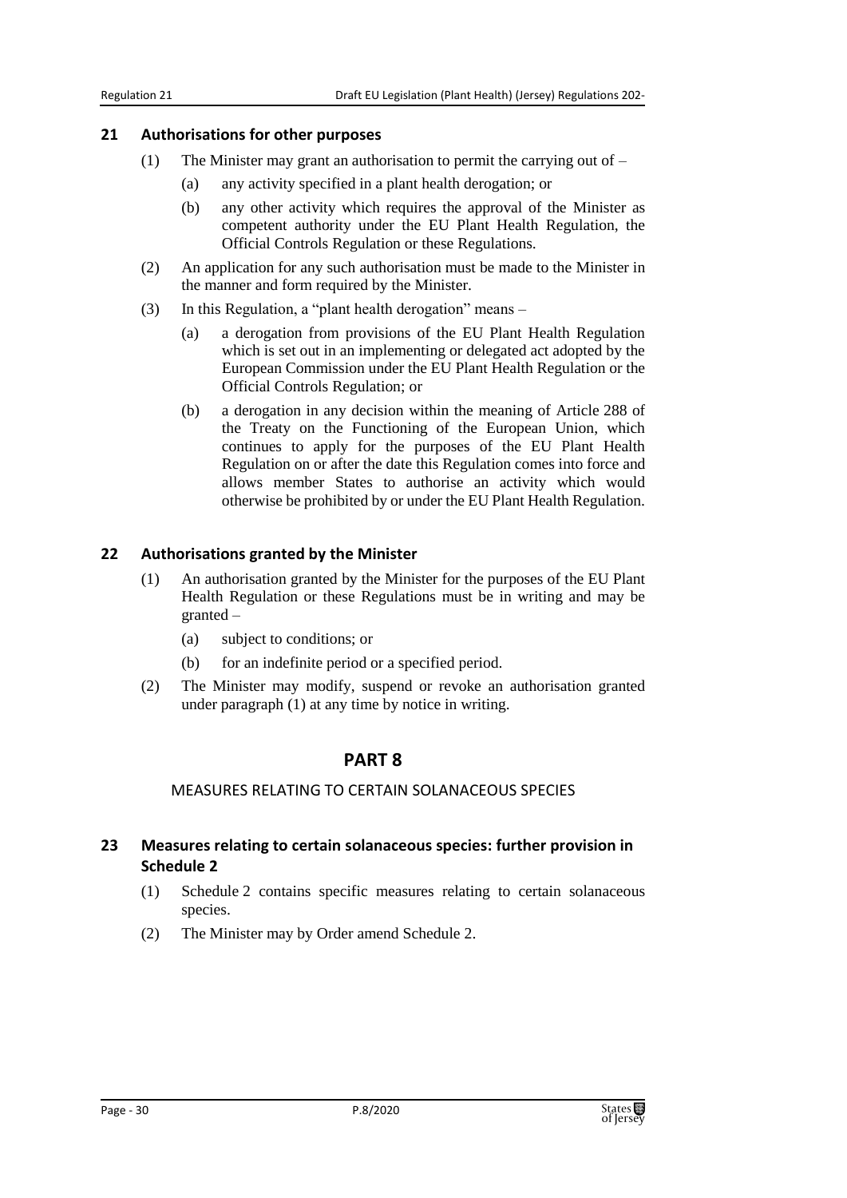## 21 Authorisations for other purposes

(1) The Minister may grant an authorisation to permit the carrying out of –

(a) any activity specified in a plant health derogation; or

(b) any other activity which requires the approval of the Minister as competent authority under the EU Plant Health Regulation, the Official Controls Regulation or these Regulations.

(2) An application for any such authorisation must be made to the Minister in the manner and form required by the Minister.

(3) In this Regulation, a "plant health derogation" means –

(a) a derogation from provisions of the EU Plant Health Regulation which is set out in an implementing or delegated act adopted by the European Commission under the EU Plant Health Regulation or the Official Controls Regulation; or

(b) a derogation in any decision within the meaning of Article 288 of the Treaty on the Functioning of the European Union, which continues to apply for the purposes of the EU Plant Health Regulation on or after the date this Regulation comes into force and allows member States to authorise an activity which would otherwise be prohibited by or under the EU Plant Health Regulation.

## 22 Authorisations granted by the Minister

(1) An authorisation granted by the Minister for the purposes of the EU Plant Health Regulation or these Regulations must be in writing and may be granted –

(a) subject to conditions; or

(b) for an indefinite period or a specified period.

(2) The Minister may modify, suspend or revoke an authorisation granted under paragraph (1) at any time by notice in writing.

# PART 8

MEASURES RELATING TO CERTAIN SOLANACEOUS SPECIES

## 23 Measures relating to certain solanaceous species: further provision in Schedule 2

(1) Schedule 2 contains specific measures relating to certain solanaceous species.

(2) The Minister may by Order amend Schedule 2.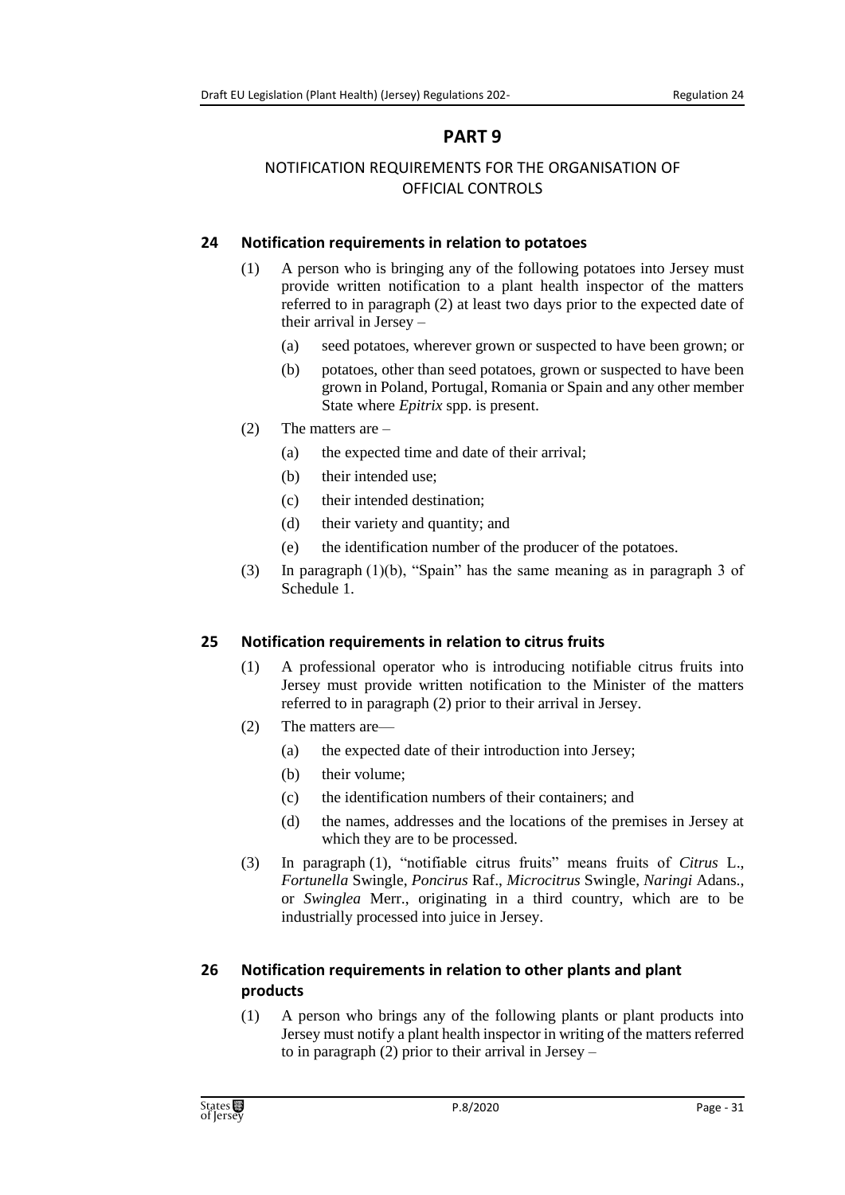# PART 9

## NOTIFICATION REQUIREMENTS FOR THE ORGANISATION OF OFFICIAL CONTROLS

### 24 Notification requirements in relation to potatoes

(1) A person who is bringing any of the following potatoes into Jersey must provide written notification to a plant health inspector of the matters referred to in paragraph (2) at least two days prior to the expected date of their arrival in Jersey –

- (a) seed potatoes, wherever grown or suspected to have been grown; or
- (b) potatoes, other than seed potatoes, grown or suspected to have been grown in Poland, Portugal, Romania or Spain and any other member State where *Epitrix* spp. is present.

(2) The matters are –

- (a) the expected time and date of their arrival;
- (b) their intended use;
- (c) their intended destination;
- (d) their variety and quantity; and
- (e) the identification number of the producer of the potatoes.

(3) In paragraph (1)(b), "Spain" has the same meaning as in paragraph 3 of Schedule 1.

### 25 Notification requirements in relation to citrus fruits

(1) A professional operator who is introducing notifiable citrus fruits into Jersey must provide written notification to the Minister of the matters referred to in paragraph (2) prior to their arrival in Jersey.

(2) The matters are—

- (a) the expected date of their introduction into Jersey;
- (b) their volume;
- (c) the identification numbers of their containers; and
- (d) the names, addresses and the locations of the premises in Jersey at which they are to be processed.

(3) In paragraph (1), "notifiable citrus fruits" means fruits of *Citrus* L., *Fortunella* Swingle, *Poncirus* Raf., *Microcitrus* Swingle, *Naringi* Adans., or *Swinglea* Merr., originating in a third country, which are to be industrially processed into juice in Jersey.

### 26 Notification requirements in relation to other plants and plant products

(1) A person who brings any of the following plants or plant products into Jersey must notify a plant health inspector in writing of the matters referred to in paragraph (2) prior to their arrival in Jersey –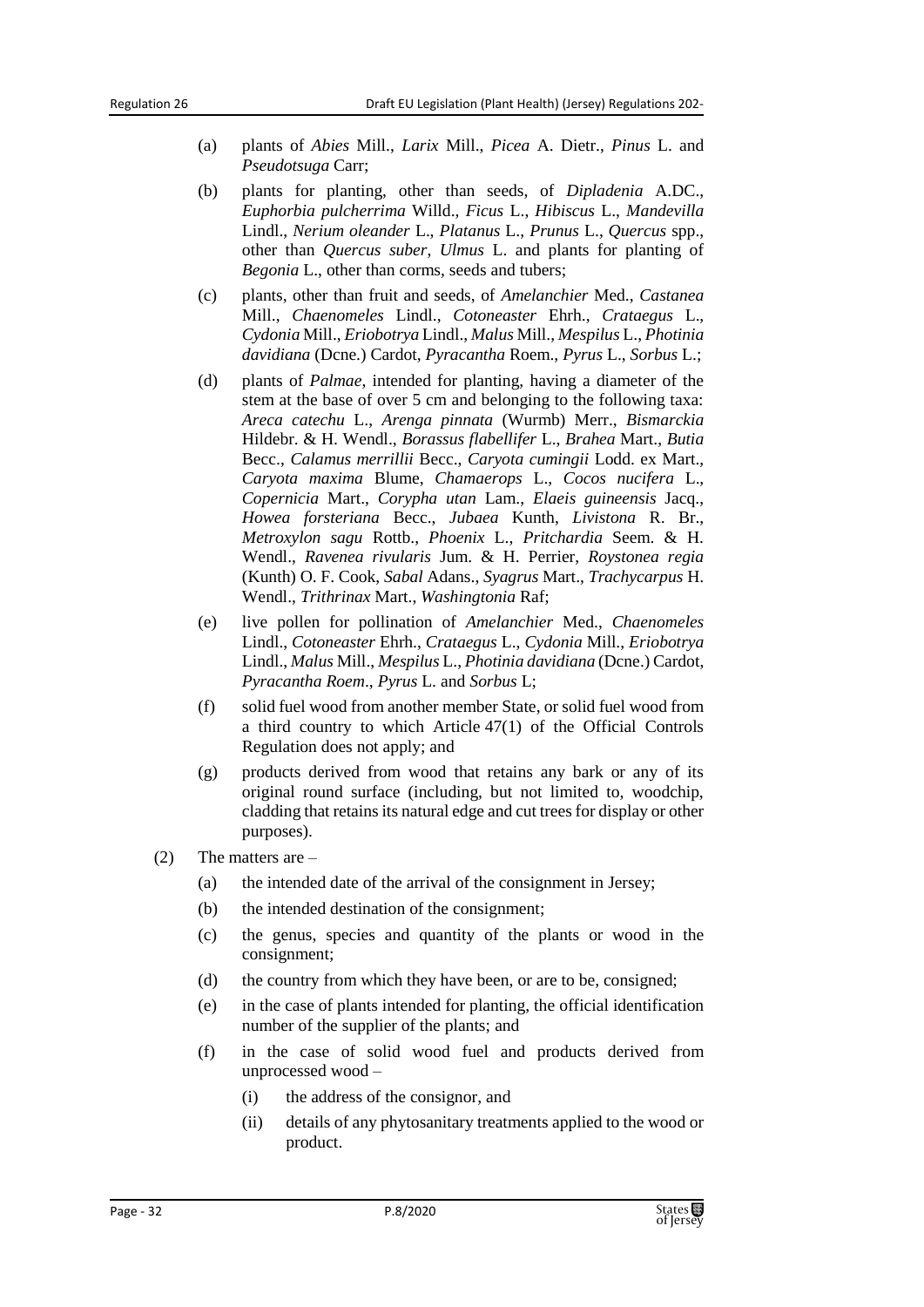(a) plants of *Abies* Mill., *Larix* Mill., *Picea* A. Dietr., *Pinus* L. and *Pseudotsuga* Carr;

(b) plants for planting, other than seeds, of *Dipladenia* A.DC., *Euphorbia pulcherrima* Willd., *Ficus* L., *Hibiscus* L., *Mandevilla* Lindl., *Nerium oleander* L., *Platanus* L., *Prunus* L., *Quercus* spp., other than *Quercus suber*, *Ulmus* L. and plants for planting of *Begonia* L., other than corms, seeds and tubers;

(c) plants, other than fruit and seeds, of *Amelanchier* Med., *Castanea* Mill., *Chaenomeles* Lindl., *Cotoneaster* Ehrh., *Crataegus* L., *Cydonia* Mill., *Eriobotrya* Lindl., *Malus* Mill., *Mespilus* L., *Photinia davidiana* (Dcne.) Cardot, *Pyracantha* Roem., *Pyrus* L., *Sorbus* L.;

(d) plants of *Palmae*, intended for planting, having a diameter of the stem at the base of over 5 cm and belonging to the following taxa: *Areca catechu* L., *Arenga pinnata* (Wurmb) Merr., *Bismarckia* Hildebr. & H. Wendl., *Borassus flabellifer* L., *Brahea* Mart., *Butia* Becc., *Calamus merrillii* Becc., *Caryota cumingii* Lodd. ex Mart., *Caryota maxima* Blume, *Chamaerops* L., *Cocos nucifera* L., *Copernicia* Mart., *Corypha utan* Lam., *Elaeis guineensis* Jacq., *Howea forsteriana* Becc., *Jubaea* Kunth, *Livistona* R. Br., *Metroxylon sagu* Rottb., *Phoenix* L., *Pritchardia* Seem. & H. Wendl., *Ravenea rivularis* Jum. & H. Perrier, *Roystonea regia* (Kunth) O. F. Cook, *Sabal* Adans., *Syagrus* Mart., *Trachycarpus* H. Wendl., *Trithrinax* Mart., *Washingtonia* Raf;

(e) live pollen for pollination of *Amelanchier* Med., *Chaenomeles* Lindl., *Cotoneaster* Ehrh., *Crataegus* L., *Cydonia* Mill., *Eriobotrya* Lindl., *Malus* Mill., *Mespilus* L., *Photinia davidiana* (Dcne.) Cardot, *Pyracantha Roem*., *Pyrus* L. and *Sorbus* L;

(f) solid fuel wood from another member State, or solid fuel wood from a third country to which Article 47(1) of the Official Controls Regulation does not apply; and

(g) products derived from wood that retains any bark or any of its original round surface (including, but not limited to, woodchip, cladding that retains its natural edge and cut trees for display or other purposes).

(2) The matters are –

(a) the intended date of the arrival of the consignment in Jersey;

(b) the intended destination of the consignment;

(c) the genus, species and quantity of the plants or wood in the consignment;

(d) the country from which they have been, or are to be, consigned;

(e) in the case of plants intended for planting, the official identification number of the supplier of the plants; and

(f) in the case of solid wood fuel and products derived from unprocessed wood –

(i) the address of the consignor, and

(ii) details of any phytosanitary treatments applied to the wood or product.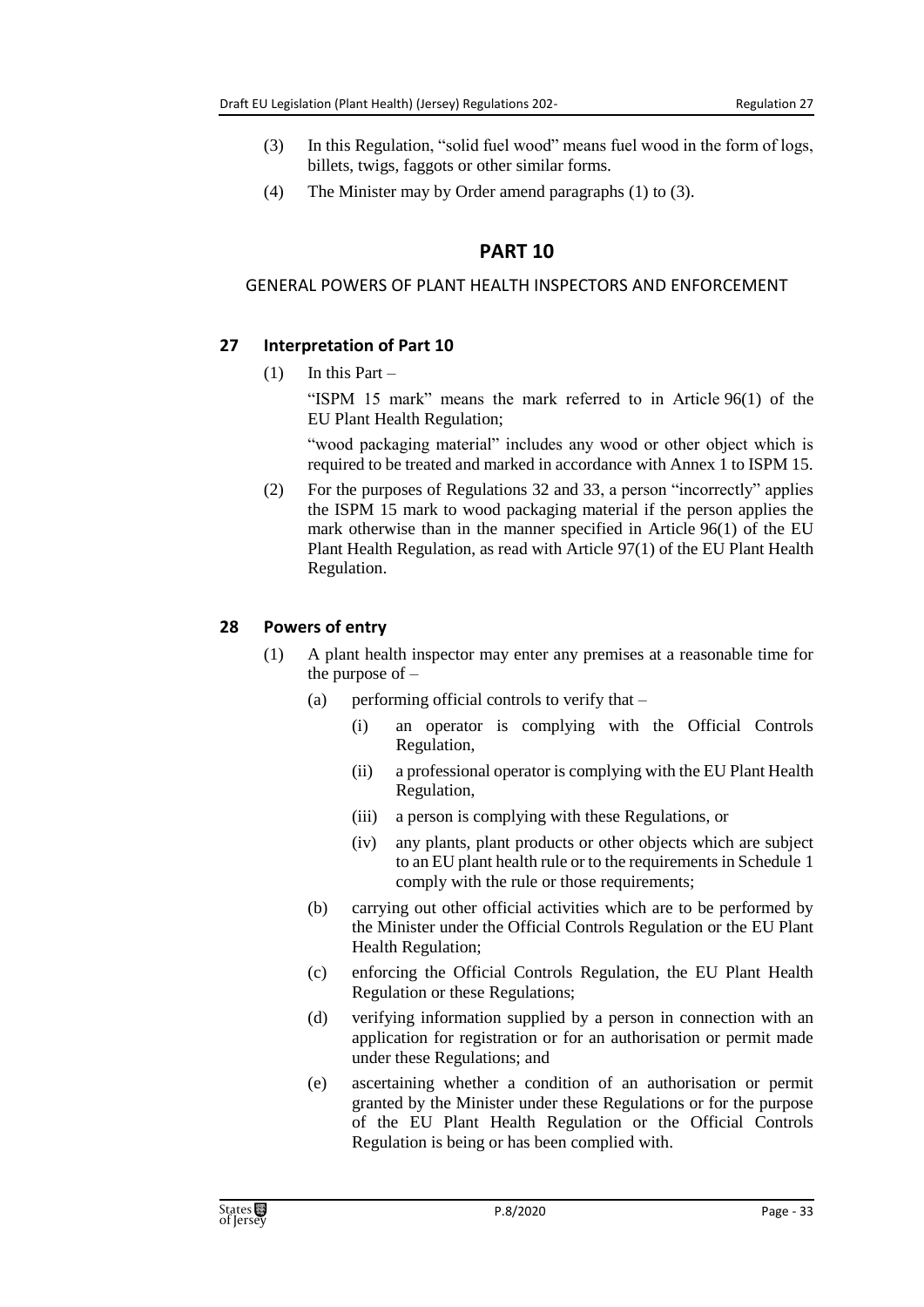(3) In this Regulation, "solid fuel wood" means fuel wood in the form of logs, billets, twigs, faggots or other similar forms.

(4) The Minister may by Order amend paragraphs (1) to (3).

# PART 10

## GENERAL POWERS OF PLANT HEALTH INSPECTORS AND ENFORCEMENT

### 27 Interpretation of Part 10

(1) In this Part –

"ISPM 15 mark" means the mark referred to in Article 96(1) of the EU Plant Health Regulation;

"wood packaging material" includes any wood or other object which is required to be treated and marked in accordance with Annex 1 to ISPM 15.

(2) For the purposes of Regulations 32 and 33, a person "incorrectly" applies the ISPM 15 mark to wood packaging material if the person applies the mark otherwise than in the manner specified in Article 96(1) of the EU Plant Health Regulation, as read with Article 97(1) of the EU Plant Health Regulation.

### 28 Powers of entry

(1) A plant health inspector may enter any premises at a reasonable time for the purpose of –

(a) performing official controls to verify that –

(i) an operator is complying with the Official Controls Regulation,

(ii) a professional operator is complying with the EU Plant Health Regulation,

(iii) a person is complying with these Regulations, or

(iv) any plants, plant products or other objects which are subject to an EU plant health rule or to the requirements in Schedule 1 comply with the rule or those requirements;

(b) carrying out other official activities which are to be performed by the Minister under the Official Controls Regulation or the EU Plant Health Regulation;

(c) enforcing the Official Controls Regulation, the EU Plant Health Regulation or these Regulations;

(d) verifying information supplied by a person in connection with an application for registration or for an authorisation or permit made under these Regulations; and

(e) ascertaining whether a condition of an authorisation or permit granted by the Minister under these Regulations or for the purpose of the EU Plant Health Regulation or the Official Controls Regulation is being or has been complied with.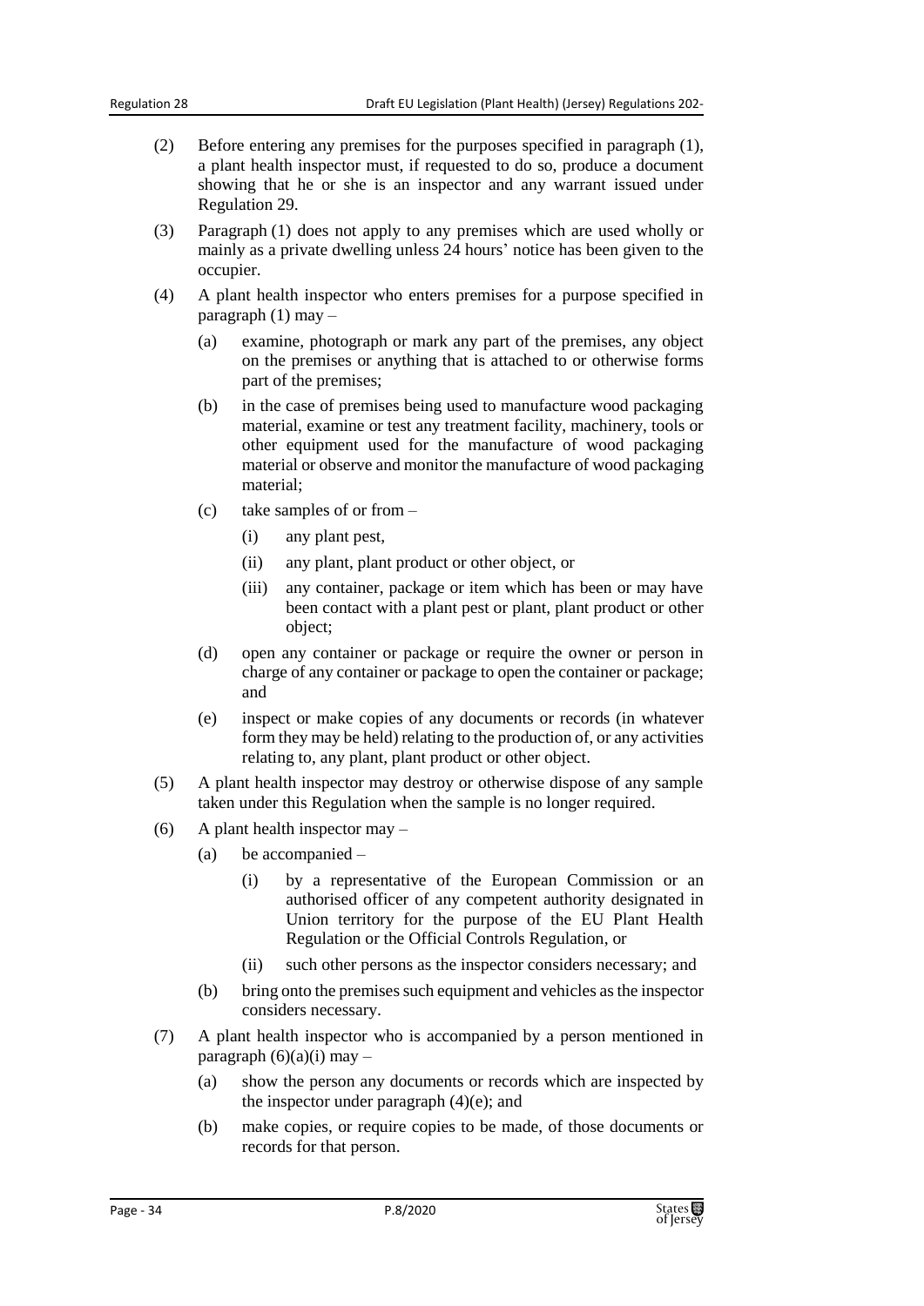(2) Before entering any premises for the purposes specified in paragraph (1), a plant health inspector must, if requested to do so, produce a document showing that he or she is an inspector and any warrant issued under Regulation 29.

(3) Paragraph (1) does not apply to any premises which are used wholly or mainly as a private dwelling unless 24 hours' notice has been given to the occupier.

(4) A plant health inspector who enters premises for a purpose specified in paragraph (1) may –

  (a) examine, photograph or mark any part of the premises, any object on the premises or anything that is attached to or otherwise forms part of the premises;

  (b) in the case of premises being used to manufacture wood packaging material, examine or test any treatment facility, machinery, tools or other equipment used for the manufacture of wood packaging material or observe and monitor the manufacture of wood packaging material;

  (c) take samples of or from –

    (i) any plant pest,

    (ii) any plant, plant product or other object, or

    (iii) any container, package or item which has been or may have been contact with a plant pest or plant, plant product or other object;

  (d) open any container or package or require the owner or person in charge of any container or package to open the container or package; and

  (e) inspect or make copies of any documents or records (in whatever form they may be held) relating to the production of, or any activities relating to, any plant, plant product or other object.

(5) A plant health inspector may destroy or otherwise dispose of any sample taken under this Regulation when the sample is no longer required.

(6) A plant health inspector may –

  (a) be accompanied –

    (i) by a representative of the European Commission or an authorised officer of any competent authority designated in Union territory for the purpose of the EU Plant Health Regulation or the Official Controls Regulation, or

    (ii) such other persons as the inspector considers necessary; and

  (b) bring onto the premises such equipment and vehicles as the inspector considers necessary.

(7) A plant health inspector who is accompanied by a person mentioned in paragraph (6)(a)(i) may –

  (a) show the person any documents or records which are inspected by the inspector under paragraph (4)(e); and

  (b) make copies, or require copies to be made, of those documents or records for that person.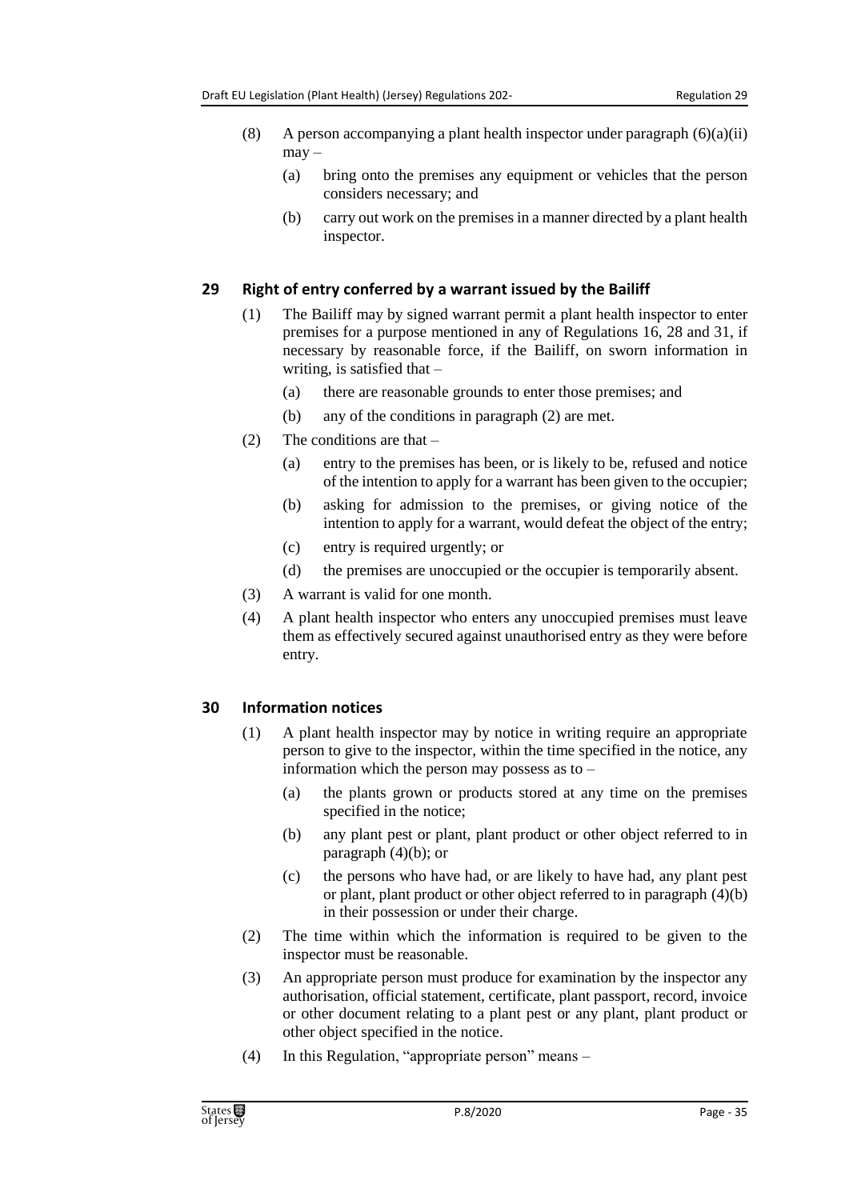(8) A person accompanying a plant health inspector under paragraph (6)(a)(ii) may –

(a) bring onto the premises any equipment or vehicles that the person considers necessary; and

(b) carry out work on the premises in a manner directed by a plant health inspector.

## 29 Right of entry conferred by a warrant issued by the Bailiff

(1) The Bailiff may by signed warrant permit a plant health inspector to enter premises for a purpose mentioned in any of Regulations 16, 28 and 31, if necessary by reasonable force, if the Bailiff, on sworn information in writing, is satisfied that –

(a) there are reasonable grounds to enter those premises; and

(b) any of the conditions in paragraph (2) are met.

(2) The conditions are that –

(a) entry to the premises has been, or is likely to be, refused and notice of the intention to apply for a warrant has been given to the occupier;

(b) asking for admission to the premises, or giving notice of the intention to apply for a warrant, would defeat the object of the entry;

(c) entry is required urgently; or

(d) the premises are unoccupied or the occupier is temporarily absent.

(3) A warrant is valid for one month.

(4) A plant health inspector who enters any unoccupied premises must leave them as effectively secured against unauthorised entry as they were before entry.

## 30 Information notices

(1) A plant health inspector may by notice in writing require an appropriate person to give to the inspector, within the time specified in the notice, any information which the person may possess as to –

(a) the plants grown or products stored at any time on the premises specified in the notice;

(b) any plant pest or plant, plant product or other object referred to in paragraph (4)(b); or

(c) the persons who have had, or are likely to have had, any plant pest or plant, plant product or other object referred to in paragraph (4)(b) in their possession or under their charge.

(2) The time within which the information is required to be given to the inspector must be reasonable.

(3) An appropriate person must produce for examination by the inspector any authorisation, official statement, certificate, plant passport, record, invoice or other document relating to a plant pest or any plant, plant product or other object specified in the notice.

(4) In this Regulation, "appropriate person" means –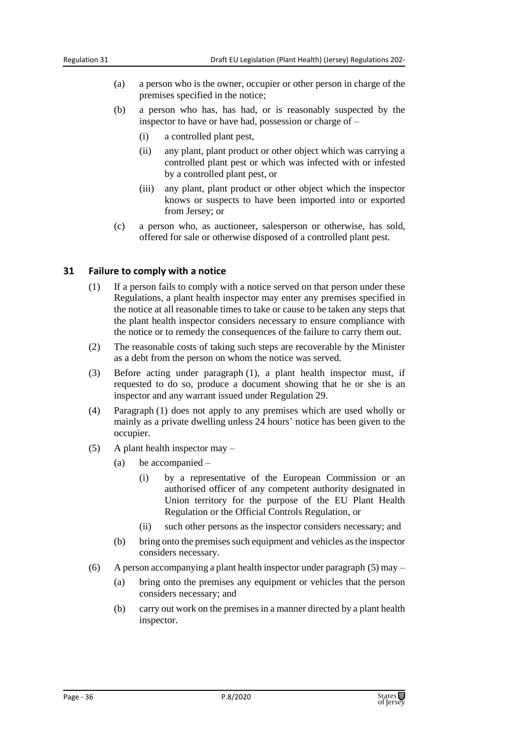(a) a person who is the owner, occupier or other person in charge of the premises specified in the notice;

(b) a person who has, has had, or is reasonably suspected by the inspector to have or have had, possession or charge of –

  (i) a controlled plant pest,

  (ii) any plant, plant product or other object which was carrying a controlled plant pest or which was infected with or infested by a controlled plant pest, or

  (iii) any plant, plant product or other object which the inspector knows or suspects to have been imported into or exported from Jersey; or

(c) a person who, as auctioneer, salesperson or otherwise, has sold, offered for sale or otherwise disposed of a controlled plant pest.

## 31 Failure to comply with a notice

(1) If a person fails to comply with a notice served on that person under these Regulations, a plant health inspector may enter any premises specified in the notice at all reasonable times to take or cause to be taken any steps that the plant health inspector considers necessary to ensure compliance with the notice or to remedy the consequences of the failure to carry them out.

(2) The reasonable costs of taking such steps are recoverable by the Minister as a debt from the person on whom the notice was served.

(3) Before acting under paragraph (1), a plant health inspector must, if requested to do so, produce a document showing that he or she is an inspector and any warrant issued under Regulation 29.

(4) Paragraph (1) does not apply to any premises which are used wholly or mainly as a private dwelling unless 24 hours' notice has been given to the occupier.

(5) A plant health inspector may –

(a) be accompanied –

  (i) by a representative of the European Commission or an authorised officer of any competent authority designated in Union territory for the purpose of the EU Plant Health Regulation or the Official Controls Regulation, or

  (ii) such other persons as the inspector considers necessary; and

(b) bring onto the premises such equipment and vehicles as the inspector considers necessary.

(6) A person accompanying a plant health inspector under paragraph (5) may –

(a) bring onto the premises any equipment or vehicles that the person considers necessary; and

(b) carry out work on the premises in a manner directed by a plant health inspector.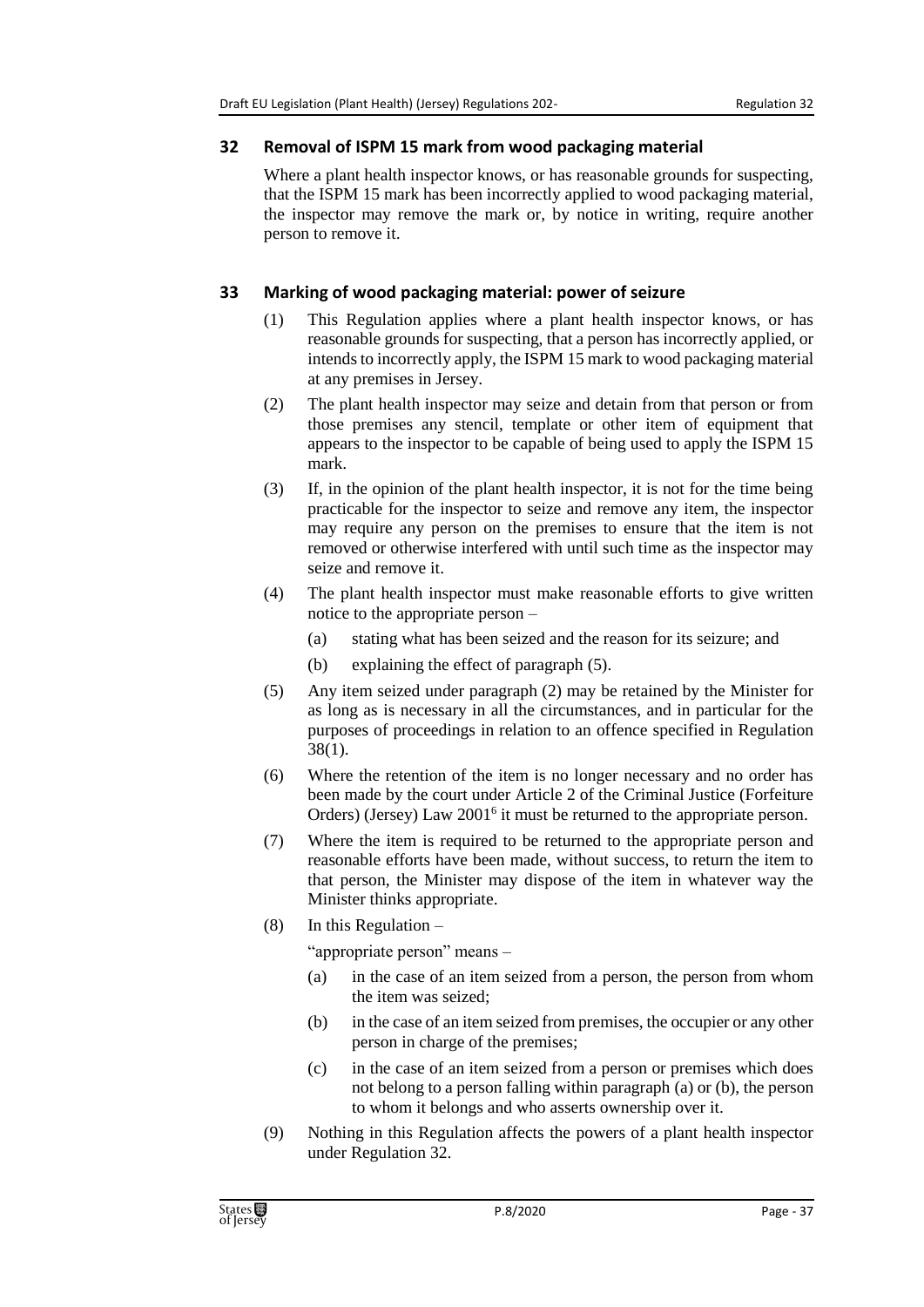## 32 Removal of ISPM 15 mark from wood packaging material

Where a plant health inspector knows, or has reasonable grounds for suspecting, that the ISPM 15 mark has been incorrectly applied to wood packaging material, the inspector may remove the mark or, by notice in writing, require another person to remove it.

## 33 Marking of wood packaging material: power of seizure

(1) This Regulation applies where a plant health inspector knows, or has reasonable grounds for suspecting, that a person has incorrectly applied, or intends to incorrectly apply, the ISPM 15 mark to wood packaging material at any premises in Jersey.

(2) The plant health inspector may seize and detain from that person or from those premises any stencil, template or other item of equipment that appears to the inspector to be capable of being used to apply the ISPM 15 mark.

(3) If, in the opinion of the plant health inspector, it is not for the time being practicable for the inspector to seize and remove any item, the inspector may require any person on the premises to ensure that the item is not removed or otherwise interfered with until such time as the inspector may seize and remove it.

(4) The plant health inspector must make reasonable efforts to give written notice to the appropriate person –

  (a) stating what has been seized and the reason for its seizure; and

  (b) explaining the effect of paragraph (5).

(5) Any item seized under paragraph (2) may be retained by the Minister for as long as is necessary in all the circumstances, and in particular for the purposes of proceedings in relation to an offence specified in Regulation 38(1).

(6) Where the retention of the item is no longer necessary and no order has been made by the court under Article 2 of the Criminal Justice (Forfeiture Orders) (Jersey) Law 2001[6] it must be returned to the appropriate person.

(7) Where the item is required to be returned to the appropriate person and reasonable efforts have been made, without success, to return the item to that person, the Minister may dispose of the item in whatever way the Minister thinks appropriate.

(8) In this Regulation –

"appropriate person" means –

  (a) in the case of an item seized from a person, the person from whom the item was seized;

  (b) in the case of an item seized from premises, the occupier or any other person in charge of the premises;

  (c) in the case of an item seized from a person or premises which does not belong to a person falling within paragraph (a) or (b), the person to whom it belongs and who asserts ownership over it.

(9) Nothing in this Regulation affects the powers of a plant health inspector under Regulation 32.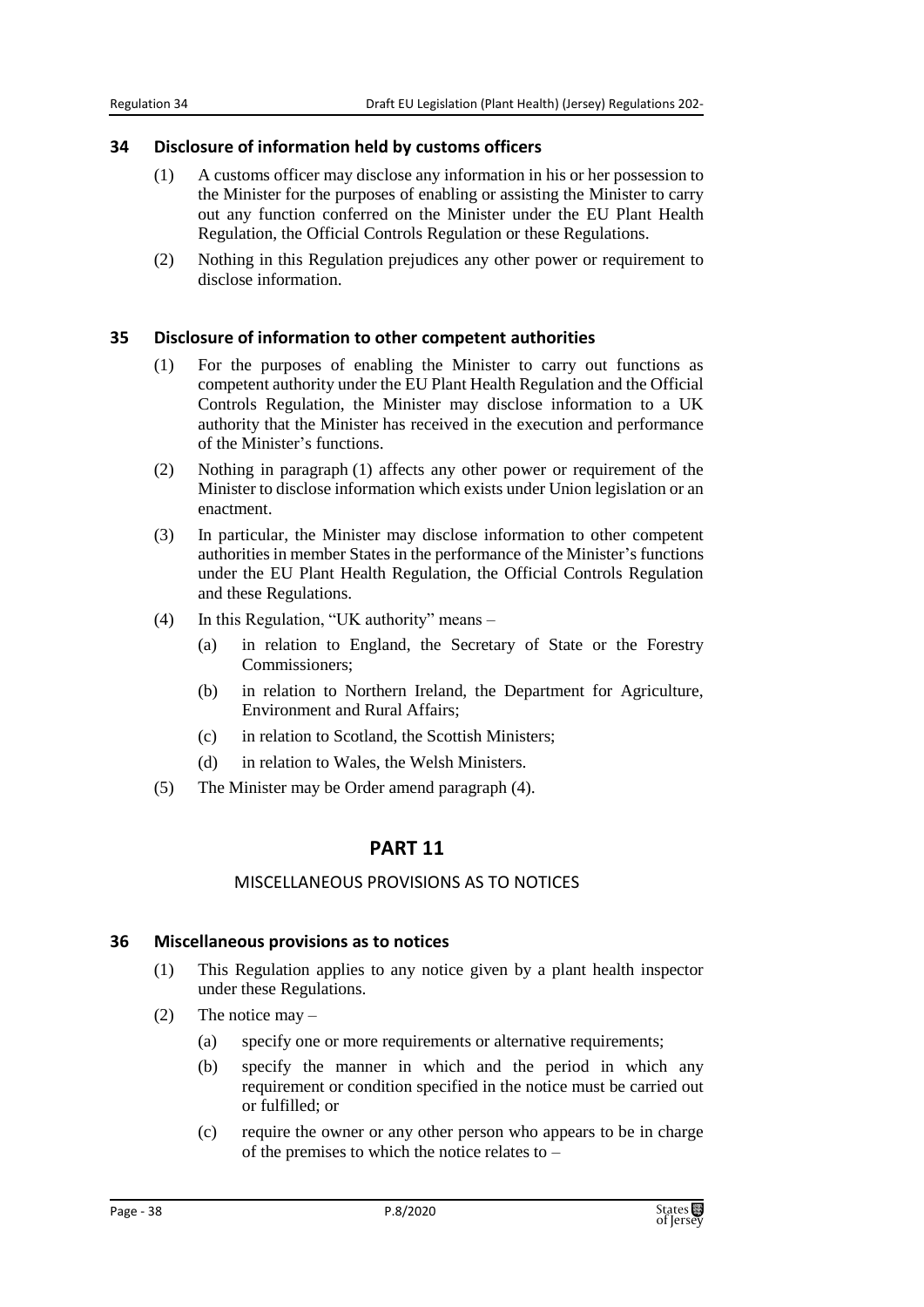## 34 Disclosure of information held by customs officers

(1) A customs officer may disclose any information in his or her possession to the Minister for the purposes of enabling or assisting the Minister to carry out any function conferred on the Minister under the EU Plant Health Regulation, the Official Controls Regulation or these Regulations.

(2) Nothing in this Regulation prejudices any other power or requirement to disclose information.

## 35 Disclosure of information to other competent authorities

(1) For the purposes of enabling the Minister to carry out functions as competent authority under the EU Plant Health Regulation and the Official Controls Regulation, the Minister may disclose information to a UK authority that the Minister has received in the execution and performance of the Minister's functions.

(2) Nothing in paragraph (1) affects any other power or requirement of the Minister to disclose information which exists under Union legislation or an enactment.

(3) In particular, the Minister may disclose information to other competent authorities in member States in the performance of the Minister's functions under the EU Plant Health Regulation, the Official Controls Regulation and these Regulations.

(4) In this Regulation, "UK authority" means –

(a) in relation to England, the Secretary of State or the Forestry Commissioners;

(b) in relation to Northern Ireland, the Department for Agriculture, Environment and Rural Affairs;

(c) in relation to Scotland, the Scottish Ministers;

(d) in relation to Wales, the Welsh Ministers.

(5) The Minister may be Order amend paragraph (4).

# PART 11

## MISCELLANEOUS PROVISIONS AS TO NOTICES

## 36 Miscellaneous provisions as to notices

(1) This Regulation applies to any notice given by a plant health inspector under these Regulations.

(2) The notice may –

(a) specify one or more requirements or alternative requirements;

(b) specify the manner in which and the period in which any requirement or condition specified in the notice must be carried out or fulfilled; or

(c) require the owner or any other person who appears to be in charge of the premises to which the notice relates to –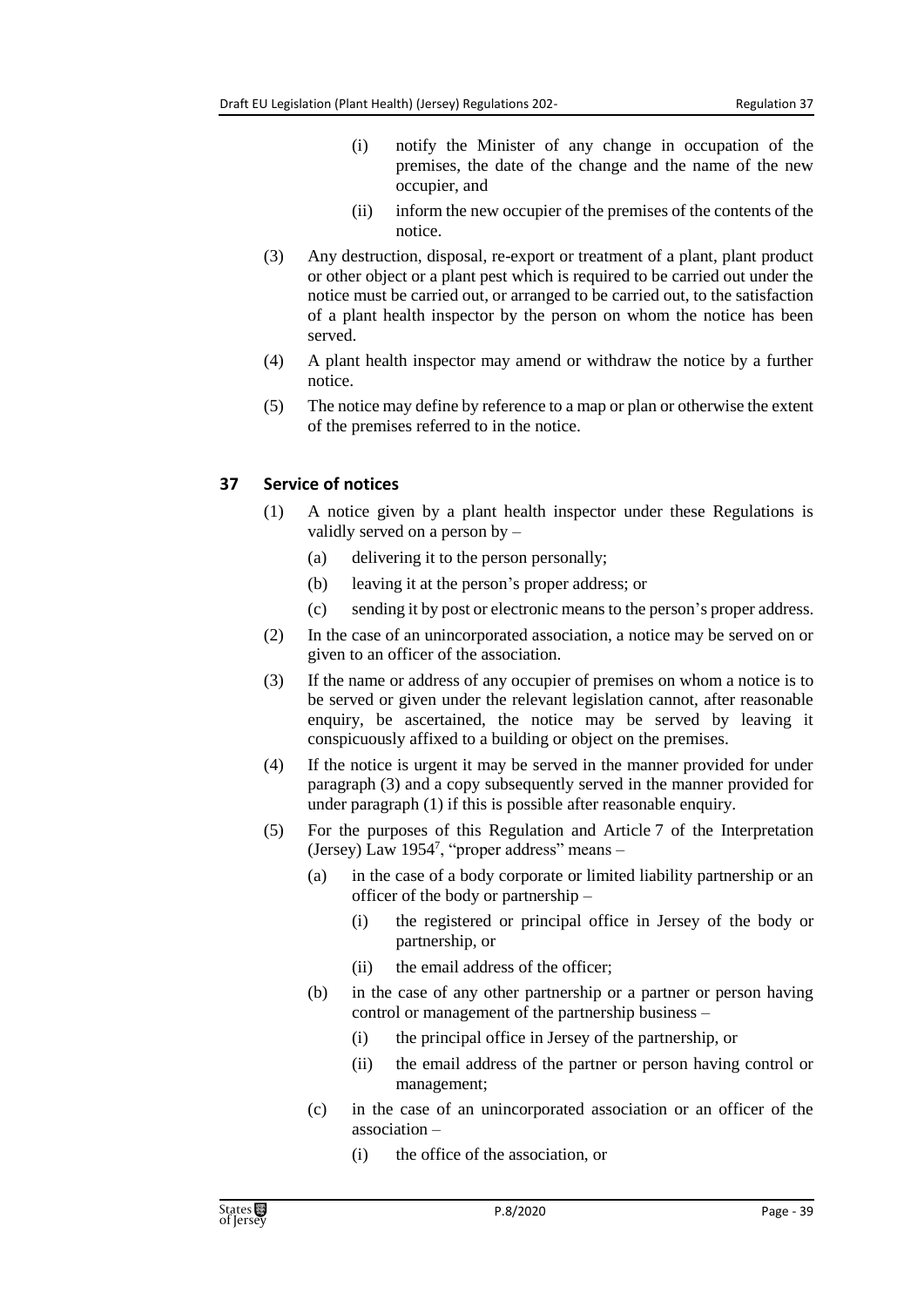(i) notify the Minister of any change in occupation of the premises, the date of the change and the name of the new occupier, and

(ii) inform the new occupier of the premises of the contents of the notice.

(3) Any destruction, disposal, re-export or treatment of a plant, plant product or other object or a plant pest which is required to be carried out under the notice must be carried out, or arranged to be carried out, to the satisfaction of a plant health inspector by the person on whom the notice has been served.

(4) A plant health inspector may amend or withdraw the notice by a further notice.

(5) The notice may define by reference to a map or plan or otherwise the extent of the premises referred to in the notice.

## 37 Service of notices

(1) A notice given by a plant health inspector under these Regulations is validly served on a person by –

(a) delivering it to the person personally;

(b) leaving it at the person's proper address; or

(c) sending it by post or electronic means to the person's proper address.

(2) In the case of an unincorporated association, a notice may be served on or given to an officer of the association.

(3) If the name or address of any occupier of premises on whom a notice is to be served or given under the relevant legislation cannot, after reasonable enquiry, be ascertained, the notice may be served by leaving it conspicuously affixed to a building or object on the premises.

(4) If the notice is urgent it may be served in the manner provided for under paragraph (3) and a copy subsequently served in the manner provided for under paragraph (1) if this is possible after reasonable enquiry.

(5) For the purposes of this Regulation and Article 7 of the Interpretation (Jersey) Law 1954[7], "proper address" means –

(a) in the case of a body corporate or limited liability partnership or an officer of the body or partnership –

(i) the registered or principal office in Jersey of the body or partnership, or

(ii) the email address of the officer;

(b) in the case of any other partnership or a partner or person having control or management of the partnership business –

(i) the principal office in Jersey of the partnership, or

(ii) the email address of the partner or person having control or management;

(c) in the case of an unincorporated association or an officer of the association –

(i) the office of the association, or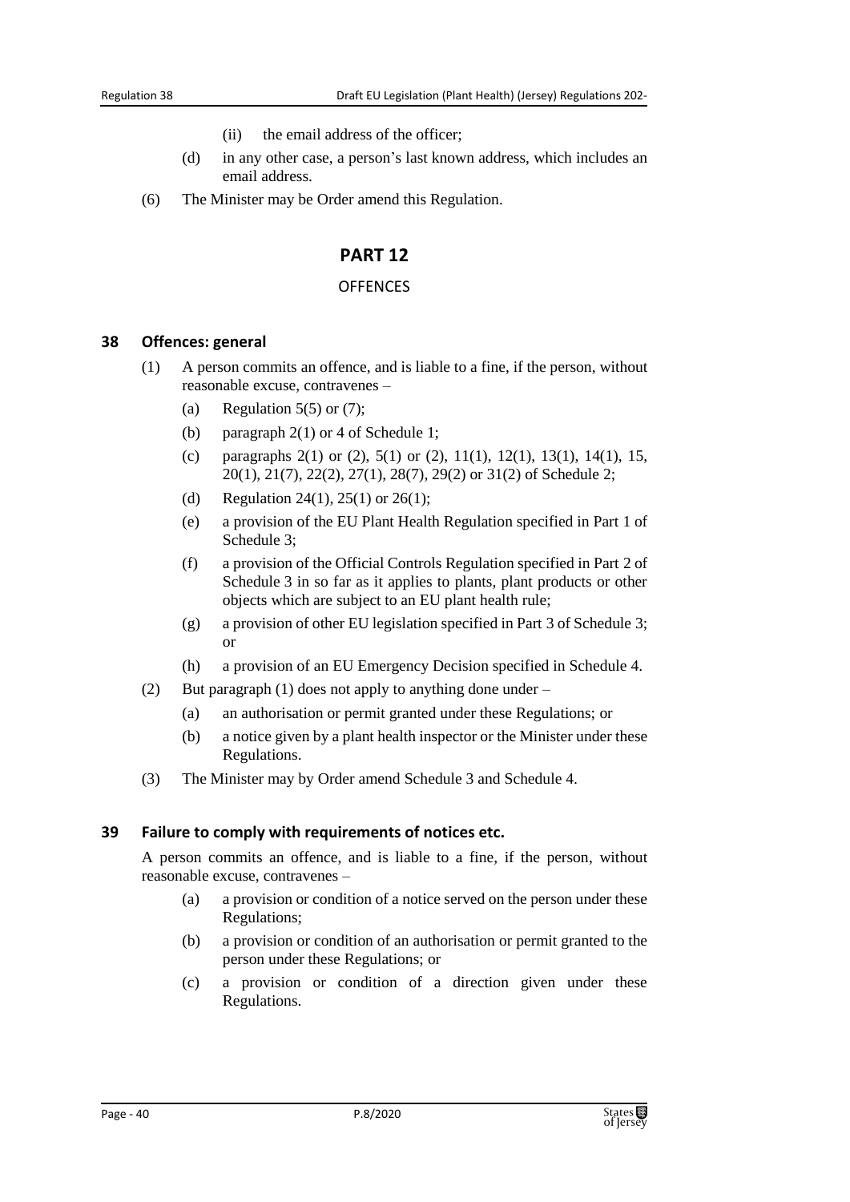(ii) the email address of the officer;

(d) in any other case, a person's last known address, which includes an email address.

(6) The Minister may be Order amend this Regulation.

# PART 12

## OFFENCES

### 38 Offences: general

(1) A person commits an offence, and is liable to a fine, if the person, without reasonable excuse, contravenes –

(a) Regulation 5(5) or (7);

(b) paragraph 2(1) or 4 of Schedule 1;

(c) paragraphs 2(1) or (2), 5(1) or (2), 11(1), 12(1), 13(1), 14(1), 15, 20(1), 21(7), 22(2), 27(1), 28(7), 29(2) or 31(2) of Schedule 2;

(d) Regulation 24(1), 25(1) or 26(1);

(e) a provision of the EU Plant Health Regulation specified in Part 1 of Schedule 3;

(f) a provision of the Official Controls Regulation specified in Part 2 of Schedule 3 in so far as it applies to plants, plant products or other objects which are subject to an EU plant health rule;

(g) a provision of other EU legislation specified in Part 3 of Schedule 3; or

(h) a provision of an EU Emergency Decision specified in Schedule 4.

(2) But paragraph (1) does not apply to anything done under –

(a) an authorisation or permit granted under these Regulations; or

(b) a notice given by a plant health inspector or the Minister under these Regulations.

(3) The Minister may by Order amend Schedule 3 and Schedule 4.

### 39 Failure to comply with requirements of notices etc.

A person commits an offence, and is liable to a fine, if the person, without reasonable excuse, contravenes –

(a) a provision or condition of a notice served on the person under these Regulations;

(b) a provision or condition of an authorisation or permit granted to the person under these Regulations; or

(c) a provision or condition of a direction given under these Regulations.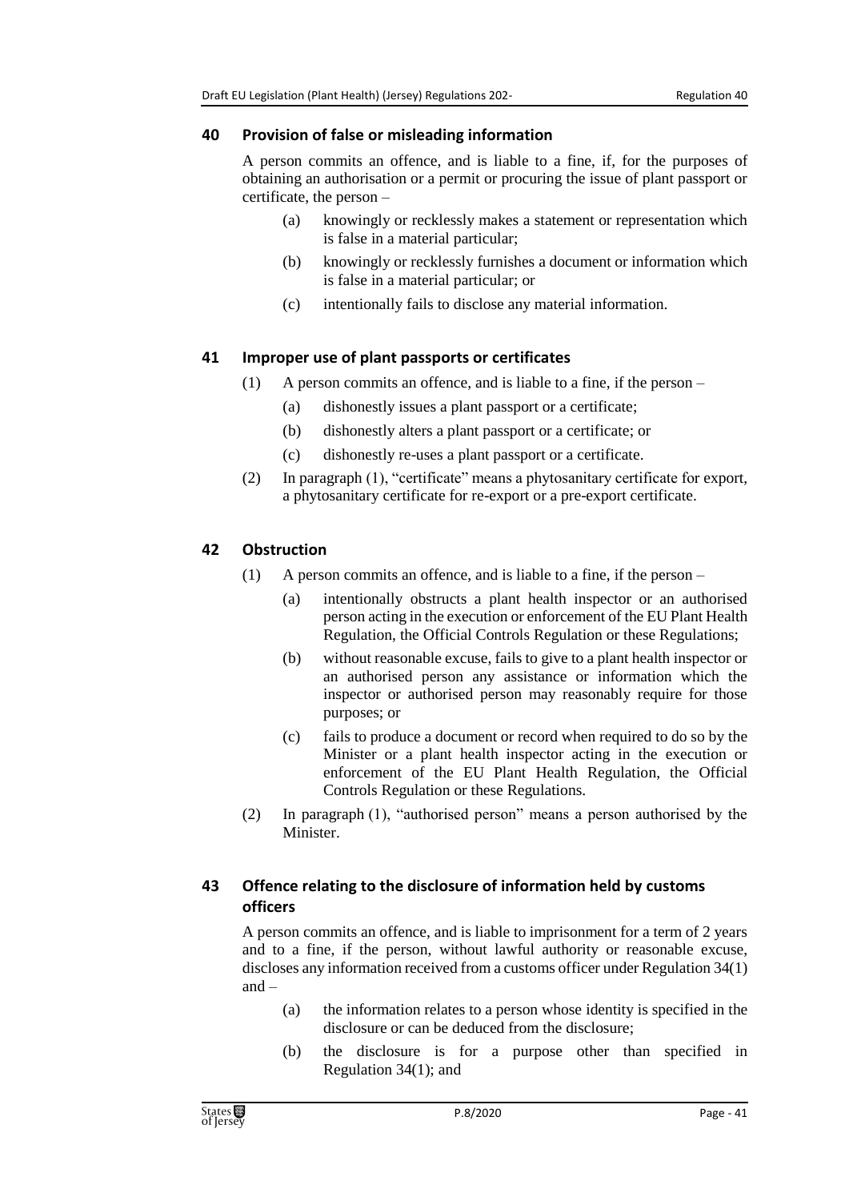## 40 Provision of false or misleading information

A person commits an offence, and is liable to a fine, if, for the purposes of obtaining an authorisation or a permit or procuring the issue of plant passport or certificate, the person –

(a) knowingly or recklessly makes a statement or representation which is false in a material particular;

(b) knowingly or recklessly furnishes a document or information which is false in a material particular; or

(c) intentionally fails to disclose any material information.

## 41 Improper use of plant passports or certificates

(1) A person commits an offence, and is liable to a fine, if the person –

(a) dishonestly issues a plant passport or a certificate;

(b) dishonestly alters a plant passport or a certificate; or

(c) dishonestly re-uses a plant passport or a certificate.

(2) In paragraph (1), "certificate" means a phytosanitary certificate for export, a phytosanitary certificate for re-export or a pre-export certificate.

## 42 Obstruction

(1) A person commits an offence, and is liable to a fine, if the person –

(a) intentionally obstructs a plant health inspector or an authorised person acting in the execution or enforcement of the EU Plant Health Regulation, the Official Controls Regulation or these Regulations;

(b) without reasonable excuse, fails to give to a plant health inspector or an authorised person any assistance or information which the inspector or authorised person may reasonably require for those purposes; or

(c) fails to produce a document or record when required to do so by the Minister or a plant health inspector acting in the execution or enforcement of the EU Plant Health Regulation, the Official Controls Regulation or these Regulations.

(2) In paragraph (1), "authorised person" means a person authorised by the Minister.

## 43 Offence relating to the disclosure of information held by customs officers

A person commits an offence, and is liable to imprisonment for a term of 2 years and to a fine, if the person, without lawful authority or reasonable excuse, discloses any information received from a customs officer under Regulation 34(1) and –

(a) the information relates to a person whose identity is specified in the disclosure or can be deduced from the disclosure;

(b) the disclosure is for a purpose other than specified in Regulation 34(1); and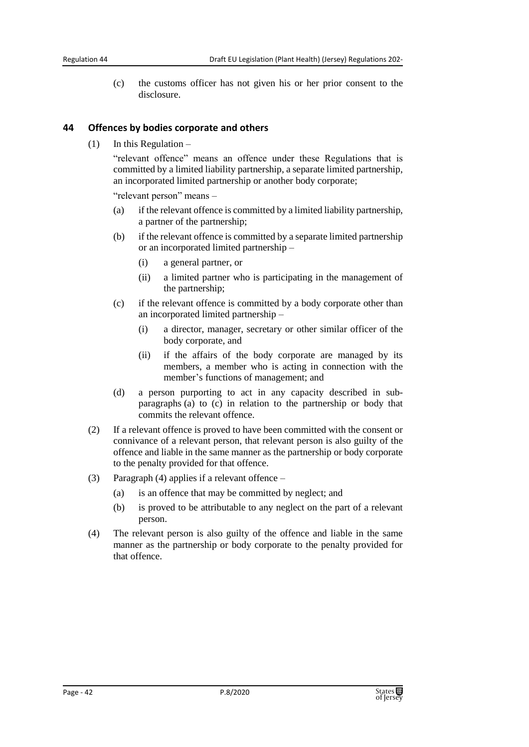(c) the customs officer has not given his or her prior consent to the disclosure.

## 44 Offences by bodies corporate and others

(1) In this Regulation –

"relevant offence" means an offence under these Regulations that is committed by a limited liability partnership, a separate limited partnership, an incorporated limited partnership or another body corporate;

"relevant person" means –

(a) if the relevant offence is committed by a limited liability partnership, a partner of the partnership;

(b) if the relevant offence is committed by a separate limited partnership or an incorporated limited partnership –

(i) a general partner, or

(ii) a limited partner who is participating in the management of the partnership;

(c) if the relevant offence is committed by a body corporate other than an incorporated limited partnership –

(i) a director, manager, secretary or other similar officer of the body corporate, and

(ii) if the affairs of the body corporate are managed by its members, a member who is acting in connection with the member's functions of management; and

(d) a person purporting to act in any capacity described in sub-paragraphs (a) to (c) in relation to the partnership or body that commits the relevant offence.

(2) If a relevant offence is proved to have been committed with the consent or connivance of a relevant person, that relevant person is also guilty of the offence and liable in the same manner as the partnership or body corporate to the penalty provided for that offence.

(3) Paragraph (4) applies if a relevant offence –

(a) is an offence that may be committed by neglect; and

(b) is proved to be attributable to any neglect on the part of a relevant person.

(4) The relevant person is also guilty of the offence and liable in the same manner as the partnership or body corporate to the penalty provided for that offence.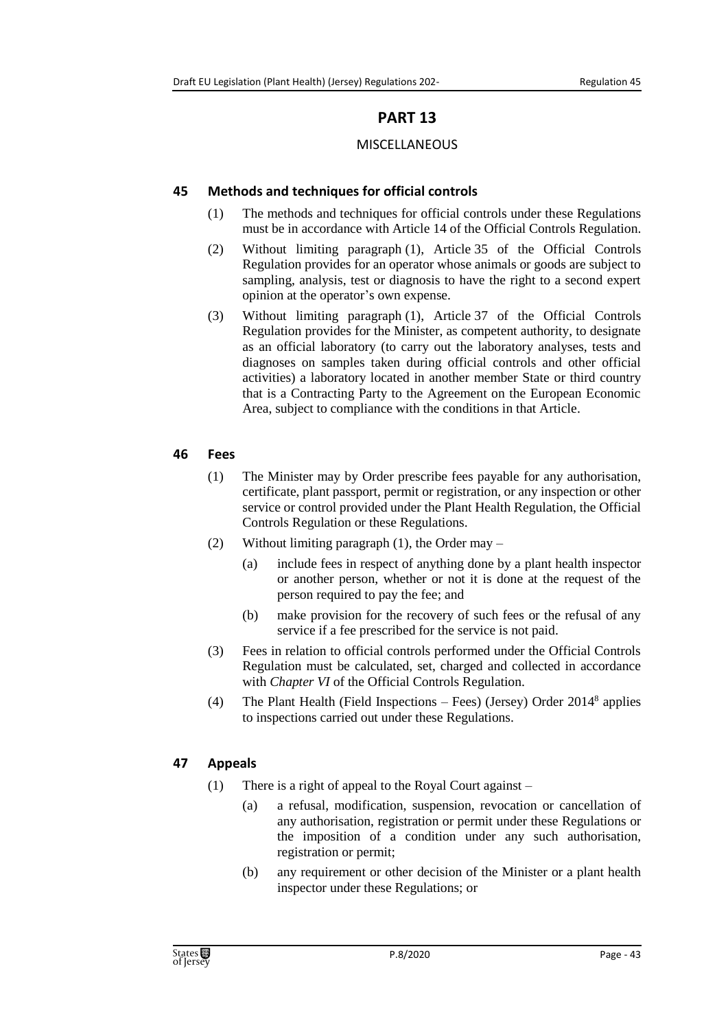# PART 13

## MISCELLANEOUS

### 45 Methods and techniques for official controls

(1) The methods and techniques for official controls under these Regulations must be in accordance with Article 14 of the Official Controls Regulation.

(2) Without limiting paragraph (1), Article 35 of the Official Controls Regulation provides for an operator whose animals or goods are subject to sampling, analysis, test or diagnosis to have the right to a second expert opinion at the operator's own expense.

(3) Without limiting paragraph (1), Article 37 of the Official Controls Regulation provides for the Minister, as competent authority, to designate as an official laboratory (to carry out the laboratory analyses, tests and diagnoses on samples taken during official controls and other official activities) a laboratory located in another member State or third country that is a Contracting Party to the Agreement on the European Economic Area, subject to compliance with the conditions in that Article.

### 46 Fees

(1) The Minister may by Order prescribe fees payable for any authorisation, certificate, plant passport, permit or registration, or any inspection or other service or control provided under the Plant Health Regulation, the Official Controls Regulation or these Regulations.

(2) Without limiting paragraph (1), the Order may –

(a) include fees in respect of anything done by a plant health inspector or another person, whether or not it is done at the request of the person required to pay the fee; and

(b) make provision for the recovery of such fees or the refusal of any service if a fee prescribed for the service is not paid.

(3) Fees in relation to official controls performed under the Official Controls Regulation must be calculated, set, charged and collected in accordance with *Chapter VI* of the Official Controls Regulation.

(4) The Plant Health (Field Inspections – Fees) (Jersey) Order 2014[8] applies to inspections carried out under these Regulations.

### 47 Appeals

(1) There is a right of appeal to the Royal Court against –

(a) a refusal, modification, suspension, revocation or cancellation of any authorisation, registration or permit under these Regulations or the imposition of a condition under any such authorisation, registration or permit;

(b) any requirement or other decision of the Minister or a plant health inspector under these Regulations; or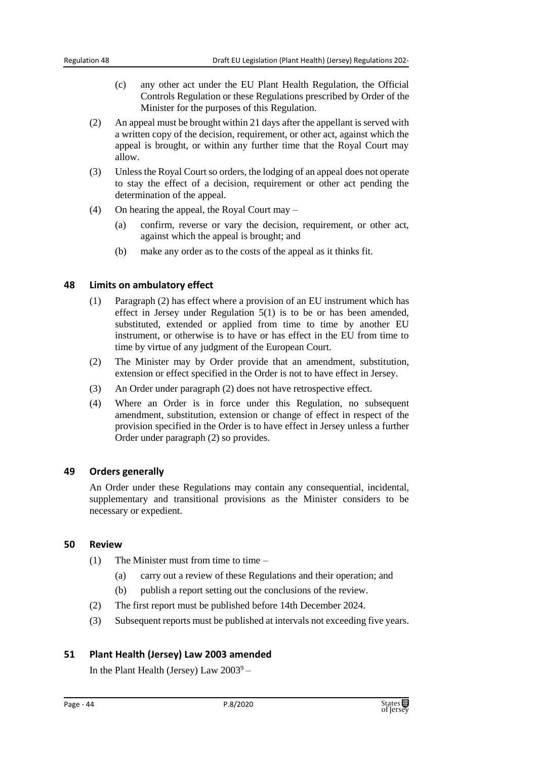(c) any other act under the EU Plant Health Regulation, the Official Controls Regulation or these Regulations prescribed by Order of the Minister for the purposes of this Regulation.

(2) An appeal must be brought within 21 days after the appellant is served with a written copy of the decision, requirement, or other act, against which the appeal is brought, or within any further time that the Royal Court may allow.

(3) Unless the Royal Court so orders, the lodging of an appeal does not operate to stay the effect of a decision, requirement or other act pending the determination of the appeal.

(4) On hearing the appeal, the Royal Court may –

(a) confirm, reverse or vary the decision, requirement, or other act, against which the appeal is brought; and

(b) make any order as to the costs of the appeal as it thinks fit.

## 48 Limits on ambulatory effect

(1) Paragraph (2) has effect where a provision of an EU instrument which has effect in Jersey under Regulation 5(1) is to be or has been amended, substituted, extended or applied from time to time by another EU instrument, or otherwise is to have or has effect in the EU from time to time by virtue of any judgment of the European Court.

(2) The Minister may by Order provide that an amendment, substitution, extension or effect specified in the Order is not to have effect in Jersey.

(3) An Order under paragraph (2) does not have retrospective effect.

(4) Where an Order is in force under this Regulation, no subsequent amendment, substitution, extension or change of effect in respect of the provision specified in the Order is to have effect in Jersey unless a further Order under paragraph (2) so provides.

## 49 Orders generally

An Order under these Regulations may contain any consequential, incidental, supplementary and transitional provisions as the Minister considers to be necessary or expedient.

## 50 Review

(1) The Minister must from time to time –

(a) carry out a review of these Regulations and their operation; and

(b) publish a report setting out the conclusions of the review.

(2) The first report must be published before 14th December 2024.

(3) Subsequent reports must be published at intervals not exceeding five years.

## 51 Plant Health (Jersey) Law 2003 amended

In the Plant Health (Jersey) Law 2003[9] –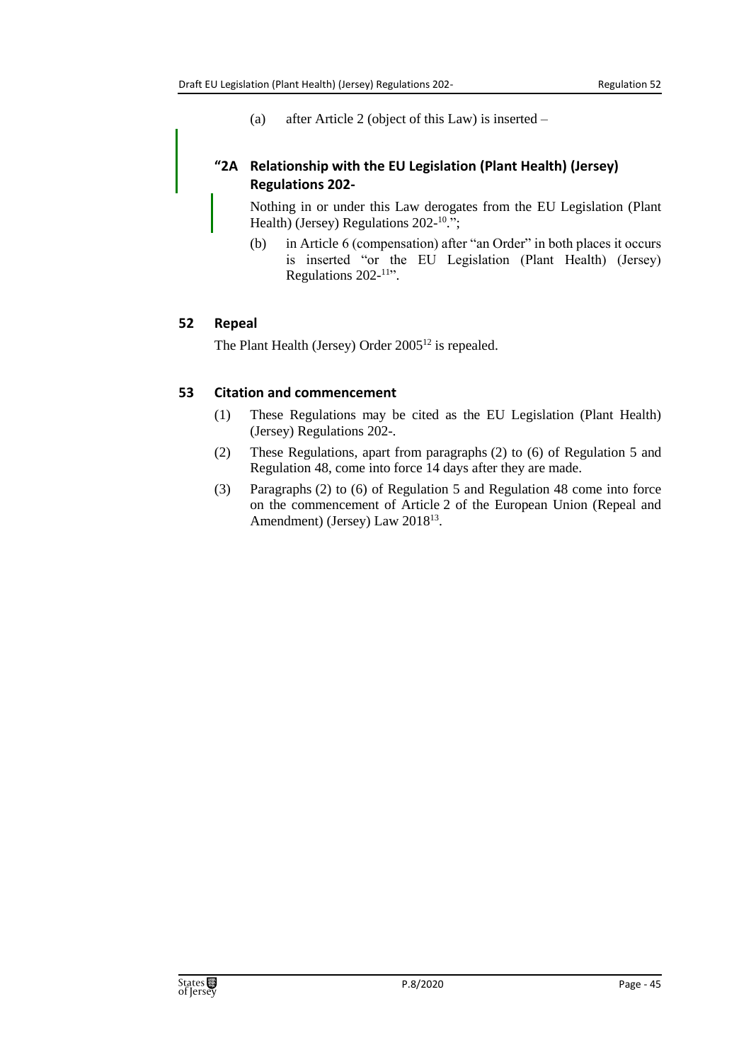(a) after Article 2 (object of this Law) is inserted –

### "2A Relationship with the EU Legislation (Plant Health) (Jersey) Regulations 202-

Nothing in or under this Law derogates from the EU Legislation (Plant Health) (Jersey) Regulations 202-[10].";

(b) in Article 6 (compensation) after "an Order" in both places it occurs is inserted "or the EU Legislation (Plant Health) (Jersey) Regulations 202-[11]".

## 52 Repeal

The Plant Health (Jersey) Order 2005[12] is repealed.

## 53 Citation and commencement

(1) These Regulations may be cited as the EU Legislation (Plant Health) (Jersey) Regulations 202-.

(2) These Regulations, apart from paragraphs (2) to (6) of Regulation 5 and Regulation 48, come into force 14 days after they are made.

(3) Paragraphs (2) to (6) of Regulation 5 and Regulation 48 come into force on the commencement of Article 2 of the European Union (Repeal and Amendment) (Jersey) Law 2018[13].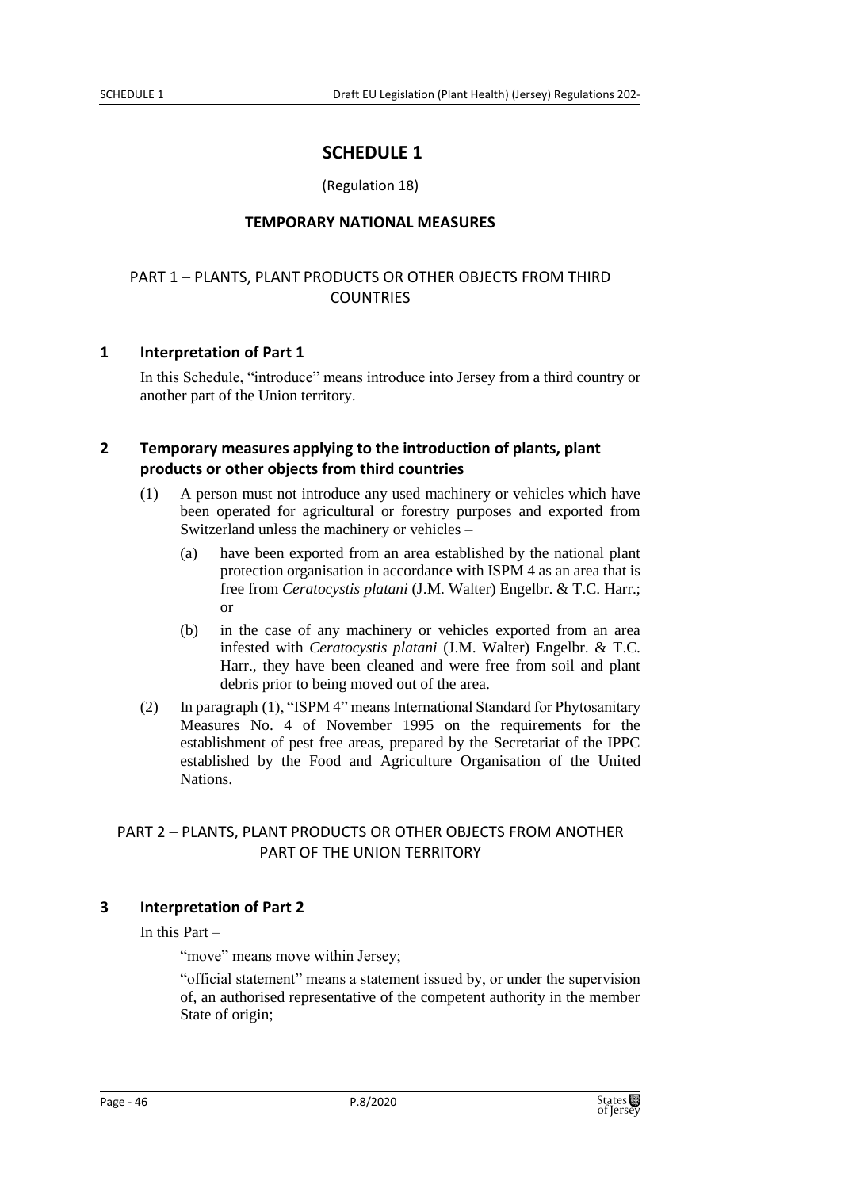# SCHEDULE 1

(Regulation 18)

## TEMPORARY NATIONAL MEASURES

### PART 1 – PLANTS, PLANT PRODUCTS OR OTHER OBJECTS FROM THIRD COUNTRIES

#### 1 Interpretation of Part 1

In this Schedule, "introduce" means introduce into Jersey from a third country or another part of the Union territory.

#### 2 Temporary measures applying to the introduction of plants, plant products or other objects from third countries

(1) A person must not introduce any used machinery or vehicles which have been operated for agricultural or forestry purposes and exported from Switzerland unless the machinery or vehicles –

(a) have been exported from an area established by the national plant protection organisation in accordance with ISPM 4 as an area that is free from *Ceratocystis platani* (J.M. Walter) Engelbr. & T.C. Harr.; or

(b) in the case of any machinery or vehicles exported from an area infested with *Ceratocystis platani* (J.M. Walter) Engelbr. & T.C. Harr., they have been cleaned and were free from soil and plant debris prior to being moved out of the area.

(2) In paragraph (1), "ISPM 4" means International Standard for Phytosanitary Measures No. 4 of November 1995 on the requirements for the establishment of pest free areas, prepared by the Secretariat of the IPPC established by the Food and Agriculture Organisation of the United Nations.

### PART 2 – PLANTS, PLANT PRODUCTS OR OTHER OBJECTS FROM ANOTHER PART OF THE UNION TERRITORY

#### 3 Interpretation of Part 2

In this Part –

"move" means move within Jersey;

"official statement" means a statement issued by, or under the supervision of, an authorised representative of the competent authority in the member State of origin;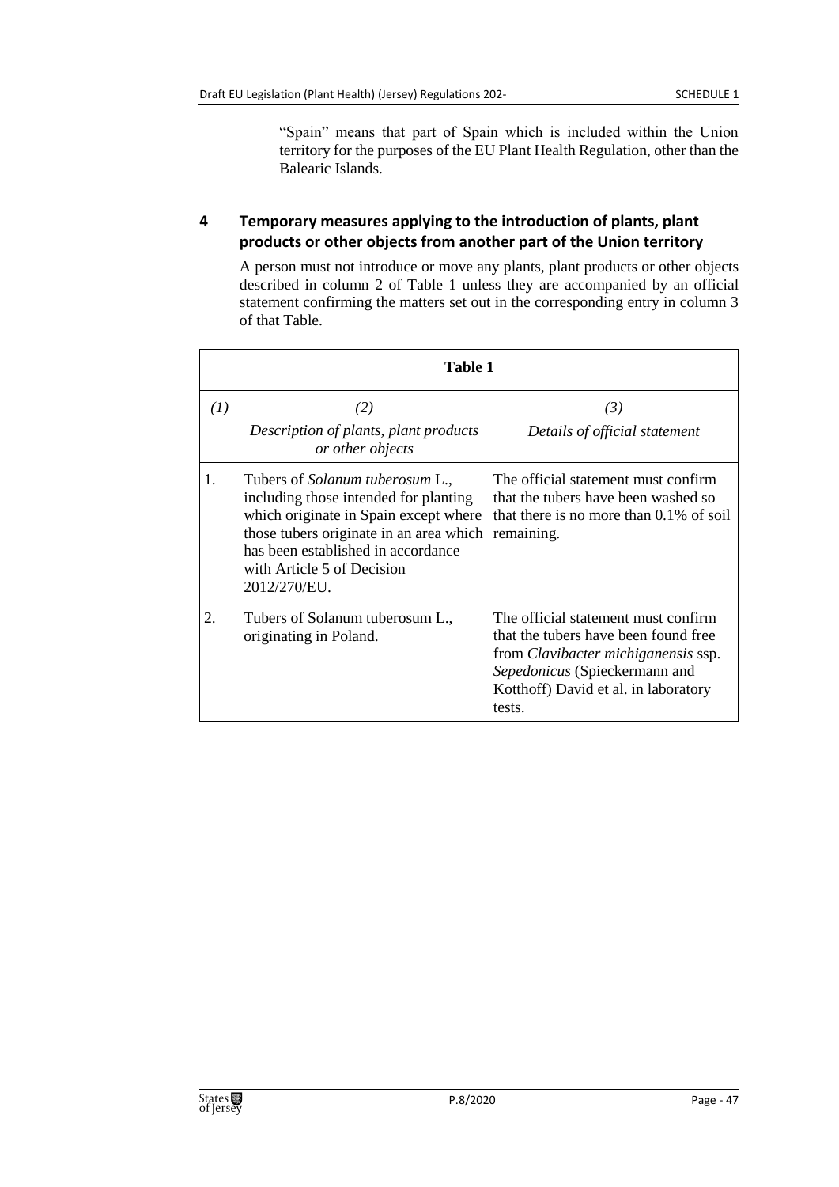"Spain" means that part of Spain which is included within the Union territory for the purposes of the EU Plant Health Regulation, other than the Balearic Islands.

## 4 Temporary measures applying to the introduction of plants, plant products or other objects from another part of the Union territory

A person must not introduce or move any plants, plant products or other objects described in column 2 of Table 1 unless they are accompanied by an official statement confirming the matters set out in the corresponding entry in column 3 of that Table.

**Table 1**

| *(1)* | *(2)* *Description of plants, plant products or other objects* | *(3)* *Details of official statement* |
|---|---|---|
| 1. | Tubers of *Solanum tuberosum* L., including those intended for planting which originate in Spain except where those tubers originate in an area which has been established in accordance with Article 5 of Decision 2012/270/EU. | The official statement must confirm that the tubers have been washed so that there is no more than 0.1% of soil remaining. |
| 2. | Tubers of Solanum tuberosum L., originating in Poland. | The official statement must confirm that the tubers have been found free from *Clavibacter michiganensis* ssp. *Sepedonicus* (Spieckermann and Kotthoff) David et al. in laboratory tests. |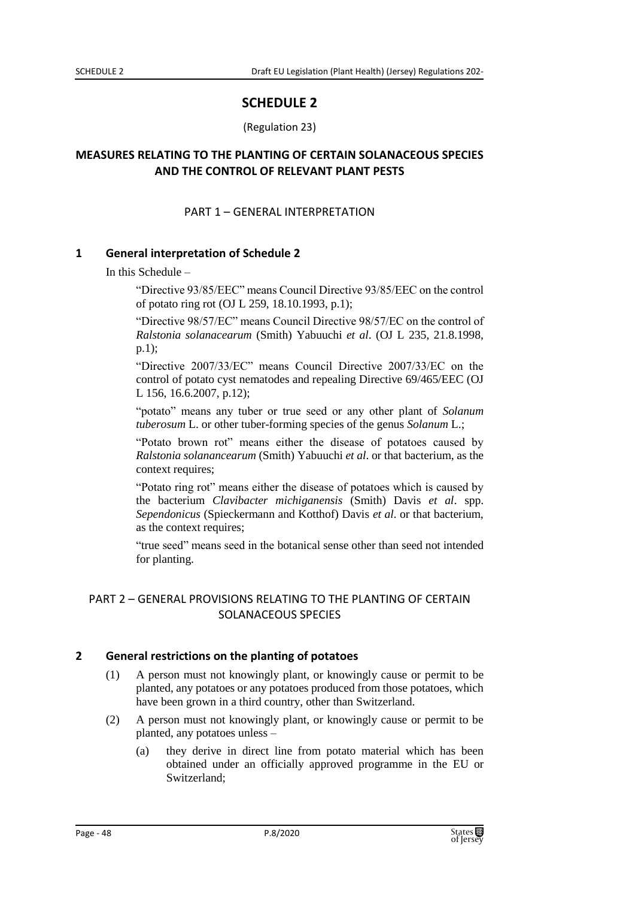# SCHEDULE 2

(Regulation 23)

## MEASURES RELATING TO THE PLANTING OF CERTAIN SOLANACEOUS SPECIES AND THE CONTROL OF RELEVANT PLANT PESTS

### PART 1 – GENERAL INTERPRETATION

#### 1 General interpretation of Schedule 2

In this Schedule –

"Directive 93/85/EEC" means Council Directive 93/85/EEC on the control of potato ring rot (OJ L 259, 18.10.1993, p.1);

"Directive 98/57/EC" means Council Directive 98/57/EC on the control of *Ralstonia solanacearum* (Smith) Yabuuchi *et al*. (OJ L 235, 21.8.1998, p.1);

"Directive 2007/33/EC" means Council Directive 2007/33/EC on the control of potato cyst nematodes and repealing Directive 69/465/EEC (OJ L 156, 16.6.2007, p.12);

"potato" means any tuber or true seed or any other plant of *Solanum tuberosum* L. or other tuber-forming species of the genus *Solanum* L.;

"Potato brown rot" means either the disease of potatoes caused by *Ralstonia solanancearum* (Smith) Yabuuchi *et al*. or that bacterium, as the context requires;

"Potato ring rot" means either the disease of potatoes which is caused by the bacterium *Clavibacter michiganensis* (Smith) Davis *et al*. spp. *Sependonicus* (Spieckermann and Kotthof) Davis *et al.* or that bacterium, as the context requires;

"true seed" means seed in the botanical sense other than seed not intended for planting.

### PART 2 – GENERAL PROVISIONS RELATING TO THE PLANTING OF CERTAIN SOLANACEOUS SPECIES

#### 2 General restrictions on the planting of potatoes

(1) A person must not knowingly plant, or knowingly cause or permit to be planted, any potatoes or any potatoes produced from those potatoes, which have been grown in a third country, other than Switzerland.

(2) A person must not knowingly plant, or knowingly cause or permit to be planted, any potatoes unless –

(a) they derive in direct line from potato material which has been obtained under an officially approved programme in the EU or Switzerland;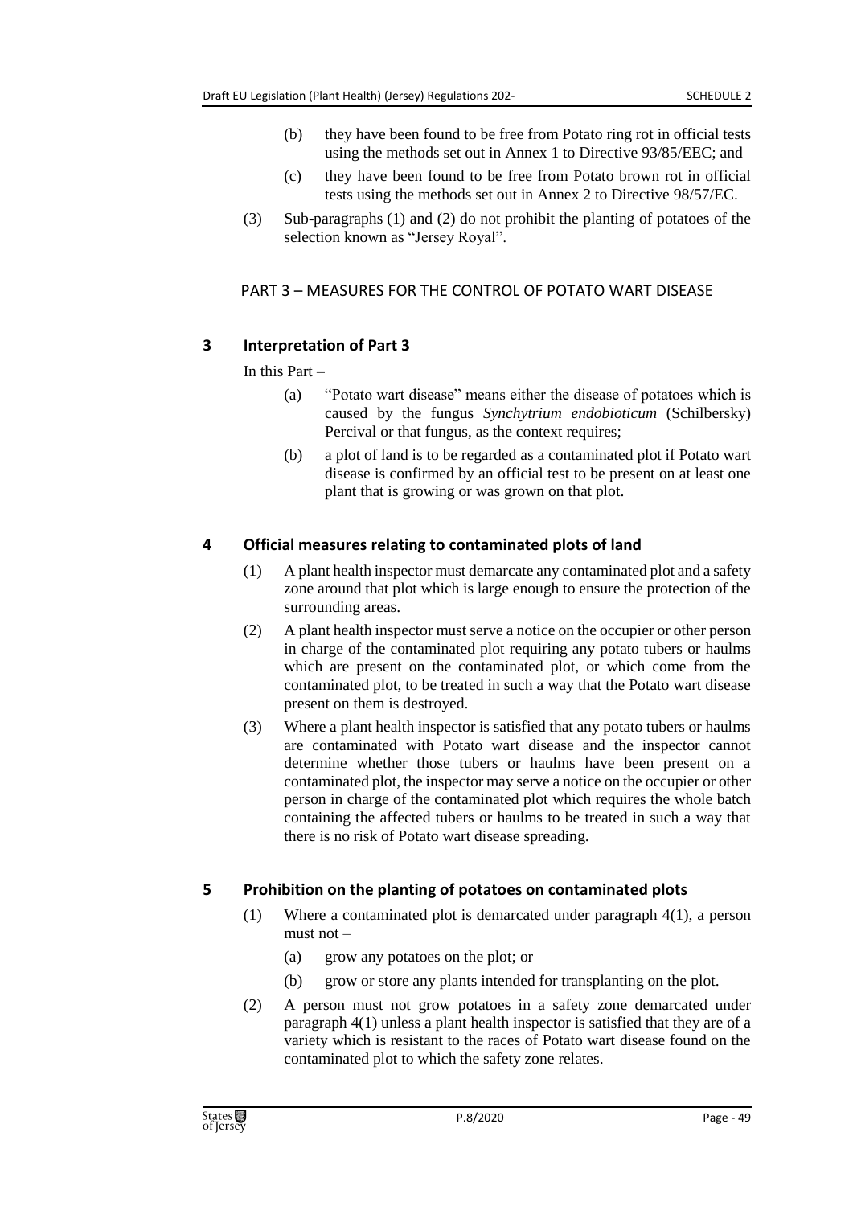(b) they have been found to be free from Potato ring rot in official tests using the methods set out in Annex 1 to Directive 93/85/EEC; and

(c) they have been found to be free from Potato brown rot in official tests using the methods set out in Annex 2 to Directive 98/57/EC.

(3) Sub-paragraphs (1) and (2) do not prohibit the planting of potatoes of the selection known as "Jersey Royal".

## PART 3 – MEASURES FOR THE CONTROL OF POTATO WART DISEASE

### 3 Interpretation of Part 3

In this Part –

(a) "Potato wart disease" means either the disease of potatoes which is caused by the fungus *Synchytrium endobioticum* (Schilbersky) Percival or that fungus, as the context requires;

(b) a plot of land is to be regarded as a contaminated plot if Potato wart disease is confirmed by an official test to be present on at least one plant that is growing or was grown on that plot.

### 4 Official measures relating to contaminated plots of land

(1) A plant health inspector must demarcate any contaminated plot and a safety zone around that plot which is large enough to ensure the protection of the surrounding areas.

(2) A plant health inspector must serve a notice on the occupier or other person in charge of the contaminated plot requiring any potato tubers or haulms which are present on the contaminated plot, or which come from the contaminated plot, to be treated in such a way that the Potato wart disease present on them is destroyed.

(3) Where a plant health inspector is satisfied that any potato tubers or haulms are contaminated with Potato wart disease and the inspector cannot determine whether those tubers or haulms have been present on a contaminated plot, the inspector may serve a notice on the occupier or other person in charge of the contaminated plot which requires the whole batch containing the affected tubers or haulms to be treated in such a way that there is no risk of Potato wart disease spreading.

### 5 Prohibition on the planting of potatoes on contaminated plots

(1) Where a contaminated plot is demarcated under paragraph 4(1), a person must not –

(a) grow any potatoes on the plot; or

(b) grow or store any plants intended for transplanting on the plot.

(2) A person must not grow potatoes in a safety zone demarcated under paragraph 4(1) unless a plant health inspector is satisfied that they are of a variety which is resistant to the races of Potato wart disease found on the contaminated plot to which the safety zone relates.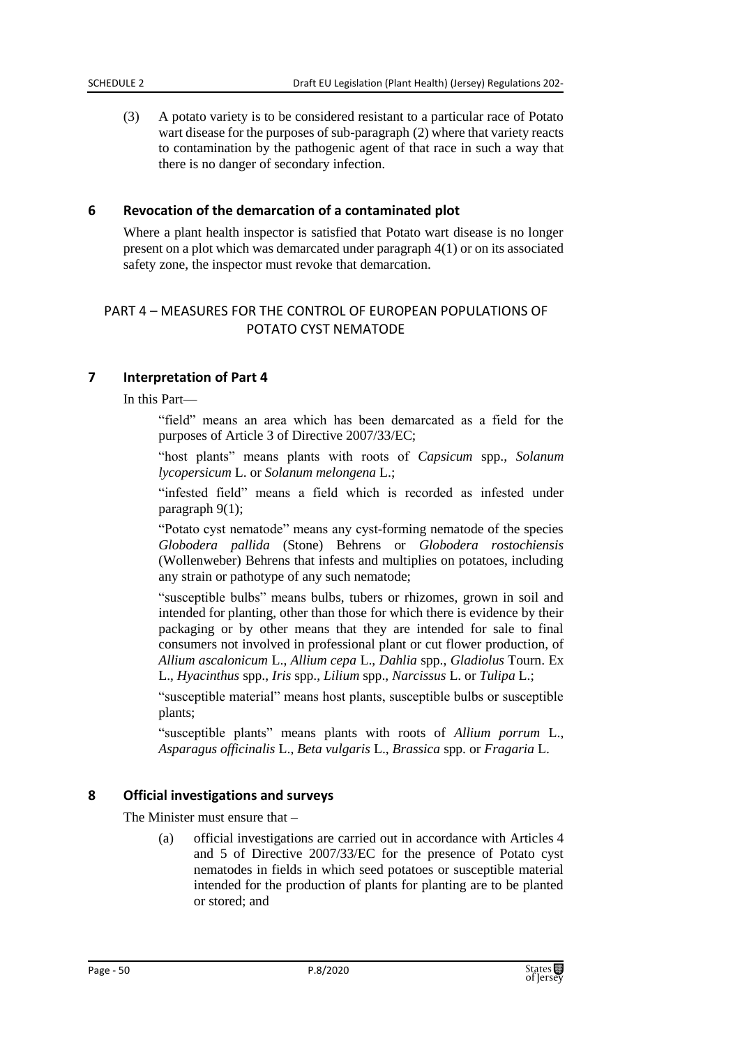(3) A potato variety is to be considered resistant to a particular race of Potato wart disease for the purposes of sub-paragraph (2) where that variety reacts to contamination by the pathogenic agent of that race in such a way that there is no danger of secondary infection.

## 6 Revocation of the demarcation of a contaminated plot

Where a plant health inspector is satisfied that Potato wart disease is no longer present on a plot which was demarcated under paragraph 4(1) or on its associated safety zone, the inspector must revoke that demarcation.

## PART 4 – MEASURES FOR THE CONTROL OF EUROPEAN POPULATIONS OF POTATO CYST NEMATODE

## 7 Interpretation of Part 4

In this Part—

"field" means an area which has been demarcated as a field for the purposes of Article 3 of Directive 2007/33/EC;

"host plants" means plants with roots of *Capsicum* spp., *Solanum lycopersicum* L. or *Solanum melongena* L.;

"infested field" means a field which is recorded as infested under paragraph 9(1);

"Potato cyst nematode" means any cyst-forming nematode of the species *Globodera pallida* (Stone) Behrens or *Globodera rostochiensis* (Wollenweber) Behrens that infests and multiplies on potatoes, including any strain or pathotype of any such nematode;

"susceptible bulbs" means bulbs, tubers or rhizomes, grown in soil and intended for planting, other than those for which there is evidence by their packaging or by other means that they are intended for sale to final consumers not involved in professional plant or cut flower production, of *Allium ascalonicum* L., *Allium cepa* L., *Dahlia* spp., *Gladiolus* Tourn. Ex L., *Hyacinthus* spp., *Iris* spp., *Lilium* spp., *Narcissus* L. or *Tulipa* L.;

"susceptible material" means host plants, susceptible bulbs or susceptible plants;

"susceptible plants" means plants with roots of *Allium porrum* L., *Asparagus officinalis* L., *Beta vulgaris* L., *Brassica* spp. or *Fragaria* L.

## 8 Official investigations and surveys

The Minister must ensure that –

(a) official investigations are carried out in accordance with Articles 4 and 5 of Directive 2007/33/EC for the presence of Potato cyst nematodes in fields in which seed potatoes or susceptible material intended for the production of plants for planting are to be planted or stored; and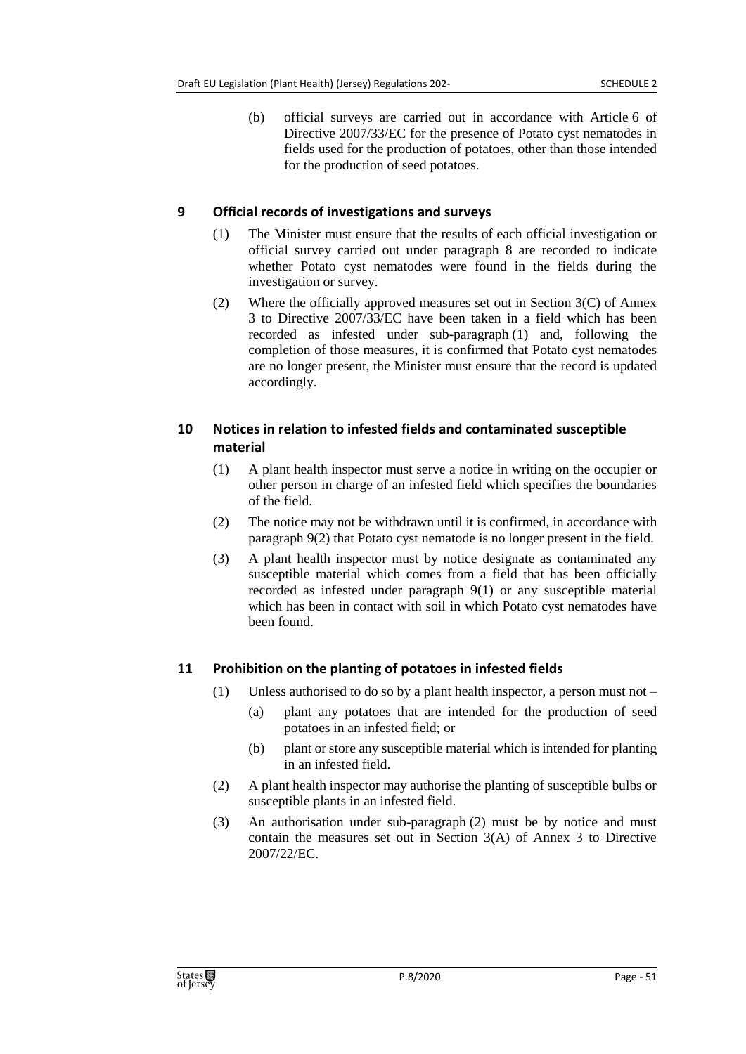(b) official surveys are carried out in accordance with Article 6 of Directive 2007/33/EC for the presence of Potato cyst nematodes in fields used for the production of potatoes, other than those intended for the production of seed potatoes.

## 9 Official records of investigations and surveys

(1) The Minister must ensure that the results of each official investigation or official survey carried out under paragraph 8 are recorded to indicate whether Potato cyst nematodes were found in the fields during the investigation or survey.

(2) Where the officially approved measures set out in Section 3(C) of Annex 3 to Directive 2007/33/EC have been taken in a field which has been recorded as infested under sub-paragraph (1) and, following the completion of those measures, it is confirmed that Potato cyst nematodes are no longer present, the Minister must ensure that the record is updated accordingly.

## 10 Notices in relation to infested fields and contaminated susceptible material

(1) A plant health inspector must serve a notice in writing on the occupier or other person in charge of an infested field which specifies the boundaries of the field.

(2) The notice may not be withdrawn until it is confirmed, in accordance with paragraph 9(2) that Potato cyst nematode is no longer present in the field.

(3) A plant health inspector must by notice designate as contaminated any susceptible material which comes from a field that has been officially recorded as infested under paragraph 9(1) or any susceptible material which has been in contact with soil in which Potato cyst nematodes have been found.

## 11 Prohibition on the planting of potatoes in infested fields

(1) Unless authorised to do so by a plant health inspector, a person must not –

(a) plant any potatoes that are intended for the production of seed potatoes in an infested field; or

(b) plant or store any susceptible material which is intended for planting in an infested field.

(2) A plant health inspector may authorise the planting of susceptible bulbs or susceptible plants in an infested field.

(3) An authorisation under sub-paragraph (2) must be by notice and must contain the measures set out in Section 3(A) of Annex 3 to Directive 2007/22/EC.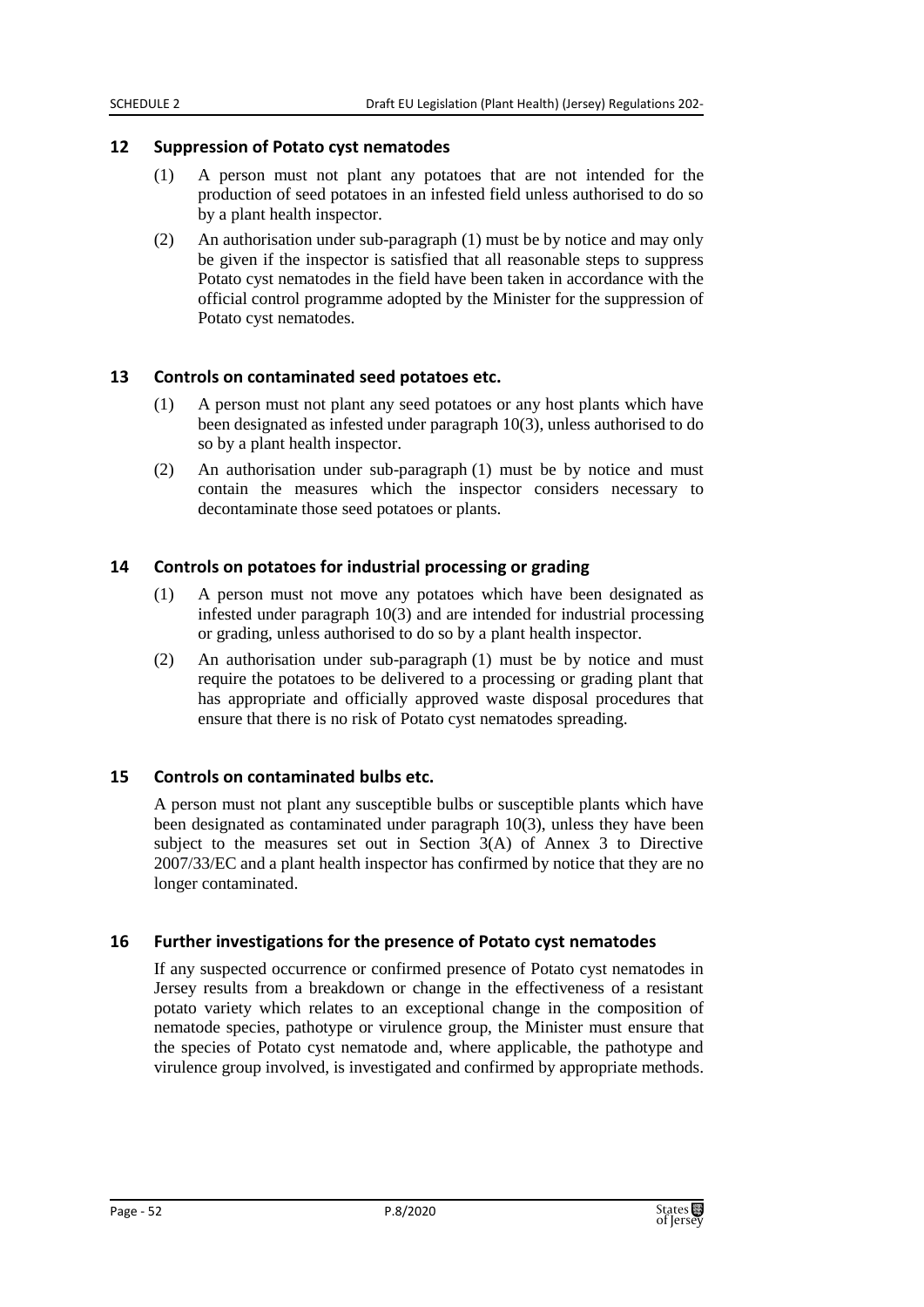## 12 Suppression of Potato cyst nematodes

(1) A person must not plant any potatoes that are not intended for the production of seed potatoes in an infested field unless authorised to do so by a plant health inspector.

(2) An authorisation under sub-paragraph (1) must be by notice and may only be given if the inspector is satisfied that all reasonable steps to suppress Potato cyst nematodes in the field have been taken in accordance with the official control programme adopted by the Minister for the suppression of Potato cyst nematodes.

## 13 Controls on contaminated seed potatoes etc.

(1) A person must not plant any seed potatoes or any host plants which have been designated as infested under paragraph 10(3), unless authorised to do so by a plant health inspector.

(2) An authorisation under sub-paragraph (1) must be by notice and must contain the measures which the inspector considers necessary to decontaminate those seed potatoes or plants.

## 14 Controls on potatoes for industrial processing or grading

(1) A person must not move any potatoes which have been designated as infested under paragraph 10(3) and are intended for industrial processing or grading, unless authorised to do so by a plant health inspector.

(2) An authorisation under sub-paragraph (1) must be by notice and must require the potatoes to be delivered to a processing or grading plant that has appropriate and officially approved waste disposal procedures that ensure that there is no risk of Potato cyst nematodes spreading.

## 15 Controls on contaminated bulbs etc.

A person must not plant any susceptible bulbs or susceptible plants which have been designated as contaminated under paragraph 10(3), unless they have been subject to the measures set out in Section 3(A) of Annex 3 to Directive 2007/33/EC and a plant health inspector has confirmed by notice that they are no longer contaminated.

## 16 Further investigations for the presence of Potato cyst nematodes

If any suspected occurrence or confirmed presence of Potato cyst nematodes in Jersey results from a breakdown or change in the effectiveness of a resistant potato variety which relates to an exceptional change in the composition of nematode species, pathotype or virulence group, the Minister must ensure that the species of Potato cyst nematode and, where applicable, the pathotype and virulence group involved, is investigated and confirmed by appropriate methods.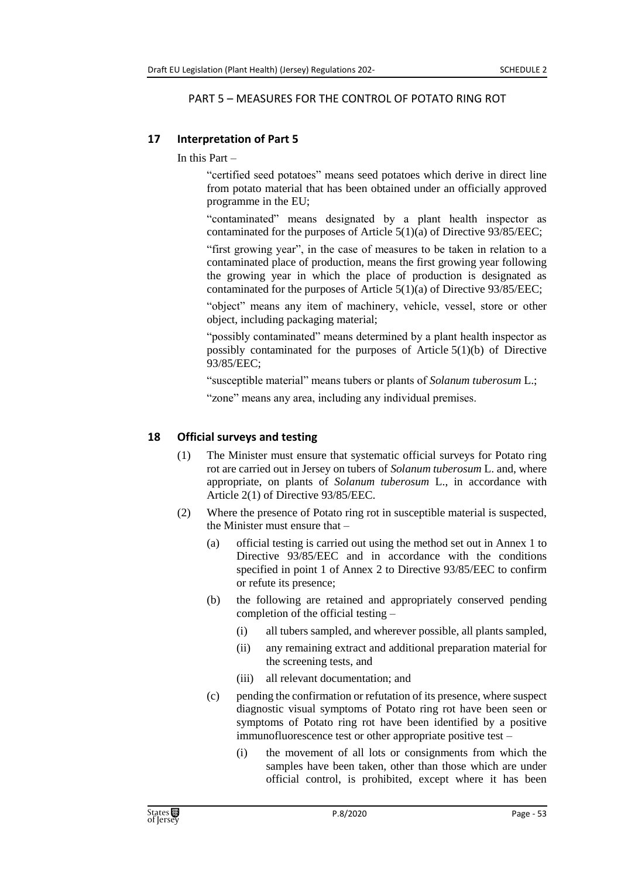PART 5 – MEASURES FOR THE CONTROL OF POTATO RING ROT

## 17 Interpretation of Part 5

In this Part –

"certified seed potatoes" means seed potatoes which derive in direct line from potato material that has been obtained under an officially approved programme in the EU;

"contaminated" means designated by a plant health inspector as contaminated for the purposes of Article 5(1)(a) of Directive 93/85/EEC;

"first growing year", in the case of measures to be taken in relation to a contaminated place of production, means the first growing year following the growing year in which the place of production is designated as contaminated for the purposes of Article 5(1)(a) of Directive 93/85/EEC;

"object" means any item of machinery, vehicle, vessel, store or other object, including packaging material;

"possibly contaminated" means determined by a plant health inspector as possibly contaminated for the purposes of Article 5(1)(b) of Directive 93/85/EEC;

"susceptible material" means tubers or plants of *Solanum tuberosum* L.;

"zone" means any area, including any individual premises.

## 18 Official surveys and testing

(1) The Minister must ensure that systematic official surveys for Potato ring rot are carried out in Jersey on tubers of *Solanum tuberosum* L. and, where appropriate, on plants of *Solanum tuberosum* L., in accordance with Article 2(1) of Directive 93/85/EEC.

(2) Where the presence of Potato ring rot in susceptible material is suspected, the Minister must ensure that –

(a) official testing is carried out using the method set out in Annex 1 to Directive 93/85/EEC and in accordance with the conditions specified in point 1 of Annex 2 to Directive 93/85/EEC to confirm or refute its presence;

(b) the following are retained and appropriately conserved pending completion of the official testing –

(i) all tubers sampled, and wherever possible, all plants sampled,

(ii) any remaining extract and additional preparation material for the screening tests, and

(iii) all relevant documentation; and

(c) pending the confirmation or refutation of its presence, where suspect diagnostic visual symptoms of Potato ring rot have been seen or symptoms of Potato ring rot have been identified by a positive immunofluorescence test or other appropriate positive test –

(i) the movement of all lots or consignments from which the samples have been taken, other than those which are under official control, is prohibited, except where it has been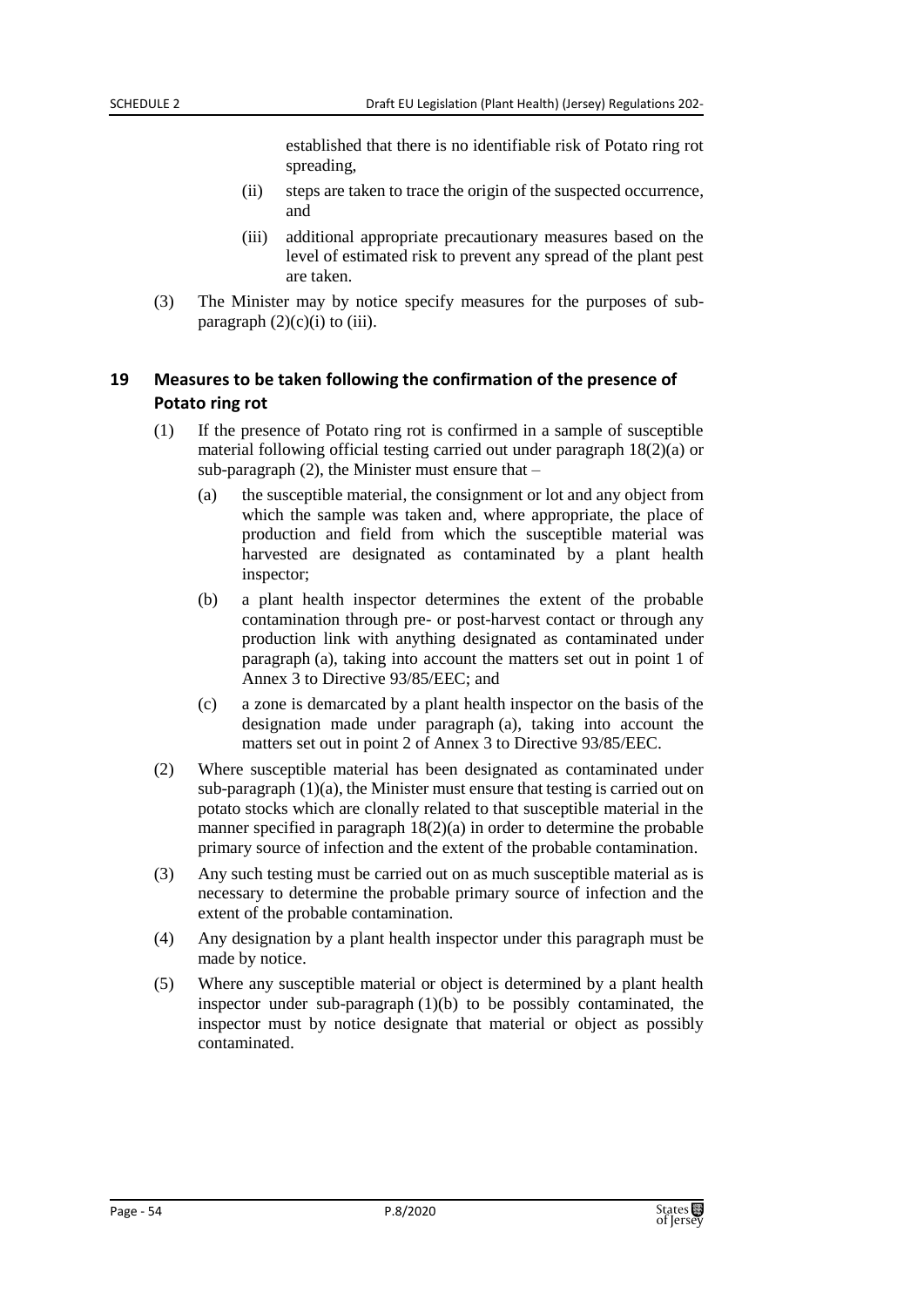established that there is no identifiable risk of Potato ring rot spreading,

(ii) steps are taken to trace the origin of the suspected occurrence, and

(iii) additional appropriate precautionary measures based on the level of estimated risk to prevent any spread of the plant pest are taken.

(3) The Minister may by notice specify measures for the purposes of sub-paragraph (2)(c)(i) to (iii).

## 19 Measures to be taken following the confirmation of the presence of Potato ring rot

(1) If the presence of Potato ring rot is confirmed in a sample of susceptible material following official testing carried out under paragraph 18(2)(a) or sub-paragraph (2), the Minister must ensure that –

(a) the susceptible material, the consignment or lot and any object from which the sample was taken and, where appropriate, the place of production and field from which the susceptible material was harvested are designated as contaminated by a plant health inspector;

(b) a plant health inspector determines the extent of the probable contamination through pre- or post-harvest contact or through any production link with anything designated as contaminated under paragraph (a), taking into account the matters set out in point 1 of Annex 3 to Directive 93/85/EEC; and

(c) a zone is demarcated by a plant health inspector on the basis of the designation made under paragraph (a), taking into account the matters set out in point 2 of Annex 3 to Directive 93/85/EEC.

(2) Where susceptible material has been designated as contaminated under sub-paragraph (1)(a), the Minister must ensure that testing is carried out on potato stocks which are clonally related to that susceptible material in the manner specified in paragraph 18(2)(a) in order to determine the probable primary source of infection and the extent of the probable contamination.

(3) Any such testing must be carried out on as much susceptible material as is necessary to determine the probable primary source of infection and the extent of the probable contamination.

(4) Any designation by a plant health inspector under this paragraph must be made by notice.

(5) Where any susceptible material or object is determined by a plant health inspector under sub-paragraph (1)(b) to be possibly contaminated, the inspector must by notice designate that material or object as possibly contaminated.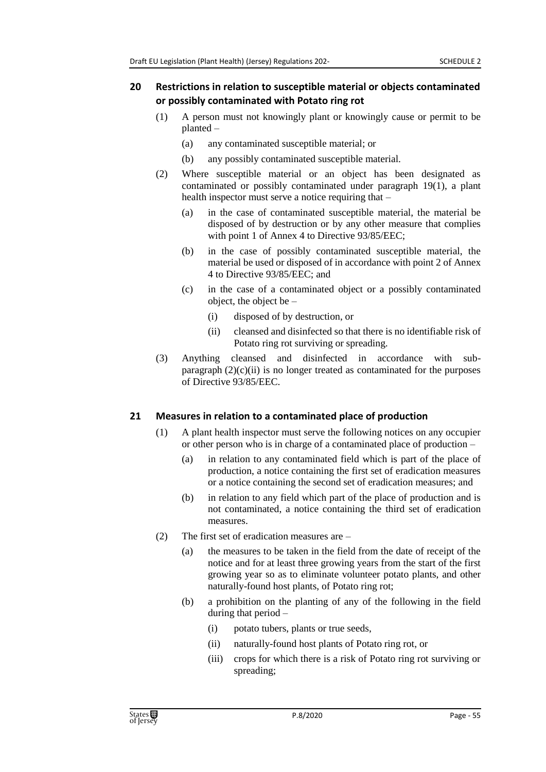## 20 Restrictions in relation to susceptible material or objects contaminated or possibly contaminated with Potato ring rot

(1) A person must not knowingly plant or knowingly cause or permit to be planted –

(a) any contaminated susceptible material; or

(b) any possibly contaminated susceptible material.

(2) Where susceptible material or an object has been designated as contaminated or possibly contaminated under paragraph 19(1), a plant health inspector must serve a notice requiring that –

(a) in the case of contaminated susceptible material, the material be disposed of by destruction or by any other measure that complies with point 1 of Annex 4 to Directive 93/85/EEC;

(b) in the case of possibly contaminated susceptible material, the material be used or disposed of in accordance with point 2 of Annex 4 to Directive 93/85/EEC; and

(c) in the case of a contaminated object or a possibly contaminated object, the object be –

(i) disposed of by destruction, or

(ii) cleansed and disinfected so that there is no identifiable risk of Potato ring rot surviving or spreading.

(3) Anything cleansed and disinfected in accordance with sub-paragraph (2)(c)(ii) is no longer treated as contaminated for the purposes of Directive 93/85/EEC.

## 21 Measures in relation to a contaminated place of production

(1) A plant health inspector must serve the following notices on any occupier or other person who is in charge of a contaminated place of production –

(a) in relation to any contaminated field which is part of the place of production, a notice containing the first set of eradication measures or a notice containing the second set of eradication measures; and

(b) in relation to any field which part of the place of production and is not contaminated, a notice containing the third set of eradication measures.

(2) The first set of eradication measures are –

(a) the measures to be taken in the field from the date of receipt of the notice and for at least three growing years from the start of the first growing year so as to eliminate volunteer potato plants, and other naturally-found host plants, of Potato ring rot;

(b) a prohibition on the planting of any of the following in the field during that period –

(i) potato tubers, plants or true seeds,

(ii) naturally-found host plants of Potato ring rot, or

(iii) crops for which there is a risk of Potato ring rot surviving or spreading;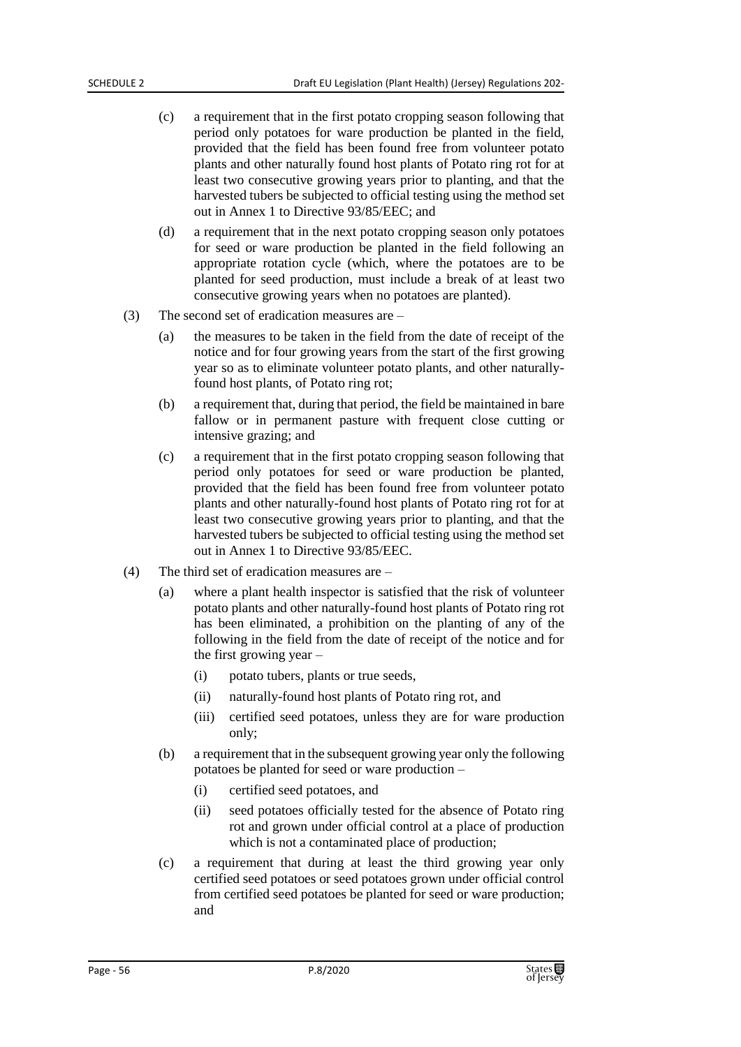(c) a requirement that in the first potato cropping season following that period only potatoes for ware production be planted in the field, provided that the field has been found free from volunteer potato plants and other naturally found host plants of Potato ring rot for at least two consecutive growing years prior to planting, and that the harvested tubers be subjected to official testing using the method set out in Annex 1 to Directive 93/85/EEC; and

(d) a requirement that in the next potato cropping season only potatoes for seed or ware production be planted in the field following an appropriate rotation cycle (which, where the potatoes are to be planted for seed production, must include a break of at least two consecutive growing years when no potatoes are planted).

(3) The second set of eradication measures are –

(a) the measures to be taken in the field from the date of receipt of the notice and for four growing years from the start of the first growing year so as to eliminate volunteer potato plants, and other naturally-found host plants, of Potato ring rot;

(b) a requirement that, during that period, the field be maintained in bare fallow or in permanent pasture with frequent close cutting or intensive grazing; and

(c) a requirement that in the first potato cropping season following that period only potatoes for seed or ware production be planted, provided that the field has been found free from volunteer potato plants and other naturally-found host plants of Potato ring rot for at least two consecutive growing years prior to planting, and that the harvested tubers be subjected to official testing using the method set out in Annex 1 to Directive 93/85/EEC.

(4) The third set of eradication measures are –

(a) where a plant health inspector is satisfied that the risk of volunteer potato plants and other naturally-found host plants of Potato ring rot has been eliminated, a prohibition on the planting of any of the following in the field from the date of receipt of the notice and for the first growing year –

(i) potato tubers, plants or true seeds,

(ii) naturally-found host plants of Potato ring rot, and

(iii) certified seed potatoes, unless they are for ware production only;

(b) a requirement that in the subsequent growing year only the following potatoes be planted for seed or ware production –

(i) certified seed potatoes, and

(ii) seed potatoes officially tested for the absence of Potato ring rot and grown under official control at a place of production which is not a contaminated place of production;

(c) a requirement that during at least the third growing year only certified seed potatoes or seed potatoes grown under official control from certified seed potatoes be planted for seed or ware production; and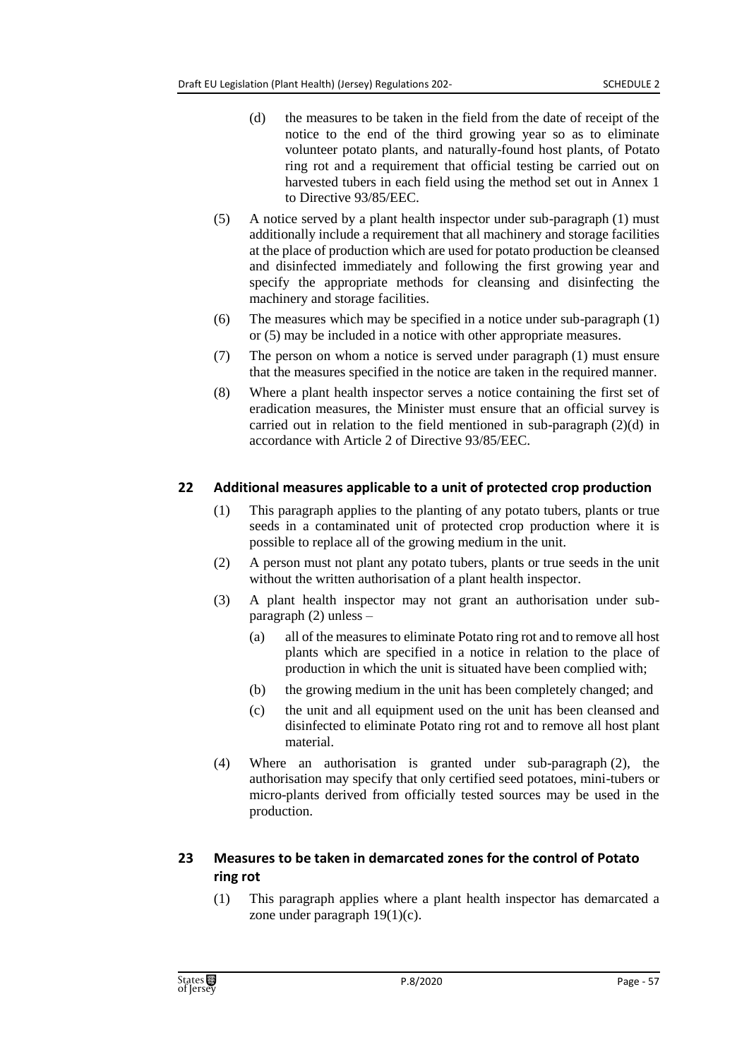(d) the measures to be taken in the field from the date of receipt of the notice to the end of the third growing year so as to eliminate volunteer potato plants, and naturally-found host plants, of Potato ring rot and a requirement that official testing be carried out on harvested tubers in each field using the method set out in Annex 1 to Directive 93/85/EEC.

(5) A notice served by a plant health inspector under sub-paragraph (1) must additionally include a requirement that all machinery and storage facilities at the place of production which are used for potato production be cleansed and disinfected immediately and following the first growing year and specify the appropriate methods for cleansing and disinfecting the machinery and storage facilities.

(6) The measures which may be specified in a notice under sub-paragraph (1) or (5) may be included in a notice with other appropriate measures.

(7) The person on whom a notice is served under paragraph (1) must ensure that the measures specified in the notice are taken in the required manner.

(8) Where a plant health inspector serves a notice containing the first set of eradication measures, the Minister must ensure that an official survey is carried out in relation to the field mentioned in sub-paragraph (2)(d) in accordance with Article 2 of Directive 93/85/EEC.

## 22 Additional measures applicable to a unit of protected crop production

(1) This paragraph applies to the planting of any potato tubers, plants or true seeds in a contaminated unit of protected crop production where it is possible to replace all of the growing medium in the unit.

(2) A person must not plant any potato tubers, plants or true seeds in the unit without the written authorisation of a plant health inspector.

(3) A plant health inspector may not grant an authorisation under sub-paragraph (2) unless –

(a) all of the measures to eliminate Potato ring rot and to remove all host plants which are specified in a notice in relation to the place of production in which the unit is situated have been complied with;

(b) the growing medium in the unit has been completely changed; and

(c) the unit and all equipment used on the unit has been cleansed and disinfected to eliminate Potato ring rot and to remove all host plant material.

(4) Where an authorisation is granted under sub-paragraph (2), the authorisation may specify that only certified seed potatoes, mini-tubers or micro-plants derived from officially tested sources may be used in the production.

## 23 Measures to be taken in demarcated zones for the control of Potato ring rot

(1) This paragraph applies where a plant health inspector has demarcated a zone under paragraph 19(1)(c).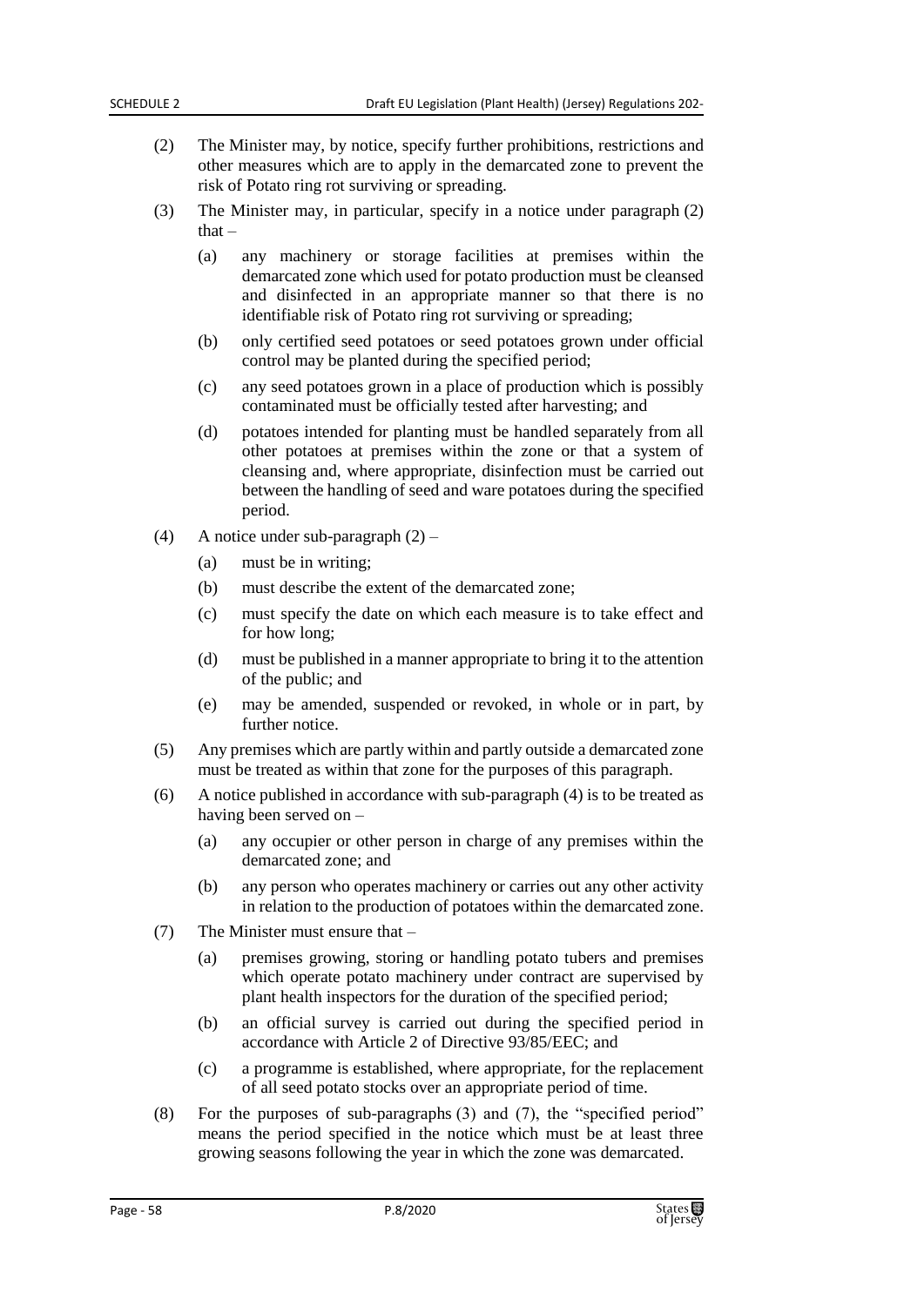(2) The Minister may, by notice, specify further prohibitions, restrictions and other measures which are to apply in the demarcated zone to prevent the risk of Potato ring rot surviving or spreading.

(3) The Minister may, in particular, specify in a notice under paragraph (2) that –

(a) any machinery or storage facilities at premises within the demarcated zone which used for potato production must be cleansed and disinfected in an appropriate manner so that there is no identifiable risk of Potato ring rot surviving or spreading;

(b) only certified seed potatoes or seed potatoes grown under official control may be planted during the specified period;

(c) any seed potatoes grown in a place of production which is possibly contaminated must be officially tested after harvesting; and

(d) potatoes intended for planting must be handled separately from all other potatoes at premises within the zone or that a system of cleansing and, where appropriate, disinfection must be carried out between the handling of seed and ware potatoes during the specified period.

(4) A notice under sub-paragraph (2) –

(a) must be in writing;

(b) must describe the extent of the demarcated zone;

(c) must specify the date on which each measure is to take effect and for how long;

(d) must be published in a manner appropriate to bring it to the attention of the public; and

(e) may be amended, suspended or revoked, in whole or in part, by further notice.

(5) Any premises which are partly within and partly outside a demarcated zone must be treated as within that zone for the purposes of this paragraph.

(6) A notice published in accordance with sub-paragraph (4) is to be treated as having been served on –

(a) any occupier or other person in charge of any premises within the demarcated zone; and

(b) any person who operates machinery or carries out any other activity in relation to the production of potatoes within the demarcated zone.

(7) The Minister must ensure that –

(a) premises growing, storing or handling potato tubers and premises which operate potato machinery under contract are supervised by plant health inspectors for the duration of the specified period;

(b) an official survey is carried out during the specified period in accordance with Article 2 of Directive 93/85/EEC; and

(c) a programme is established, where appropriate, for the replacement of all seed potato stocks over an appropriate period of time.

(8) For the purposes of sub-paragraphs (3) and (7), the "specified period" means the period specified in the notice which must be at least three growing seasons following the year in which the zone was demarcated.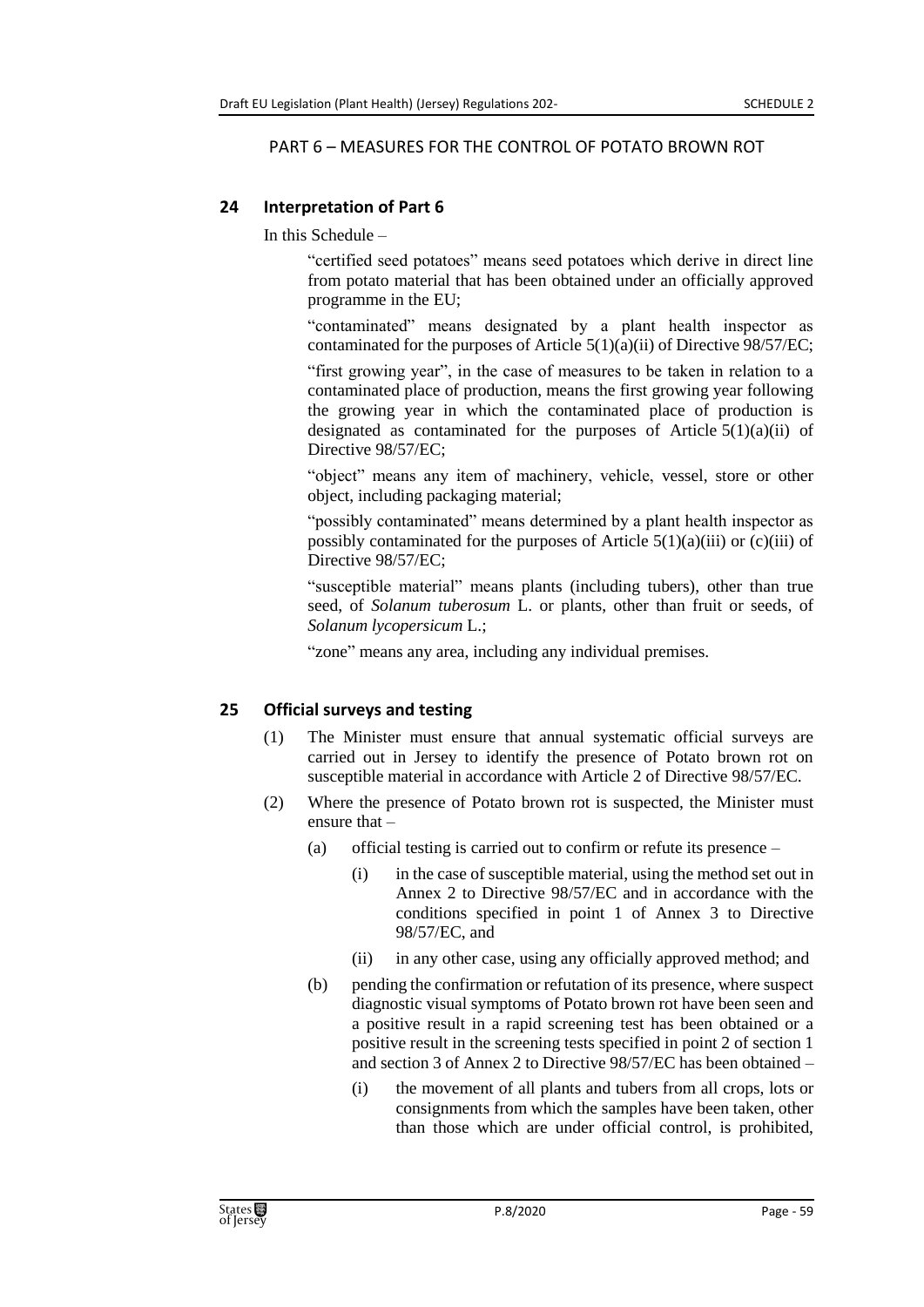## PART 6 – MEASURES FOR THE CONTROL OF POTATO BROWN ROT

### 24 Interpretation of Part 6

In this Schedule –

"certified seed potatoes" means seed potatoes which derive in direct line from potato material that has been obtained under an officially approved programme in the EU;

"contaminated" means designated by a plant health inspector as contaminated for the purposes of Article 5(1)(a)(ii) of Directive 98/57/EC;

"first growing year", in the case of measures to be taken in relation to a contaminated place of production, means the first growing year following the growing year in which the contaminated place of production is designated as contaminated for the purposes of Article 5(1)(a)(ii) of Directive 98/57/EC;

"object" means any item of machinery, vehicle, vessel, store or other object, including packaging material;

"possibly contaminated" means determined by a plant health inspector as possibly contaminated for the purposes of Article 5(1)(a)(iii) or (c)(iii) of Directive 98/57/EC;

"susceptible material" means plants (including tubers), other than true seed, of *Solanum tuberosum* L. or plants, other than fruit or seeds, of *Solanum lycopersicum* L.;

"zone" means any area, including any individual premises.

### 25 Official surveys and testing

(1) The Minister must ensure that annual systematic official surveys are carried out in Jersey to identify the presence of Potato brown rot on susceptible material in accordance with Article 2 of Directive 98/57/EC.

(2) Where the presence of Potato brown rot is suspected, the Minister must ensure that –

(a) official testing is carried out to confirm or refute its presence –

(i) in the case of susceptible material, using the method set out in Annex 2 to Directive 98/57/EC and in accordance with the conditions specified in point 1 of Annex 3 to Directive 98/57/EC, and

(ii) in any other case, using any officially approved method; and

(b) pending the confirmation or refutation of its presence, where suspect diagnostic visual symptoms of Potato brown rot have been seen and a positive result in a rapid screening test has been obtained or a positive result in the screening tests specified in point 2 of section 1 and section 3 of Annex 2 to Directive 98/57/EC has been obtained –

(i) the movement of all plants and tubers from all crops, lots or consignments from which the samples have been taken, other than those which are under official control, is prohibited,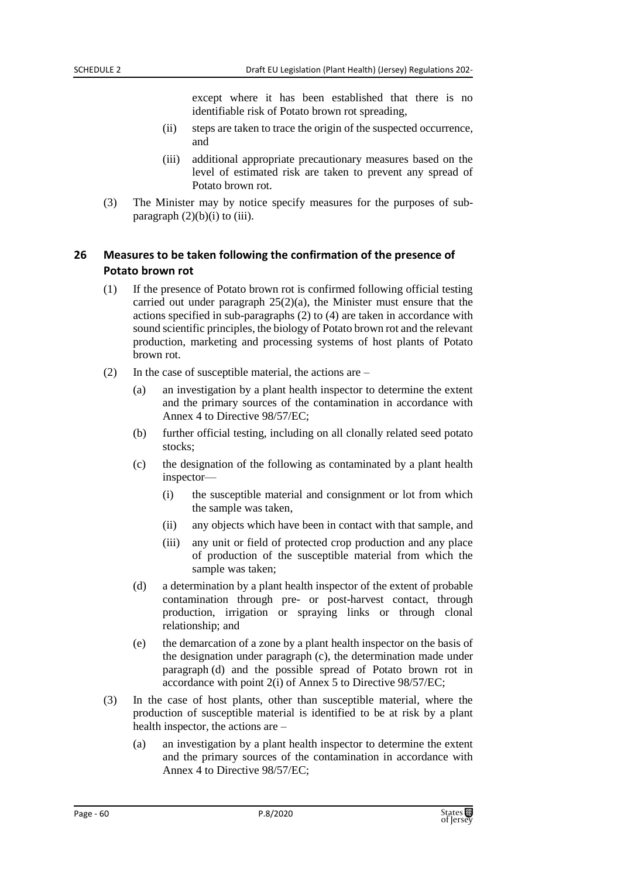except where it has been established that there is no identifiable risk of Potato brown rot spreading,

(ii) steps are taken to trace the origin of the suspected occurrence, and

(iii) additional appropriate precautionary measures based on the level of estimated risk are taken to prevent any spread of Potato brown rot.

(3) The Minister may by notice specify measures for the purposes of sub-paragraph (2)(b)(i) to (iii).

### 26 Measures to be taken following the confirmation of the presence of Potato brown rot

(1) If the presence of Potato brown rot is confirmed following official testing carried out under paragraph 25(2)(a), the Minister must ensure that the actions specified in sub-paragraphs (2) to (4) are taken in accordance with sound scientific principles, the biology of Potato brown rot and the relevant production, marketing and processing systems of host plants of Potato brown rot.

(2) In the case of susceptible material, the actions are –

(a) an investigation by a plant health inspector to determine the extent and the primary sources of the contamination in accordance with Annex 4 to Directive 98/57/EC;

(b) further official testing, including on all clonally related seed potato stocks;

(c) the designation of the following as contaminated by a plant health inspector—

(i) the susceptible material and consignment or lot from which the sample was taken,

(ii) any objects which have been in contact with that sample, and

(iii) any unit or field of protected crop production and any place of production of the susceptible material from which the sample was taken;

(d) a determination by a plant health inspector of the extent of probable contamination through pre- or post-harvest contact, through production, irrigation or spraying links or through clonal relationship; and

(e) the demarcation of a zone by a plant health inspector on the basis of the designation under paragraph (c), the determination made under paragraph (d) and the possible spread of Potato brown rot in accordance with point 2(i) of Annex 5 to Directive 98/57/EC;

(3) In the case of host plants, other than susceptible material, where the production of susceptible material is identified to be at risk by a plant health inspector, the actions are –

(a) an investigation by a plant health inspector to determine the extent and the primary sources of the contamination in accordance with Annex 4 to Directive 98/57/EC;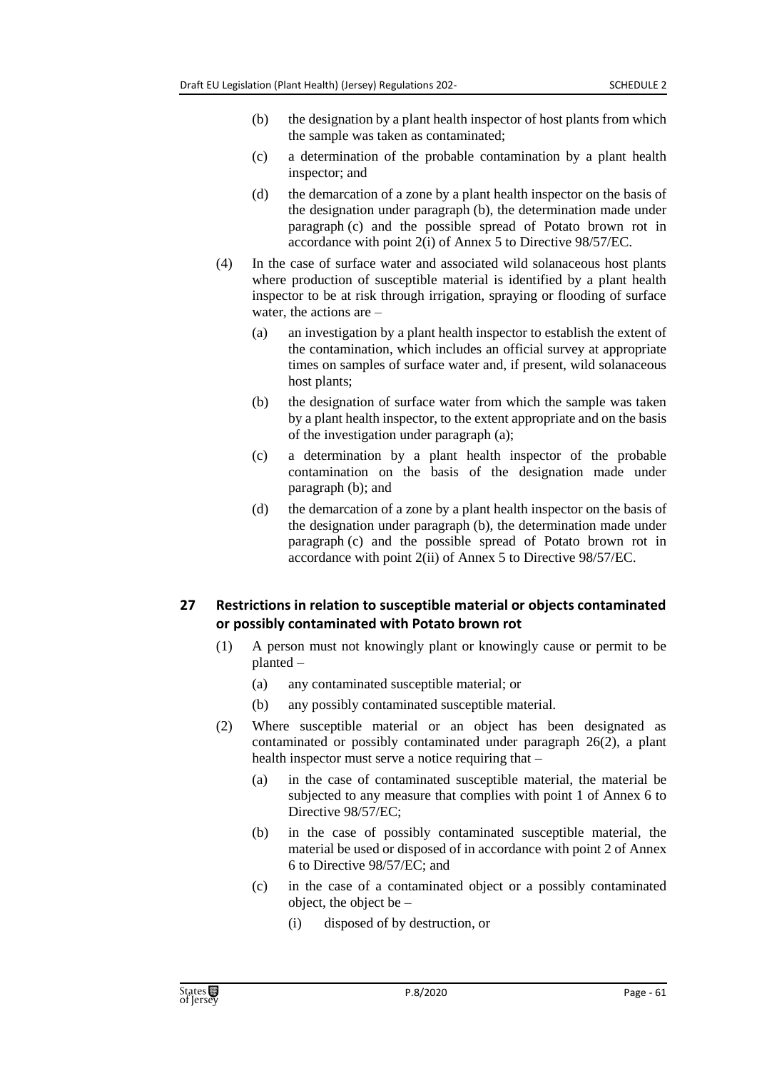(b) the designation by a plant health inspector of host plants from which the sample was taken as contaminated;

(c) a determination of the probable contamination by a plant health inspector; and

(d) the demarcation of a zone by a plant health inspector on the basis of the designation under paragraph (b), the determination made under paragraph (c) and the possible spread of Potato brown rot in accordance with point 2(i) of Annex 5 to Directive 98/57/EC.

(4) In the case of surface water and associated wild solanaceous host plants where production of susceptible material is identified by a plant health inspector to be at risk through irrigation, spraying or flooding of surface water, the actions are –

(a) an investigation by a plant health inspector to establish the extent of the contamination, which includes an official survey at appropriate times on samples of surface water and, if present, wild solanaceous host plants;

(b) the designation of surface water from which the sample was taken by a plant health inspector, to the extent appropriate and on the basis of the investigation under paragraph (a);

(c) a determination by a plant health inspector of the probable contamination on the basis of the designation made under paragraph (b); and

(d) the demarcation of a zone by a plant health inspector on the basis of the designation under paragraph (b), the determination made under paragraph (c) and the possible spread of Potato brown rot in accordance with point 2(ii) of Annex 5 to Directive 98/57/EC.

## 27 Restrictions in relation to susceptible material or objects contaminated or possibly contaminated with Potato brown rot

(1) A person must not knowingly plant or knowingly cause or permit to be planted –

(a) any contaminated susceptible material; or

(b) any possibly contaminated susceptible material.

(2) Where susceptible material or an object has been designated as contaminated or possibly contaminated under paragraph 26(2), a plant health inspector must serve a notice requiring that –

(a) in the case of contaminated susceptible material, the material be subjected to any measure that complies with point 1 of Annex 6 to Directive 98/57/EC;

(b) in the case of possibly contaminated susceptible material, the material be used or disposed of in accordance with point 2 of Annex 6 to Directive 98/57/EC; and

(c) in the case of a contaminated object or a possibly contaminated object, the object be –

(i) disposed of by destruction, or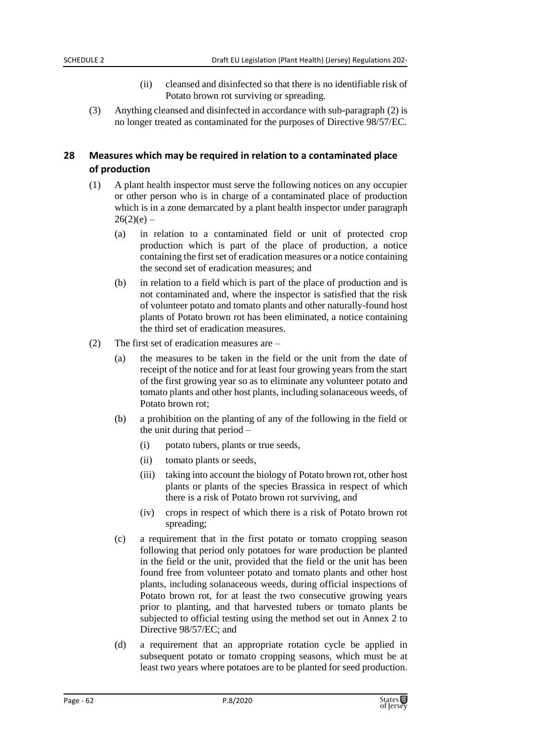(ii) cleansed and disinfected so that there is no identifiable risk of Potato brown rot surviving or spreading.

(3) Anything cleansed and disinfected in accordance with sub-paragraph (2) is no longer treated as contaminated for the purposes of Directive 98/57/EC.

## 28 Measures which may be required in relation to a contaminated place of production

(1) A plant health inspector must serve the following notices on any occupier or other person who is in charge of a contaminated place of production which is in a zone demarcated by a plant health inspector under paragraph 26(2)(e) –

(a) in relation to a contaminated field or unit of protected crop production which is part of the place of production, a notice containing the first set of eradication measures or a notice containing the second set of eradication measures; and

(b) in relation to a field which is part of the place of production and is not contaminated and, where the inspector is satisfied that the risk of volunteer potato and tomato plants and other naturally-found host plants of Potato brown rot has been eliminated, a notice containing the third set of eradication measures.

(2) The first set of eradication measures are –

(a) the measures to be taken in the field or the unit from the date of receipt of the notice and for at least four growing years from the start of the first growing year so as to eliminate any volunteer potato and tomato plants and other host plants, including solanaceous weeds, of Potato brown rot;

(b) a prohibition on the planting of any of the following in the field or the unit during that period –

(i) potato tubers, plants or true seeds,

(ii) tomato plants or seeds,

(iii) taking into account the biology of Potato brown rot, other host plants or plants of the species Brassica in respect of which there is a risk of Potato brown rot surviving, and

(iv) crops in respect of which there is a risk of Potato brown rot spreading;

(c) a requirement that in the first potato or tomato cropping season following that period only potatoes for ware production be planted in the field or the unit, provided that the field or the unit has been found free from volunteer potato and tomato plants and other host plants, including solanaceous weeds, during official inspections of Potato brown rot, for at least the two consecutive growing years prior to planting, and that harvested tubers or tomato plants be subjected to official testing using the method set out in Annex 2 to Directive 98/57/EC; and

(d) a requirement that an appropriate rotation cycle be applied in subsequent potato or tomato cropping seasons, which must be at least two years where potatoes are to be planted for seed production.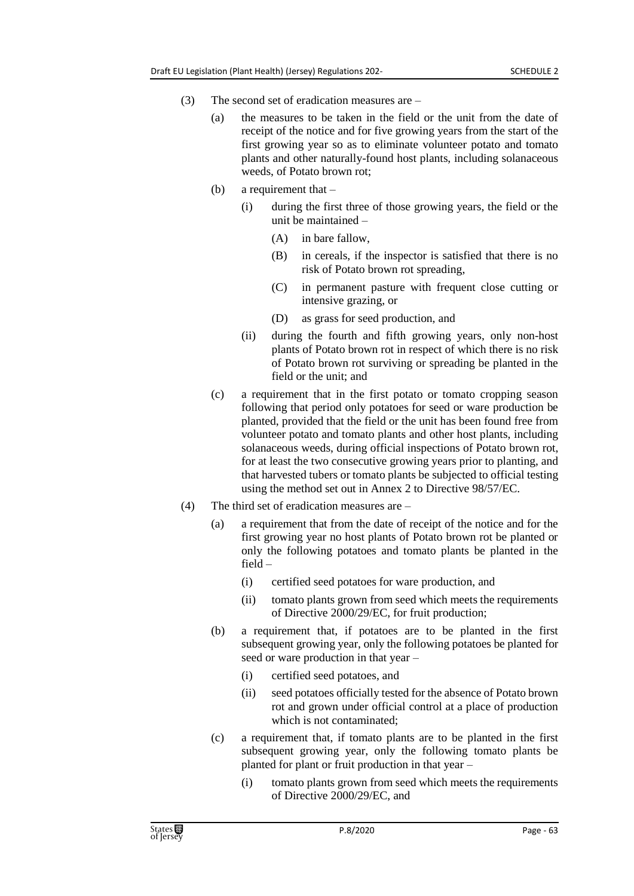(3) The second set of eradication measures are –

(a) the measures to be taken in the field or the unit from the date of receipt of the notice and for five growing years from the start of the first growing year so as to eliminate volunteer potato and tomato plants and other naturally-found host plants, including solanaceous weeds, of Potato brown rot;

(b) a requirement that –

(i) during the first three of those growing years, the field or the unit be maintained –

(A) in bare fallow,

(B) in cereals, if the inspector is satisfied that there is no risk of Potato brown rot spreading,

(C) in permanent pasture with frequent close cutting or intensive grazing, or

(D) as grass for seed production, and

(ii) during the fourth and fifth growing years, only non-host plants of Potato brown rot in respect of which there is no risk of Potato brown rot surviving or spreading be planted in the field or the unit; and

(c) a requirement that in the first potato or tomato cropping season following that period only potatoes for seed or ware production be planted, provided that the field or the unit has been found free from volunteer potato and tomato plants and other host plants, including solanaceous weeds, during official inspections of Potato brown rot, for at least the two consecutive growing years prior to planting, and that harvested tubers or tomato plants be subjected to official testing using the method set out in Annex 2 to Directive 98/57/EC.

(4) The third set of eradication measures are –

(a) a requirement that from the date of receipt of the notice and for the first growing year no host plants of Potato brown rot be planted or only the following potatoes and tomato plants be planted in the field –

(i) certified seed potatoes for ware production, and

(ii) tomato plants grown from seed which meets the requirements of Directive 2000/29/EC, for fruit production;

(b) a requirement that, if potatoes are to be planted in the first subsequent growing year, only the following potatoes be planted for seed or ware production in that year –

(i) certified seed potatoes, and

(ii) seed potatoes officially tested for the absence of Potato brown rot and grown under official control at a place of production which is not contaminated;

(c) a requirement that, if tomato plants are to be planted in the first subsequent growing year, only the following tomato plants be planted for plant or fruit production in that year –

(i) tomato plants grown from seed which meets the requirements of Directive 2000/29/EC, and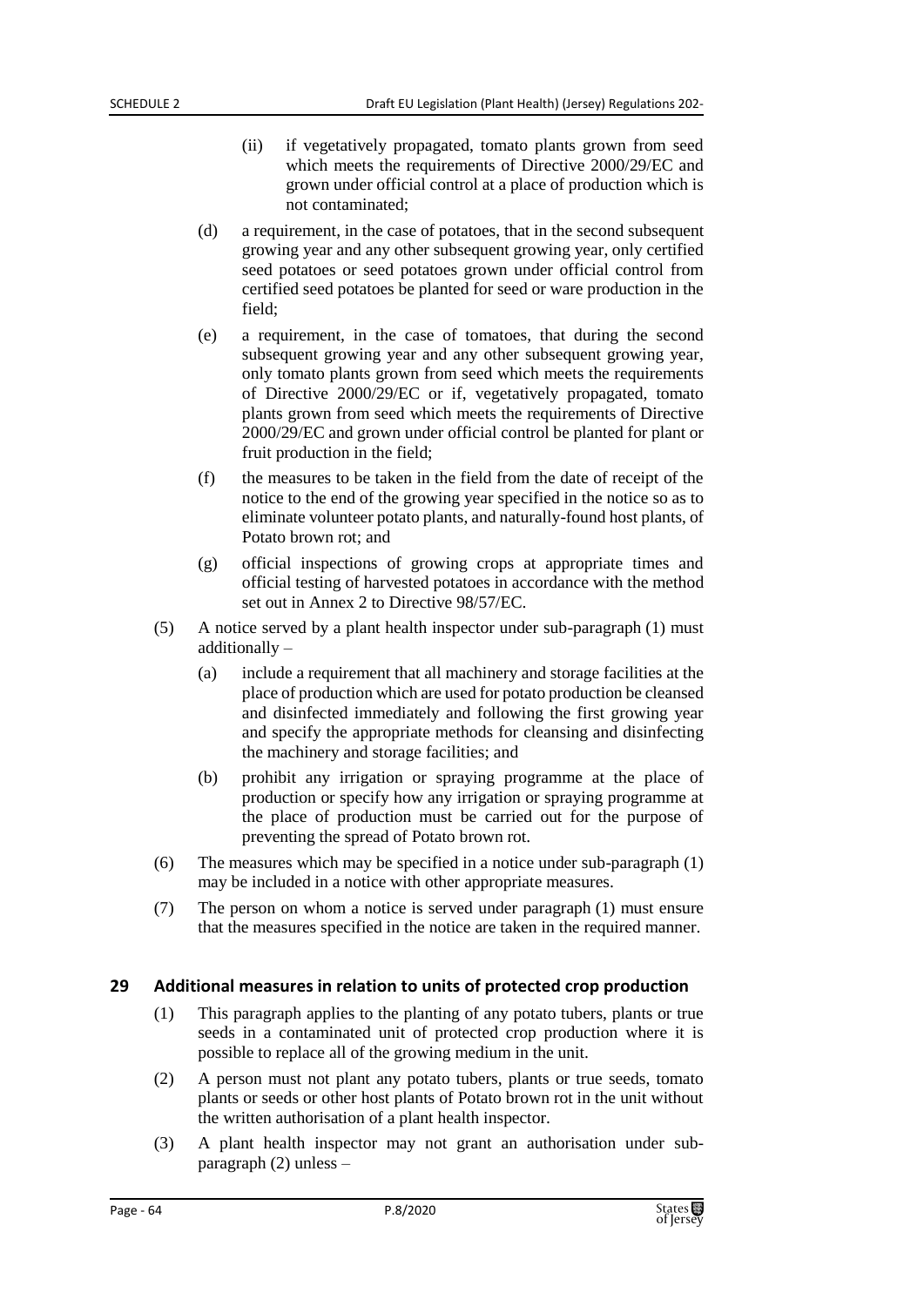(ii) if vegetatively propagated, tomato plants grown from seed which meets the requirements of Directive 2000/29/EC and grown under official control at a place of production which is not contaminated;

(d) a requirement, in the case of potatoes, that in the second subsequent growing year and any other subsequent growing year, only certified seed potatoes or seed potatoes grown under official control from certified seed potatoes be planted for seed or ware production in the field;

(e) a requirement, in the case of tomatoes, that during the second subsequent growing year and any other subsequent growing year, only tomato plants grown from seed which meets the requirements of Directive 2000/29/EC or if, vegetatively propagated, tomato plants grown from seed which meets the requirements of Directive 2000/29/EC and grown under official control be planted for plant or fruit production in the field;

(f) the measures to be taken in the field from the date of receipt of the notice to the end of the growing year specified in the notice so as to eliminate volunteer potato plants, and naturally-found host plants, of Potato brown rot; and

(g) official inspections of growing crops at appropriate times and official testing of harvested potatoes in accordance with the method set out in Annex 2 to Directive 98/57/EC.

(5) A notice served by a plant health inspector under sub-paragraph (1) must additionally –

(a) include a requirement that all machinery and storage facilities at the place of production which are used for potato production be cleansed and disinfected immediately and following the first growing year and specify the appropriate methods for cleansing and disinfecting the machinery and storage facilities; and

(b) prohibit any irrigation or spraying programme at the place of production or specify how any irrigation or spraying programme at the place of production must be carried out for the purpose of preventing the spread of Potato brown rot.

(6) The measures which may be specified in a notice under sub-paragraph (1) may be included in a notice with other appropriate measures.

(7) The person on whom a notice is served under paragraph (1) must ensure that the measures specified in the notice are taken in the required manner.

## 29 Additional measures in relation to units of protected crop production

(1) This paragraph applies to the planting of any potato tubers, plants or true seeds in a contaminated unit of protected crop production where it is possible to replace all of the growing medium in the unit.

(2) A person must not plant any potato tubers, plants or true seeds, tomato plants or seeds or other host plants of Potato brown rot in the unit without the written authorisation of a plant health inspector.

(3) A plant health inspector may not grant an authorisation under sub-paragraph (2) unless –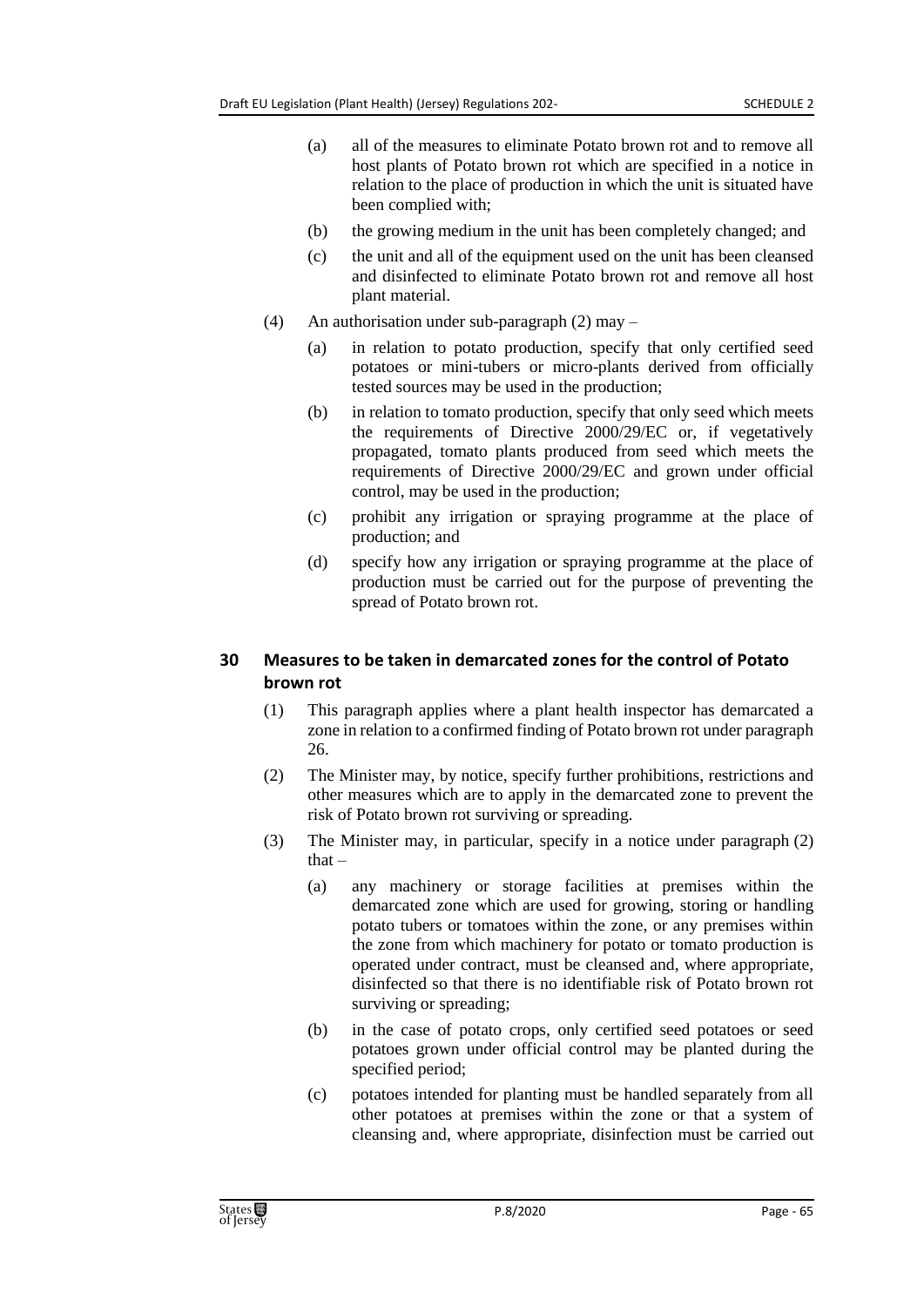(a) all of the measures to eliminate Potato brown rot and to remove all host plants of Potato brown rot which are specified in a notice in relation to the place of production in which the unit is situated have been complied with;

(b) the growing medium in the unit has been completely changed; and

(c) the unit and all of the equipment used on the unit has been cleansed and disinfected to eliminate Potato brown rot and remove all host plant material.

(4) An authorisation under sub-paragraph (2) may –

(a) in relation to potato production, specify that only certified seed potatoes or mini-tubers or micro-plants derived from officially tested sources may be used in the production;

(b) in relation to tomato production, specify that only seed which meets the requirements of Directive 2000/29/EC or, if vegetatively propagated, tomato plants produced from seed which meets the requirements of Directive 2000/29/EC and grown under official control, may be used in the production;

(c) prohibit any irrigation or spraying programme at the place of production; and

(d) specify how any irrigation or spraying programme at the place of production must be carried out for the purpose of preventing the spread of Potato brown rot.

## 30 Measures to be taken in demarcated zones for the control of Potato brown rot

(1) This paragraph applies where a plant health inspector has demarcated a zone in relation to a confirmed finding of Potato brown rot under paragraph 26.

(2) The Minister may, by notice, specify further prohibitions, restrictions and other measures which are to apply in the demarcated zone to prevent the risk of Potato brown rot surviving or spreading.

(3) The Minister may, in particular, specify in a notice under paragraph (2) that –

(a) any machinery or storage facilities at premises within the demarcated zone which are used for growing, storing or handling potato tubers or tomatoes within the zone, or any premises within the zone from which machinery for potato or tomato production is operated under contract, must be cleansed and, where appropriate, disinfected so that there is no identifiable risk of Potato brown rot surviving or spreading;

(b) in the case of potato crops, only certified seed potatoes or seed potatoes grown under official control may be planted during the specified period;

(c) potatoes intended for planting must be handled separately from all other potatoes at premises within the zone or that a system of cleansing and, where appropriate, disinfection must be carried out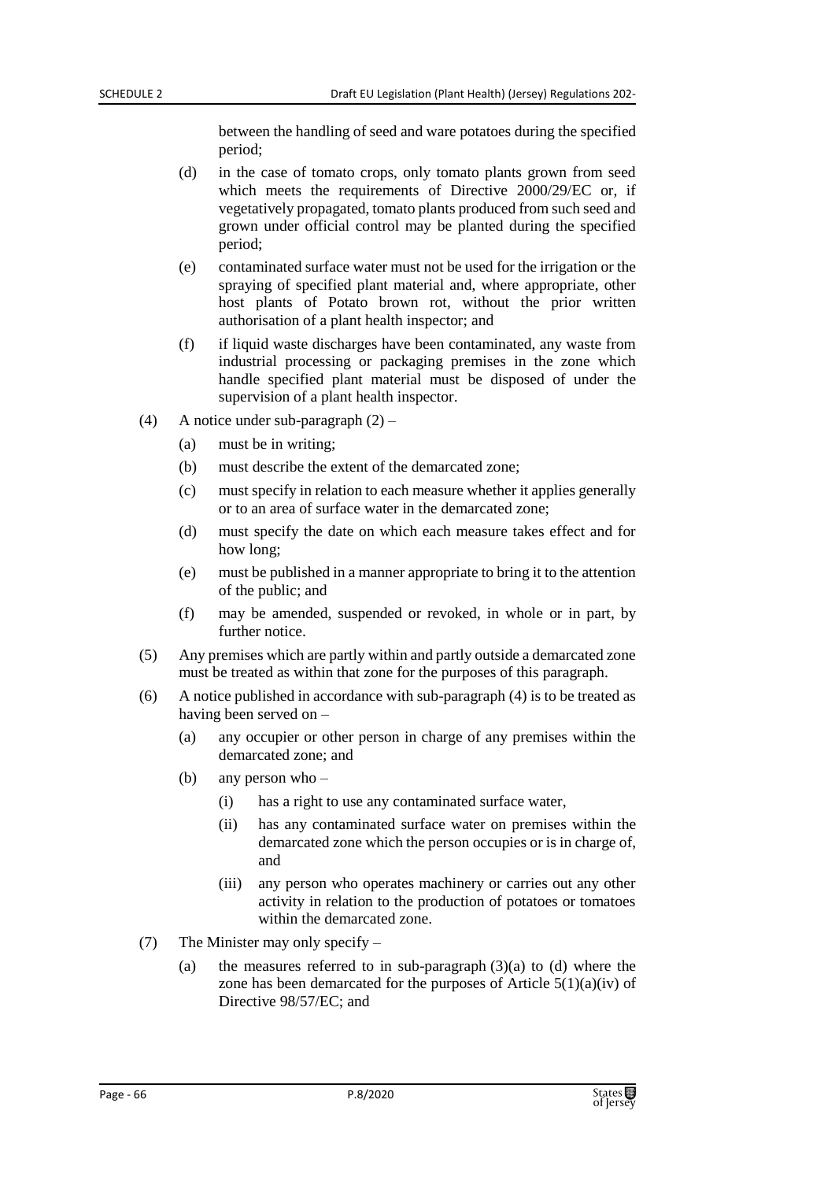between the handling of seed and ware potatoes during the specified period;

(d) in the case of tomato crops, only tomato plants grown from seed which meets the requirements of Directive 2000/29/EC or, if vegetatively propagated, tomato plants produced from such seed and grown under official control may be planted during the specified period;

(e) contaminated surface water must not be used for the irrigation or the spraying of specified plant material and, where appropriate, other host plants of Potato brown rot, without the prior written authorisation of a plant health inspector; and

(f) if liquid waste discharges have been contaminated, any waste from industrial processing or packaging premises in the zone which handle specified plant material must be disposed of under the supervision of a plant health inspector.

(4) A notice under sub-paragraph (2) –

(a) must be in writing;

(b) must describe the extent of the demarcated zone;

(c) must specify in relation to each measure whether it applies generally or to an area of surface water in the demarcated zone;

(d) must specify the date on which each measure takes effect and for how long;

(e) must be published in a manner appropriate to bring it to the attention of the public; and

(f) may be amended, suspended or revoked, in whole or in part, by further notice.

(5) Any premises which are partly within and partly outside a demarcated zone must be treated as within that zone for the purposes of this paragraph.

(6) A notice published in accordance with sub-paragraph (4) is to be treated as having been served on –

(a) any occupier or other person in charge of any premises within the demarcated zone; and

(b) any person who –

(i) has a right to use any contaminated surface water,

(ii) has any contaminated surface water on premises within the demarcated zone which the person occupies or is in charge of, and

(iii) any person who operates machinery or carries out any other activity in relation to the production of potatoes or tomatoes within the demarcated zone.

(7) The Minister may only specify –

(a) the measures referred to in sub-paragraph (3)(a) to (d) where the zone has been demarcated for the purposes of Article 5(1)(a)(iv) of Directive 98/57/EC; and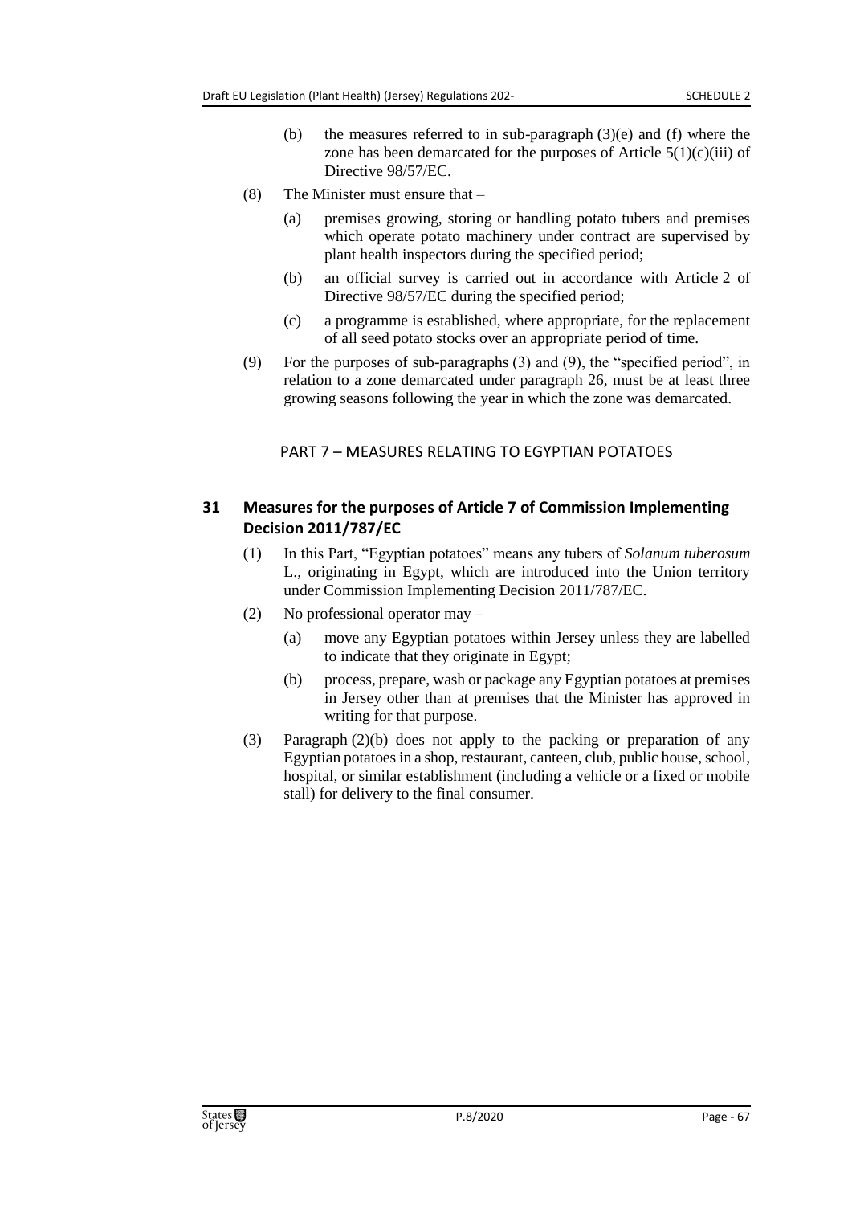(b) the measures referred to in sub-paragraph (3)(e) and (f) where the zone has been demarcated for the purposes of Article 5(1)(c)(iii) of Directive 98/57/EC.

(8) The Minister must ensure that –

(a) premises growing, storing or handling potato tubers and premises which operate potato machinery under contract are supervised by plant health inspectors during the specified period;

(b) an official survey is carried out in accordance with Article 2 of Directive 98/57/EC during the specified period;

(c) a programme is established, where appropriate, for the replacement of all seed potato stocks over an appropriate period of time.

(9) For the purposes of sub-paragraphs (3) and (9), the "specified period", in relation to a zone demarcated under paragraph 26, must be at least three growing seasons following the year in which the zone was demarcated.

## PART 7 – MEASURES RELATING TO EGYPTIAN POTATOES

### 31 Measures for the purposes of Article 7 of Commission Implementing Decision 2011/787/EC

(1) In this Part, "Egyptian potatoes" means any tubers of *Solanum tuberosum* L., originating in Egypt, which are introduced into the Union territory under Commission Implementing Decision 2011/787/EC.

(2) No professional operator may –

(a) move any Egyptian potatoes within Jersey unless they are labelled to indicate that they originate in Egypt;

(b) process, prepare, wash or package any Egyptian potatoes at premises in Jersey other than at premises that the Minister has approved in writing for that purpose.

(3) Paragraph (2)(b) does not apply to the packing or preparation of any Egyptian potatoes in a shop, restaurant, canteen, club, public house, school, hospital, or similar establishment (including a vehicle or a fixed or mobile stall) for delivery to the final consumer.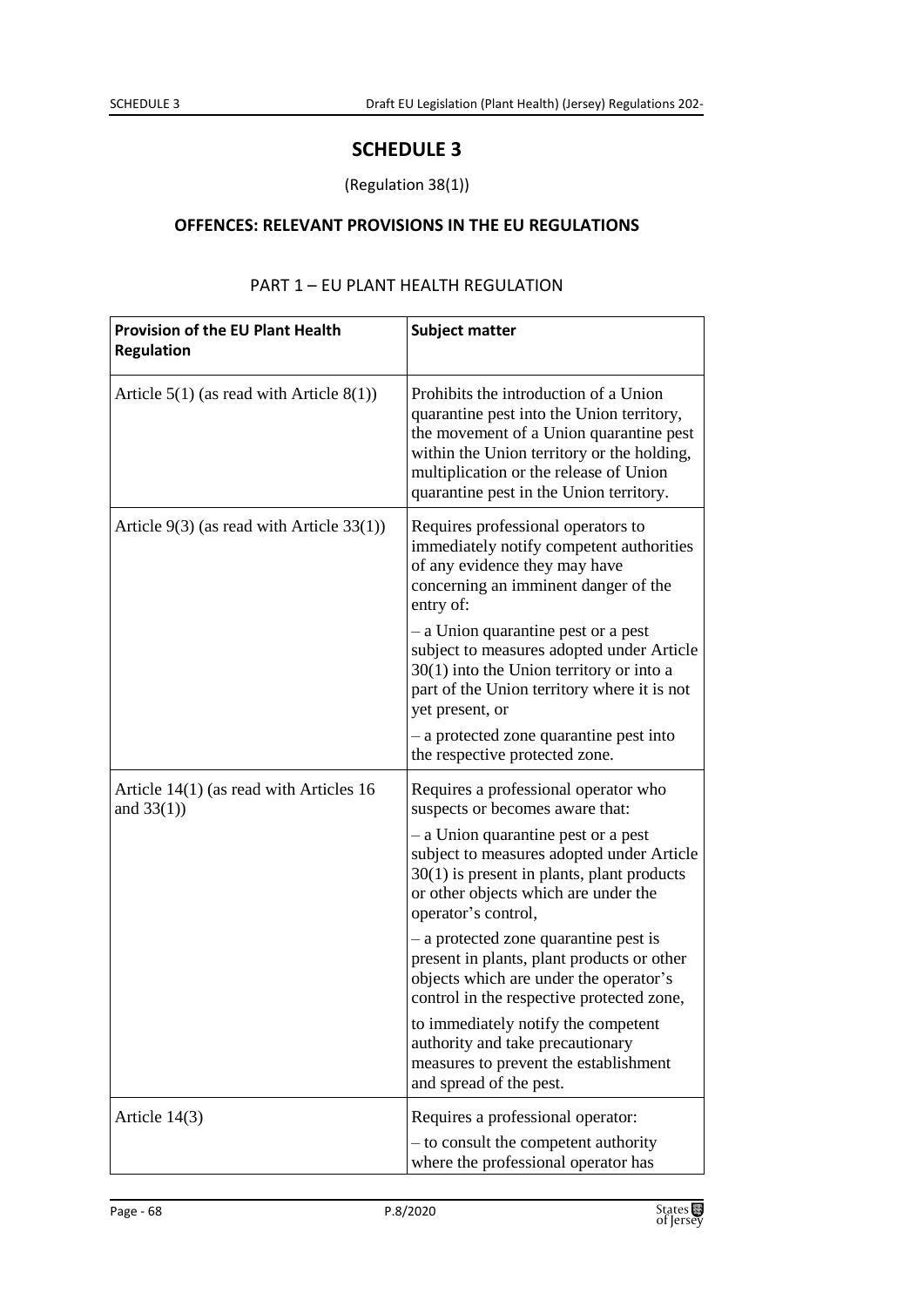# SCHEDULE 3

(Regulation 38(1))

## OFFENCES: RELEVANT PROVISIONS IN THE EU REGULATIONS

### PART 1 – EU PLANT HEALTH REGULATION

| **Provision of the EU Plant Health Regulation** | **Subject matter** |
|---|---|
| Article 5(1) (as read with Article 8(1)) | Prohibits the introduction of a Union quarantine pest into the Union territory, the movement of a Union quarantine pest within the Union territory or the holding, multiplication or the release of Union quarantine pest in the Union territory. |
| Article 9(3) (as read with Article 33(1)) | Requires professional operators to immediately notify competent authorities of any evidence they may have concerning an imminent danger of the entry of:<br>– a Union quarantine pest or a pest subject to measures adopted under Article 30(1) into the Union territory or into a part of the Union territory where it is not yet present, or<br>– a protected zone quarantine pest into the respective protected zone. |
| Article 14(1) (as read with Articles 16 and 33(1)) | Requires a professional operator who suspects or becomes aware that:<br>– a Union quarantine pest or a pest subject to measures adopted under Article 30(1) is present in plants, plant products or other objects which are under the operator's control,<br>– a protected zone quarantine pest is present in plants, plant products or other objects which are under the operator's control in the respective protected zone,<br>to immediately notify the competent authority and take precautionary measures to prevent the establishment and spread of the pest. |
| Article 14(3) | Requires a professional operator:<br>– to consult the competent authority where the professional operator has |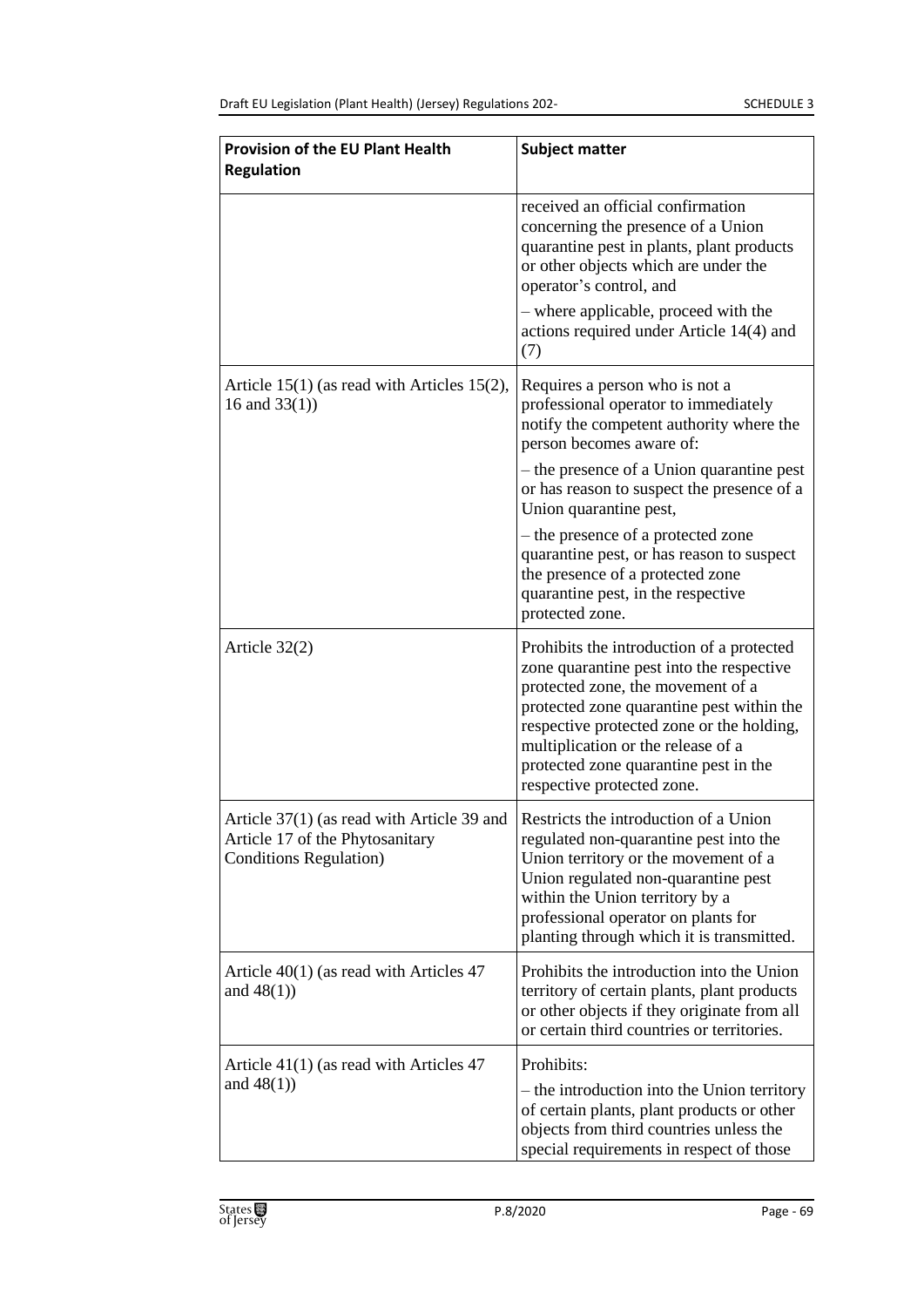| Provision of the EU Plant Health Regulation | Subject matter |
|---|---|
| | received an official confirmation concerning the presence of a Union quarantine pest in plants, plant products or other objects which are under the operator's control, and<br>– where applicable, proceed with the actions required under Article 14(4) and (7) |
| Article 15(1) (as read with Articles 15(2), 16 and 33(1)) | Requires a person who is not a professional operator to immediately notify the competent authority where the person becomes aware of:<br>– the presence of a Union quarantine pest or has reason to suspect the presence of a Union quarantine pest,<br>– the presence of a protected zone quarantine pest, or has reason to suspect the presence of a protected zone quarantine pest, in the respective protected zone. |
| Article 32(2) | Prohibits the introduction of a protected zone quarantine pest into the respective protected zone, the movement of a protected zone quarantine pest within the respective protected zone or the holding, multiplication or the release of a protected zone quarantine pest in the respective protected zone. |
| Article 37(1) (as read with Article 39 and Article 17 of the Phytosanitary Conditions Regulation) | Restricts the introduction of a Union regulated non-quarantine pest into the Union territory or the movement of a Union regulated non-quarantine pest within the Union territory by a professional operator on plants for planting through which it is transmitted. |
| Article 40(1) (as read with Articles 47 and 48(1)) | Prohibits the introduction into the Union territory of certain plants, plant products or other objects if they originate from all or certain third countries or territories. |
| Article 41(1) (as read with Articles 47 and 48(1)) | Prohibits:<br>– the introduction into the Union territory of certain plants, plant products or other objects from third countries unless the special requirements in respect of those |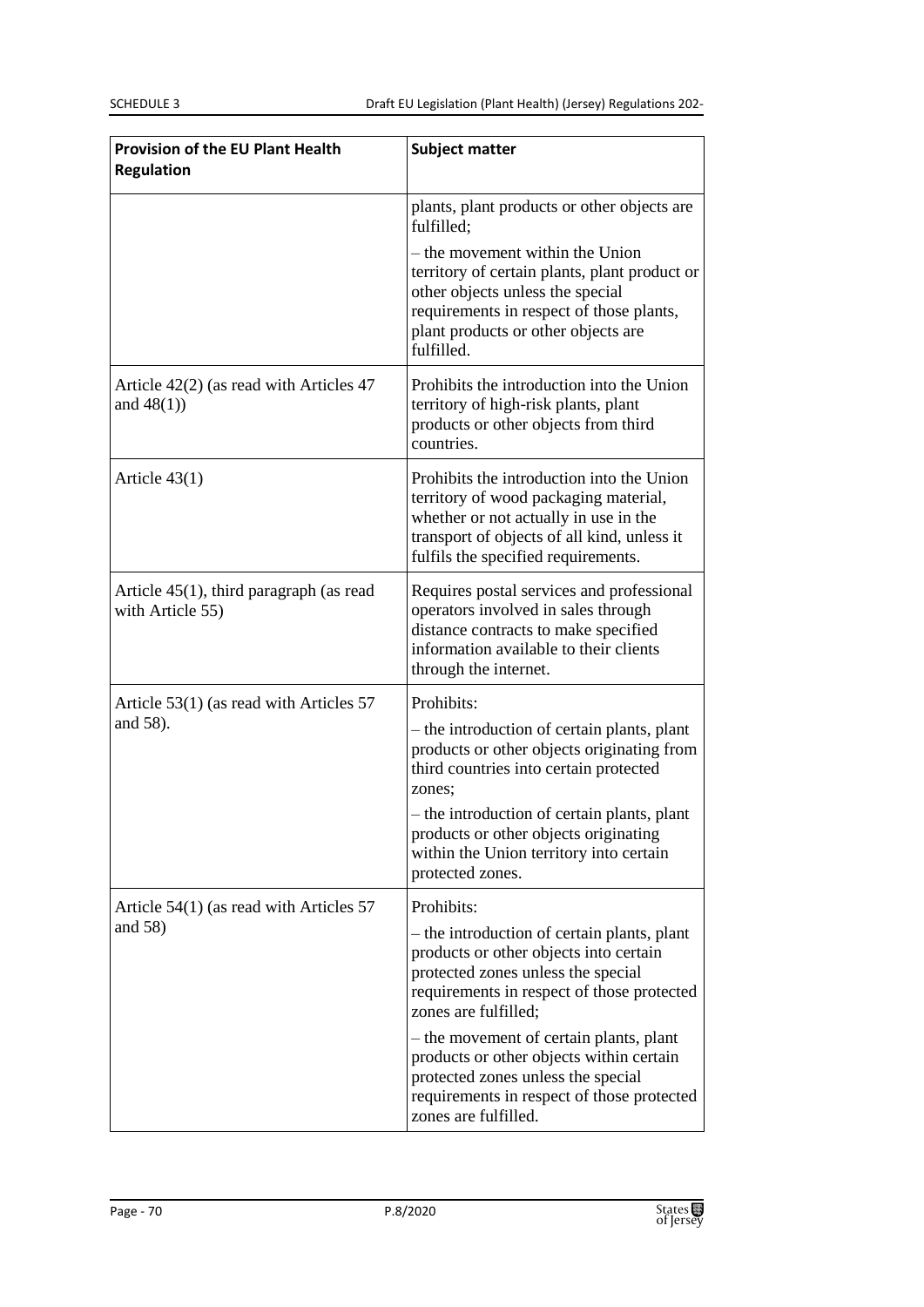| Provision of the EU Plant Health Regulation | Subject matter |
|---|---|
| | plants, plant products or other objects are fulfilled;<br>– the movement within the Union territory of certain plants, plant product or other objects unless the special requirements in respect of those plants, plant products or other objects are fulfilled. |
| Article 42(2) (as read with Articles 47 and 48(1)) | Prohibits the introduction into the Union territory of high-risk plants, plant products or other objects from third countries. |
| Article 43(1) | Prohibits the introduction into the Union territory of wood packaging material, whether or not actually in use in the transport of objects of all kind, unless it fulfils the specified requirements. |
| Article 45(1), third paragraph (as read with Article 55) | Requires postal services and professional operators involved in sales through distance contracts to make specified information available to their clients through the internet. |
| Article 53(1) (as read with Articles 57 and 58). | Prohibits:<br>– the introduction of certain plants, plant products or other objects originating from third countries into certain protected zones;<br>– the introduction of certain plants, plant products or other objects originating within the Union territory into certain protected zones. |
| Article 54(1) (as read with Articles 57 and 58) | Prohibits:<br>– the introduction of certain plants, plant products or other objects into certain protected zones unless the special requirements in respect of those protected zones are fulfilled;<br>– the movement of certain plants, plant products or other objects within certain protected zones unless the special requirements in respect of those protected zones are fulfilled. |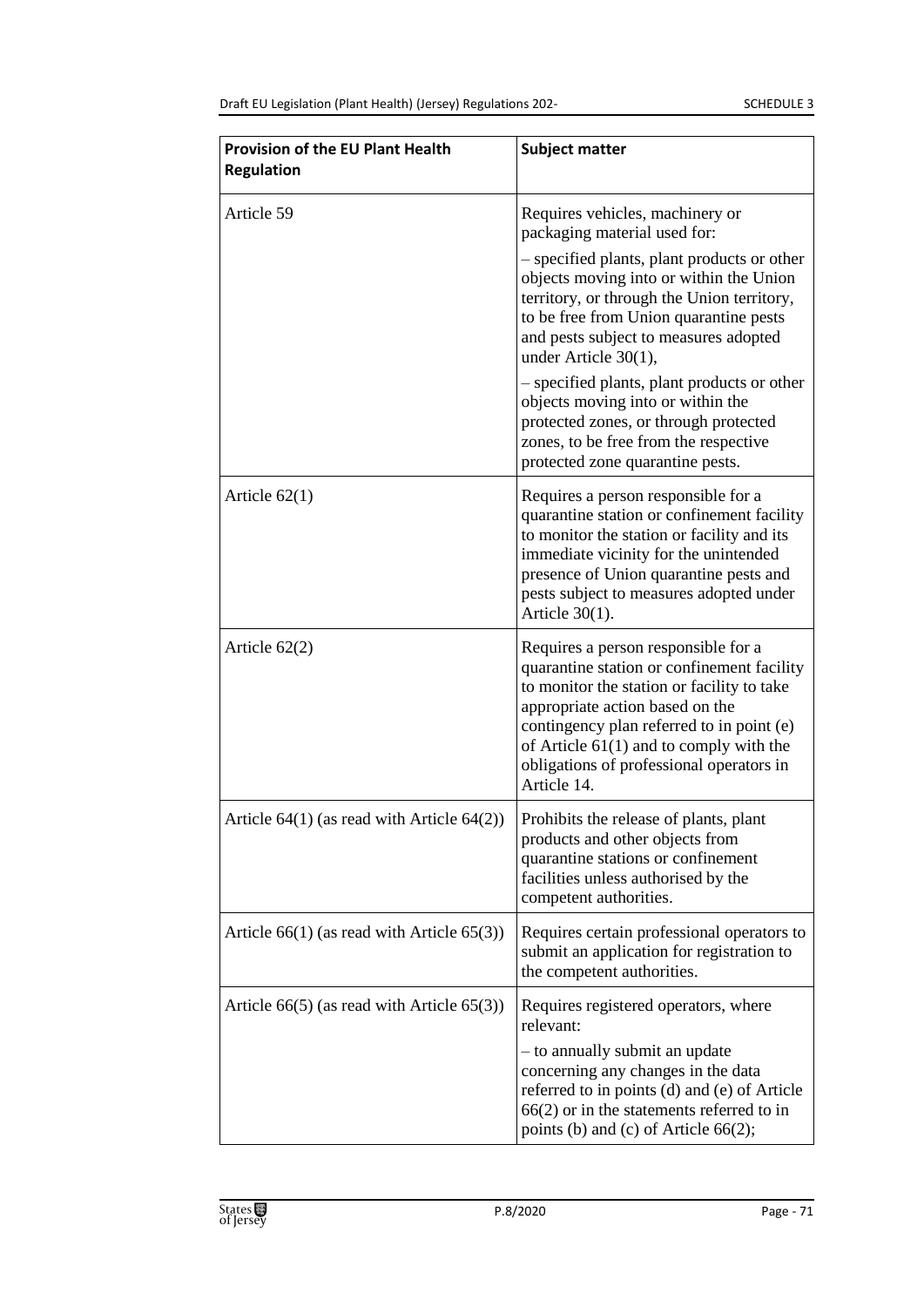| Provision of the EU Plant Health Regulation | Subject matter |
|---|---|
| Article 59 | Requires vehicles, machinery or packaging material used for:<br>– specified plants, plant products or other objects moving into or within the Union territory, or through the Union territory, to be free from Union quarantine pests and pests subject to measures adopted under Article 30(1),<br>– specified plants, plant products or other objects moving into or within the protected zones, or through protected zones, to be free from the respective protected zone quarantine pests. |
| Article 62(1) | Requires a person responsible for a quarantine station or confinement facility to monitor the station or facility and its immediate vicinity for the unintended presence of Union quarantine pests and pests subject to measures adopted under Article 30(1). |
| Article 62(2) | Requires a person responsible for a quarantine station or confinement facility to monitor the station or facility to take appropriate action based on the contingency plan referred to in point (e) of Article 61(1) and to comply with the obligations of professional operators in Article 14. |
| Article 64(1) (as read with Article 64(2)) | Prohibits the release of plants, plant products and other objects from quarantine stations or confinement facilities unless authorised by the competent authorities. |
| Article 66(1) (as read with Article 65(3)) | Requires certain professional operators to submit an application for registration to the competent authorities. |
| Article 66(5) (as read with Article 65(3)) | Requires registered operators, where relevant:<br>– to annually submit an update concerning any changes in the data referred to in points (d) and (e) of Article 66(2) or in the statements referred to in points (b) and (c) of Article 66(2); |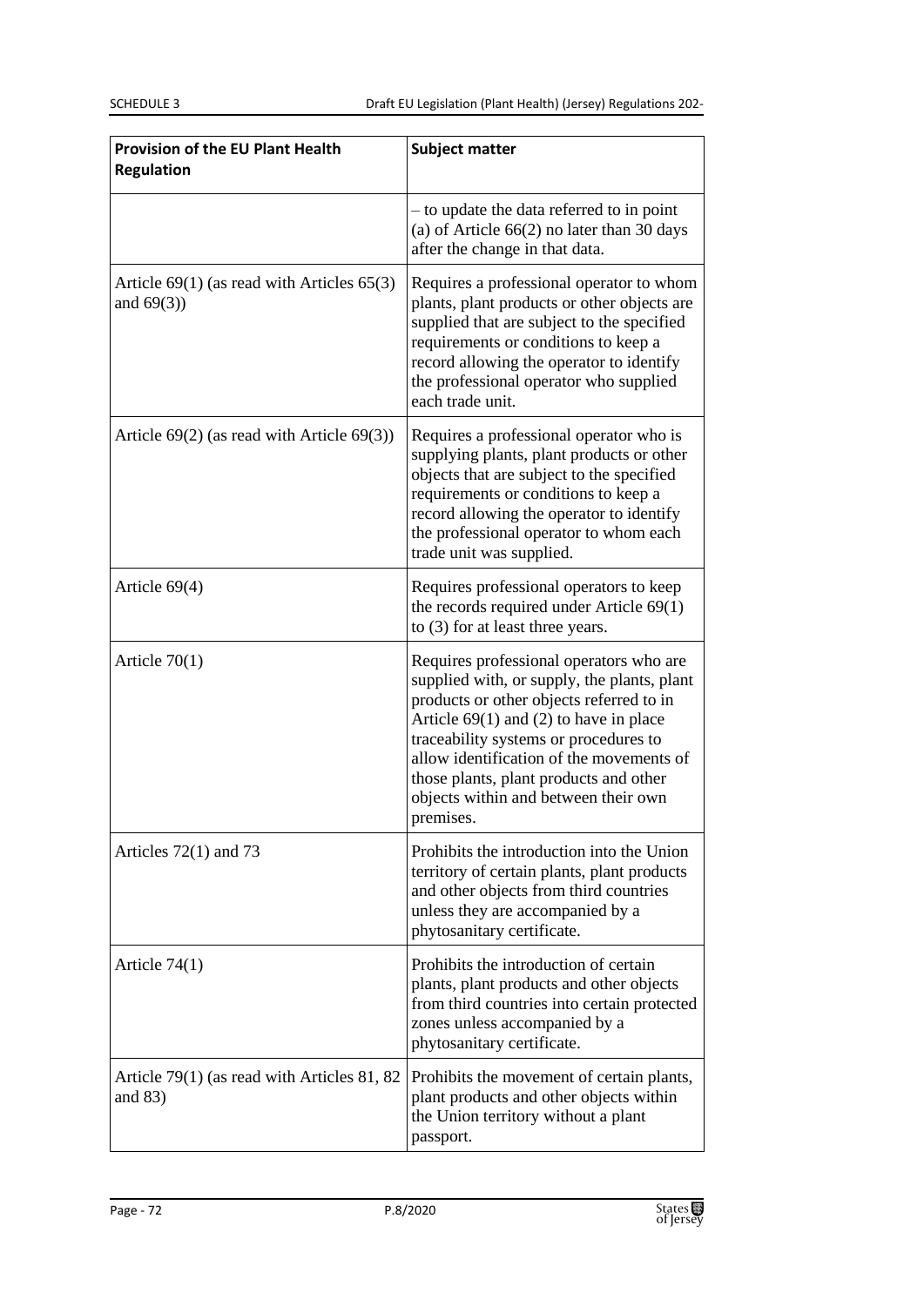| Provision of the EU Plant Health Regulation | Subject matter |
|---|---|
| | – to update the data referred to in point (a) of Article 66(2) no later than 30 days after the change in that data. |
| Article 69(1) (as read with Articles 65(3) and 69(3)) | Requires a professional operator to whom plants, plant products or other objects are supplied that are subject to the specified requirements or conditions to keep a record allowing the operator to identify the professional operator who supplied each trade unit. |
| Article 69(2) (as read with Article 69(3)) | Requires a professional operator who is supplying plants, plant products or other objects that are subject to the specified requirements or conditions to keep a record allowing the operator to identify the professional operator to whom each trade unit was supplied. |
| Article 69(4) | Requires professional operators to keep the records required under Article 69(1) to (3) for at least three years. |
| Article 70(1) | Requires professional operators who are supplied with, or supply, the plants, plant products or other objects referred to in Article 69(1) and (2) to have in place traceability systems or procedures to allow identification of the movements of those plants, plant products and other objects within and between their own premises. |
| Articles 72(1) and 73 | Prohibits the introduction into the Union territory of certain plants, plant products and other objects from third countries unless they are accompanied by a phytosanitary certificate. |
| Article 74(1) | Prohibits the introduction of certain plants, plant products and other objects from third countries into certain protected zones unless accompanied by a phytosanitary certificate. |
| Article 79(1) (as read with Articles 81, 82 and 83) | Prohibits the movement of certain plants, plant products and other objects within the Union territory without a plant passport. |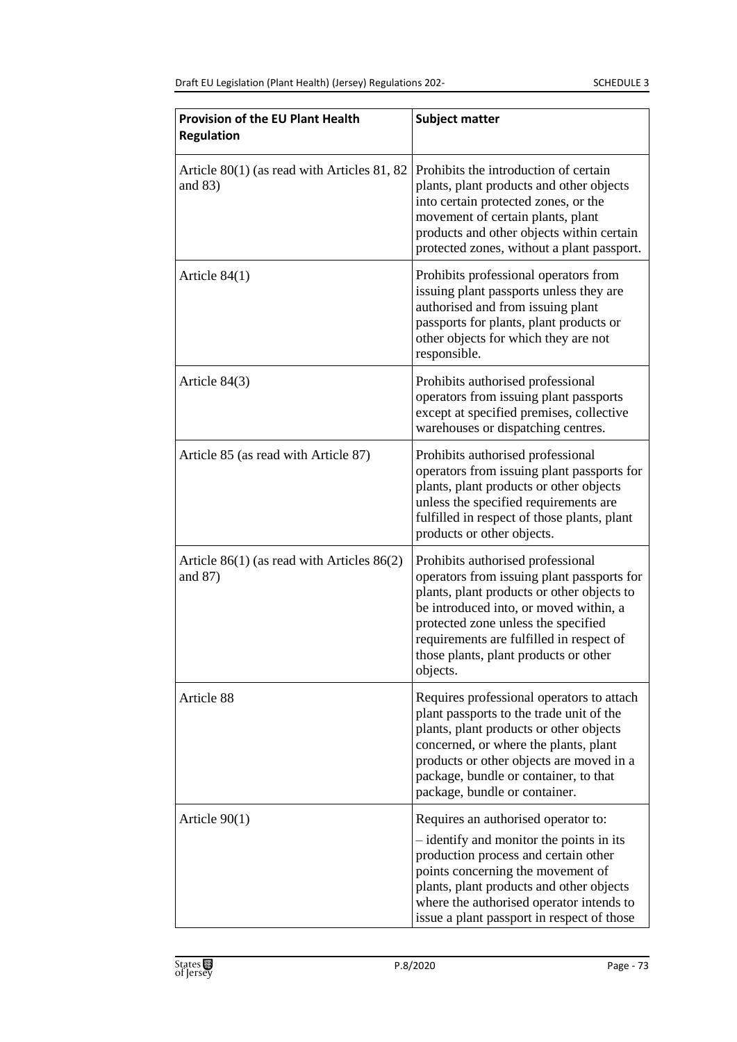| Provision of the EU Plant Health Regulation | Subject matter |
|---|---|
| Article 80(1) (as read with Articles 81, 82 and 83) | Prohibits the introduction of certain plants, plant products and other objects into certain protected zones, or the movement of certain plants, plant products and other objects within certain protected zones, without a plant passport. |
| Article 84(1) | Prohibits professional operators from issuing plant passports unless they are authorised and from issuing plant passports for plants, plant products or other objects for which they are not responsible. |
| Article 84(3) | Prohibits authorised professional operators from issuing plant passports except at specified premises, collective warehouses or dispatching centres. |
| Article 85 (as read with Article 87) | Prohibits authorised professional operators from issuing plant passports for plants, plant products or other objects unless the specified requirements are fulfilled in respect of those plants, plant products or other objects. |
| Article 86(1) (as read with Articles 86(2) and 87) | Prohibits authorised professional operators from issuing plant passports for plants, plant products or other objects to be introduced into, or moved within, a protected zone unless the specified requirements are fulfilled in respect of those plants, plant products or other objects. |
| Article 88 | Requires professional operators to attach plant passports to the trade unit of the plants, plant products or other objects concerned, or where the plants, plant products or other objects are moved in a package, bundle or container, to that package, bundle or container. |
| Article 90(1) | Requires an authorised operator to:<br>– identify and monitor the points in its production process and certain other points concerning the movement of plants, plant products and other objects where the authorised operator intends to issue a plant passport in respect of those |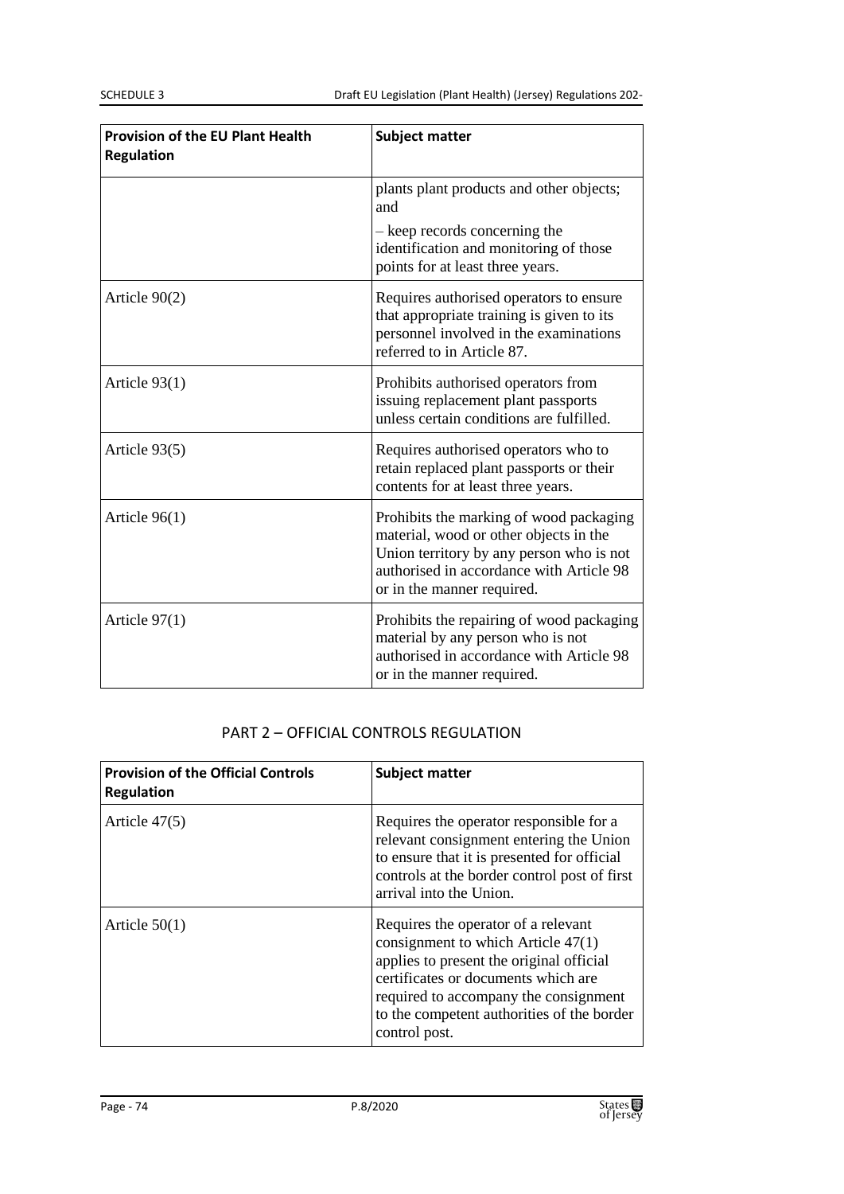| Provision of the EU Plant Health Regulation | Subject matter |
|---|---|
| | plants plant products and other objects; and<br><br>– keep records concerning the identification and monitoring of those points for at least three years. |
| Article 90(2) | Requires authorised operators to ensure that appropriate training is given to its personnel involved in the examinations referred to in Article 87. |
| Article 93(1) | Prohibits authorised operators from issuing replacement plant passports unless certain conditions are fulfilled. |
| Article 93(5) | Requires authorised operators who to retain replaced plant passports or their contents for at least three years. |
| Article 96(1) | Prohibits the marking of wood packaging material, wood or other objects in the Union territory by any person who is not authorised in accordance with Article 98 or in the manner required. |
| Article 97(1) | Prohibits the repairing of wood packaging material by any person who is not authorised in accordance with Article 98 or in the manner required. |

## PART 2 – OFFICIAL CONTROLS REGULATION

| Provision of the Official Controls Regulation | Subject matter |
|---|---|
| Article 47(5) | Requires the operator responsible for a relevant consignment entering the Union to ensure that it is presented for official controls at the border control post of first arrival into the Union. |
| Article 50(1) | Requires the operator of a relevant consignment to which Article 47(1) applies to present the original official certificates or documents which are required to accompany the consignment to the competent authorities of the border control post. |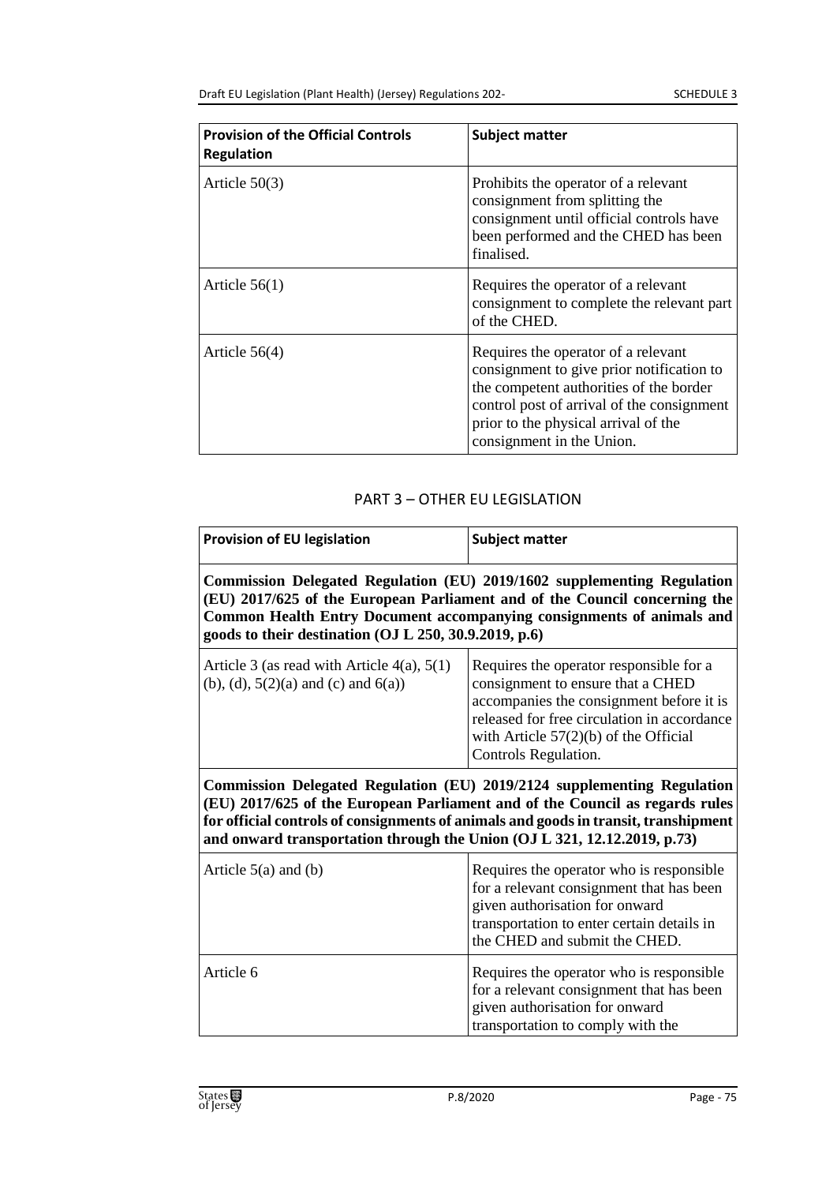| Provision of the Official Controls Regulation | Subject matter |
|---|---|
| Article 50(3) | Prohibits the operator of a relevant consignment from splitting the consignment until official controls have been performed and the CHED has been finalised. |
| Article 56(1) | Requires the operator of a relevant consignment to complete the relevant part of the CHED. |
| Article 56(4) | Requires the operator of a relevant consignment to give prior notification to the competent authorities of the border control post of arrival of the consignment prior to the physical arrival of the consignment in the Union. |

## PART 3 – OTHER EU LEGISLATION

| Provision of EU legislation | Subject matter |
|---|---|
| **Commission Delegated Regulation (EU) 2019/1602 supplementing Regulation (EU) 2017/625 of the European Parliament and of the Council concerning the Common Health Entry Document accompanying consignments of animals and goods to their destination (OJ L 250, 30.9.2019, p.6)** | |
| Article 3 (as read with Article 4(a), 5(1)(b), (d), 5(2)(a) and (c) and 6(a)) | Requires the operator responsible for a consignment to ensure that a CHED accompanies the consignment before it is released for free circulation in accordance with Article 57(2)(b) of the Official Controls Regulation. |
| **Commission Delegated Regulation (EU) 2019/2124 supplementing Regulation (EU) 2017/625 of the European Parliament and of the Council as regards rules for official controls of consignments of animals and goods in transit, transhipment and onward transportation through the Union (OJ L 321, 12.12.2019, p.73)** | |
| Article 5(a) and (b) | Requires the operator who is responsible for a relevant consignment that has been given authorisation for onward transportation to enter certain details in the CHED and submit the CHED. |
| Article 6 | Requires the operator who is responsible for a relevant consignment that has been given authorisation for onward transportation to comply with the |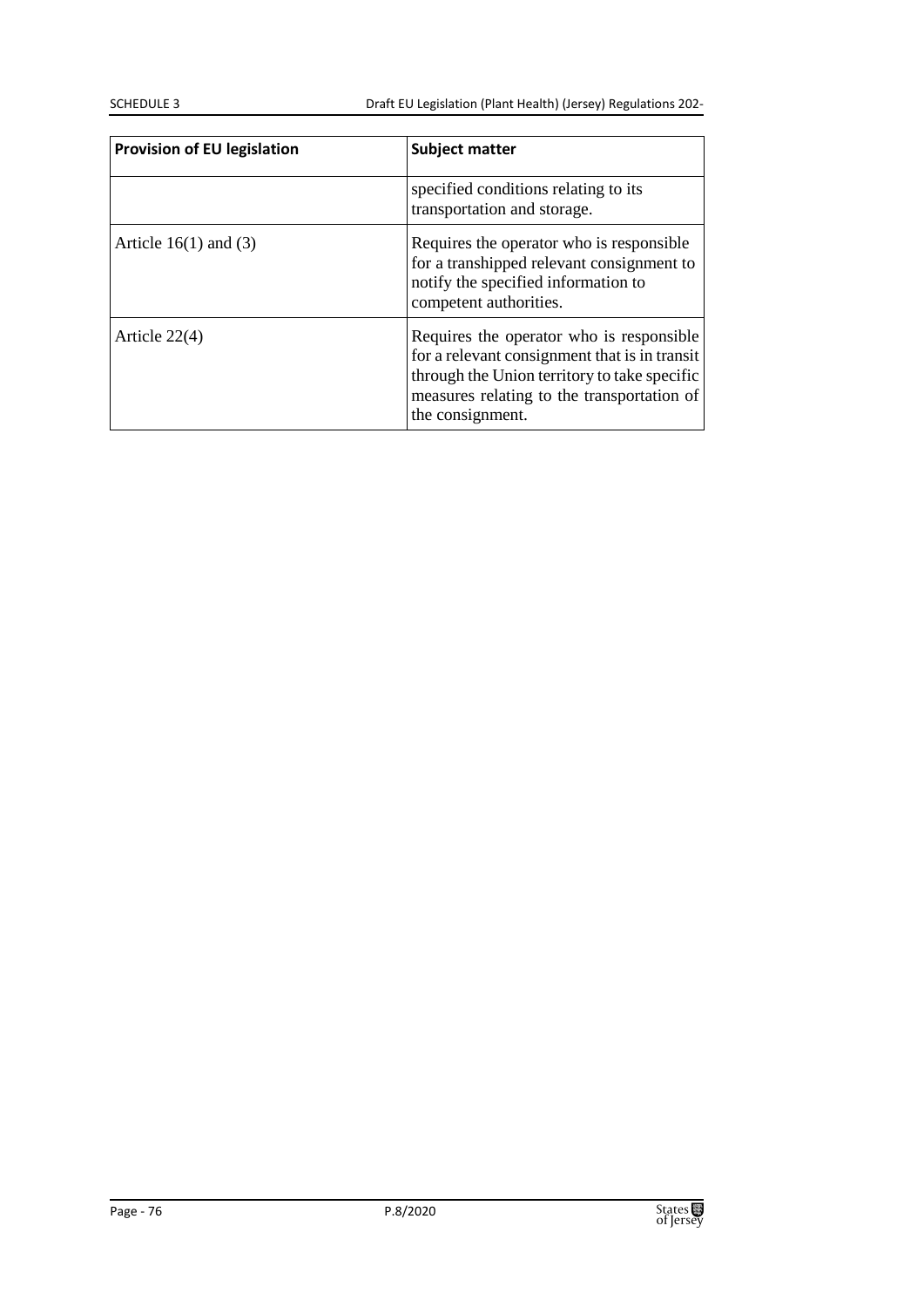| Provision of EU legislation | Subject matter |
|---|---|
| | specified conditions relating to its transportation and storage. |
| Article 16(1) and (3) | Requires the operator who is responsible for a transhipped relevant consignment to notify the specified information to competent authorities. |
| Article 22(4) | Requires the operator who is responsible for a relevant consignment that is in transit through the Union territory to take specific measures relating to the transportation of the consignment. |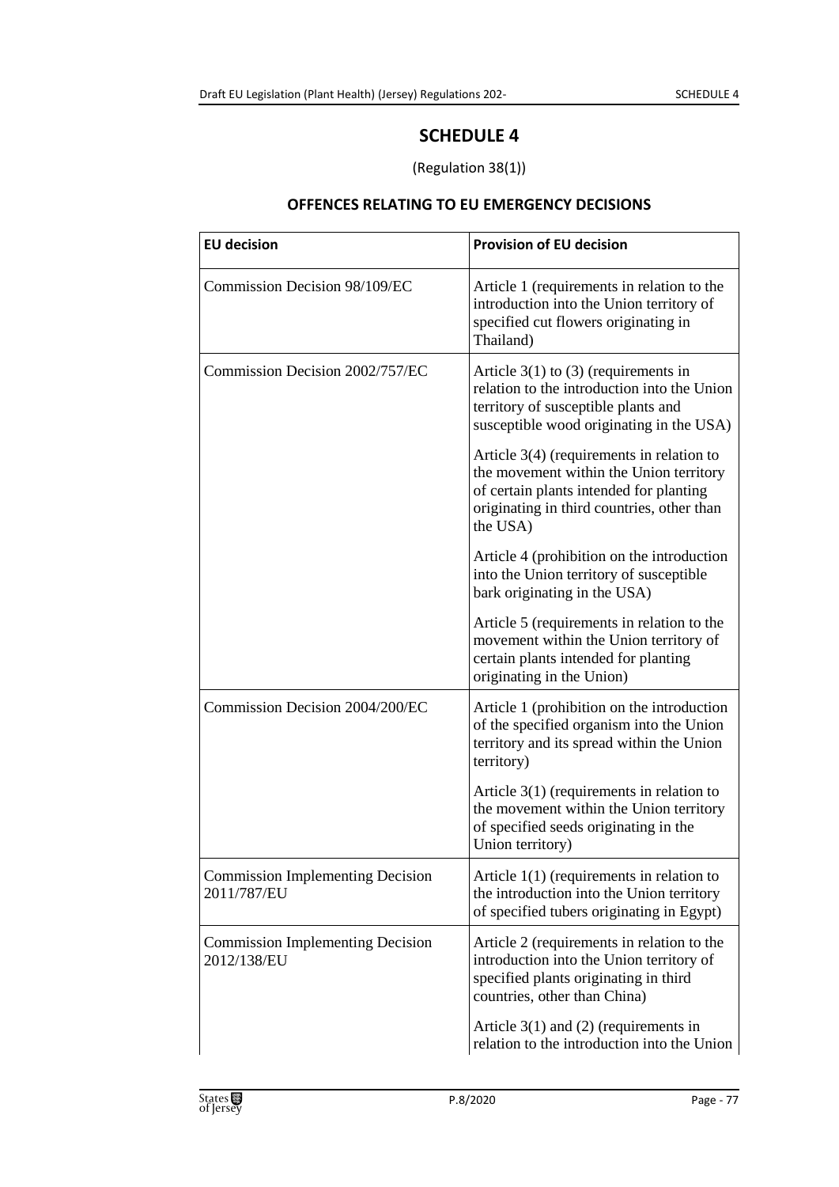# SCHEDULE 4

(Regulation 38(1))

## OFFENCES RELATING TO EU EMERGENCY DECISIONS

| EU decision | Provision of EU decision |
|---|---|
| Commission Decision 98/109/EC | Article 1 (requirements in relation to the introduction into the Union territory of specified cut flowers originating in Thailand) |
| Commission Decision 2002/757/EC | Article 3(1) to (3) (requirements in relation to the introduction into the Union territory of susceptible plants and susceptible wood originating in the USA) |
| | Article 3(4) (requirements in relation to the movement within the Union territory of certain plants intended for planting originating in third countries, other than the USA) |
| | Article 4 (prohibition on the introduction into the Union territory of susceptible bark originating in the USA) |
| | Article 5 (requirements in relation to the movement within the Union territory of certain plants intended for planting originating in the Union) |
| Commission Decision 2004/200/EC | Article 1 (prohibition on the introduction of the specified organism into the Union territory and its spread within the Union territory) |
| | Article 3(1) (requirements in relation to the movement within the Union territory of specified seeds originating in the Union territory) |
| Commission Implementing Decision 2011/787/EU | Article 1(1) (requirements in relation to the introduction into the Union territory of specified tubers originating in Egypt) |
| Commission Implementing Decision 2012/138/EU | Article 2 (requirements in relation to the introduction into the Union territory of specified plants originating in third countries, other than China) |
| | Article 3(1) and (2) (requirements in relation to the introduction into the Union |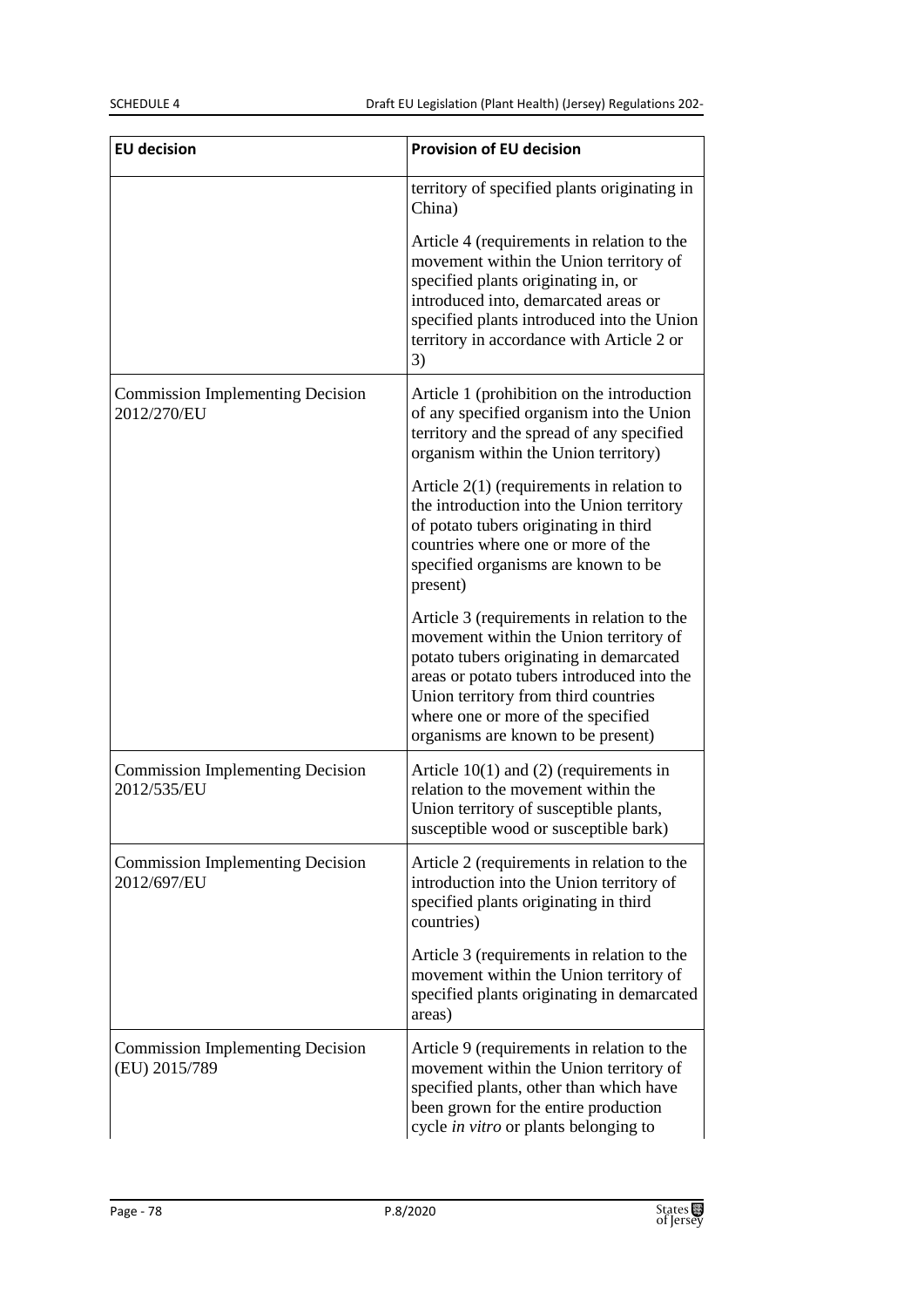| EU decision | Provision of EU decision |
|---|---|
| | territory of specified plants originating in China) |
| | Article 4 (requirements in relation to the movement within the Union territory of specified plants originating in, or introduced into, demarcated areas or specified plants introduced into the Union territory in accordance with Article 2 or 3) |
| Commission Implementing Decision 2012/270/EU | Article 1 (prohibition on the introduction of any specified organism into the Union territory and the spread of any specified organism within the Union territory) |
| | Article 2(1) (requirements in relation to the introduction into the Union territory of potato tubers originating in third countries where one or more of the specified organisms are known to be present) |
| | Article 3 (requirements in relation to the movement within the Union territory of potato tubers originating in demarcated areas or potato tubers introduced into the Union territory from third countries where one or more of the specified organisms are known to be present) |
| Commission Implementing Decision 2012/535/EU | Article 10(1) and (2) (requirements in relation to the movement within the Union territory of susceptible plants, susceptible wood or susceptible bark) |
| Commission Implementing Decision 2012/697/EU | Article 2 (requirements in relation to the introduction into the Union territory of specified plants originating in third countries) |
| | Article 3 (requirements in relation to the movement within the Union territory of specified plants originating in demarcated areas) |
| Commission Implementing Decision (EU) 2015/789 | Article 9 (requirements in relation to the movement within the Union territory of specified plants, other than which have been grown for the entire production cycle *in vitro* or plants belonging to |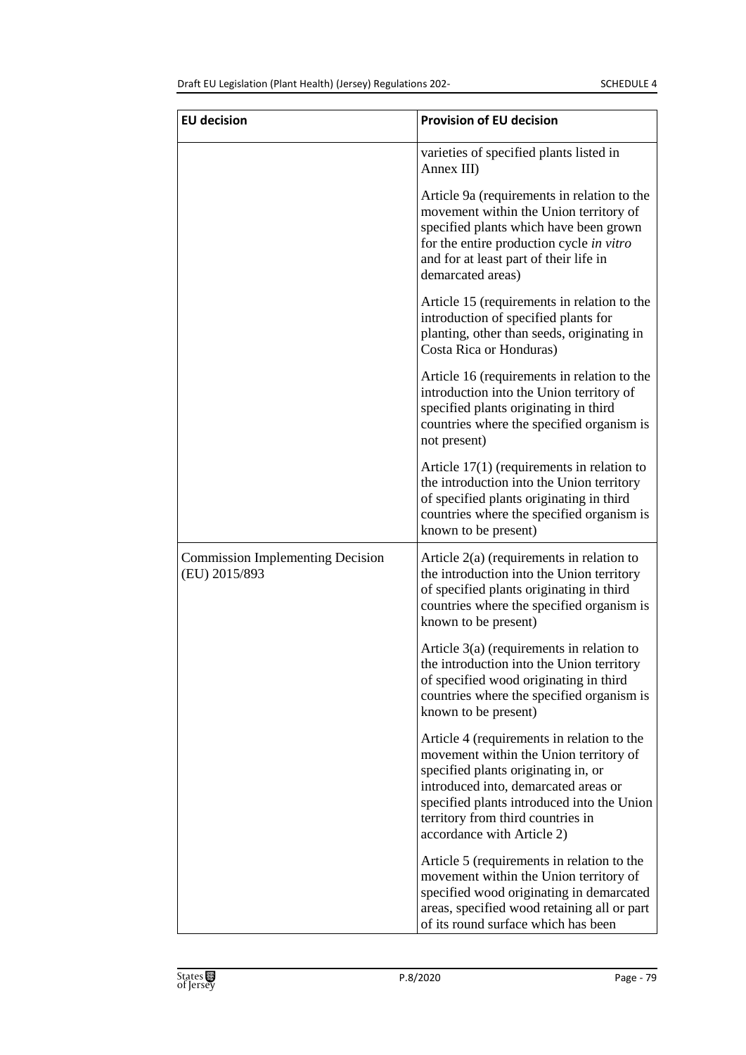| EU decision | Provision of EU decision |
|---|---|
| | varieties of specified plants listed in Annex III) |
| | Article 9a (requirements in relation to the movement within the Union territory of specified plants which have been grown for the entire production cycle *in vitro* and for at least part of their life in demarcated areas) |
| | Article 15 (requirements in relation to the introduction of specified plants for planting, other than seeds, originating in Costa Rica or Honduras) |
| | Article 16 (requirements in relation to the introduction into the Union territory of specified plants originating in third countries where the specified organism is not present) |
| | Article 17(1) (requirements in relation to the introduction into the Union territory of specified plants originating in third countries where the specified organism is known to be present) |
| Commission Implementing Decision (EU) 2015/893 | Article 2(a) (requirements in relation to the introduction into the Union territory of specified plants originating in third countries where the specified organism is known to be present) |
| | Article 3(a) (requirements in relation to the introduction into the Union territory of specified wood originating in third countries where the specified organism is known to be present) |
| | Article 4 (requirements in relation to the movement within the Union territory of specified plants originating in, or introduced into, demarcated areas or specified plants introduced into the Union territory from third countries in accordance with Article 2) |
| | Article 5 (requirements in relation to the movement within the Union territory of specified wood originating in demarcated areas, specified wood retaining all or part of its round surface which has been |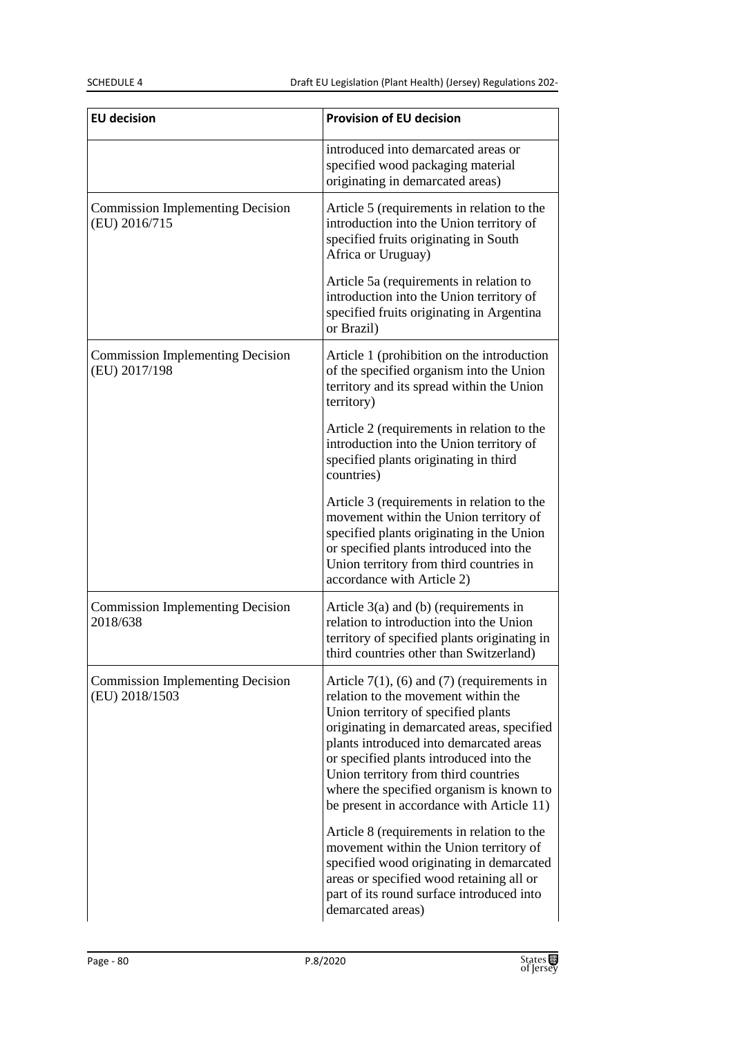| EU decision | Provision of EU decision |
|---|---|
| | introduced into demarcated areas or specified wood packaging material originating in demarcated areas) |
| Commission Implementing Decision (EU) 2016/715 | Article 5 (requirements in relation to the introduction into the Union territory of specified fruits originating in South Africa or Uruguay) |
| | Article 5a (requirements in relation to introduction into the Union territory of specified fruits originating in Argentina or Brazil) |
| Commission Implementing Decision (EU) 2017/198 | Article 1 (prohibition on the introduction of the specified organism into the Union territory and its spread within the Union territory) |
| | Article 2 (requirements in relation to the introduction into the Union territory of specified plants originating in third countries) |
| | Article 3 (requirements in relation to the movement within the Union territory of specified plants originating in the Union or specified plants introduced into the Union territory from third countries in accordance with Article 2) |
| Commission Implementing Decision 2018/638 | Article 3(a) and (b) (requirements in relation to introduction into the Union territory of specified plants originating in third countries other than Switzerland) |
| Commission Implementing Decision (EU) 2018/1503 | Article 7(1), (6) and (7) (requirements in relation to the movement within the Union territory of specified plants originating in demarcated areas, specified plants introduced into demarcated areas or specified plants introduced into the Union territory from third countries where the specified organism is known to be present in accordance with Article 11) |
| | Article 8 (requirements in relation to the movement within the Union territory of specified wood originating in demarcated areas or specified wood retaining all or part of its round surface introduced into demarcated areas) |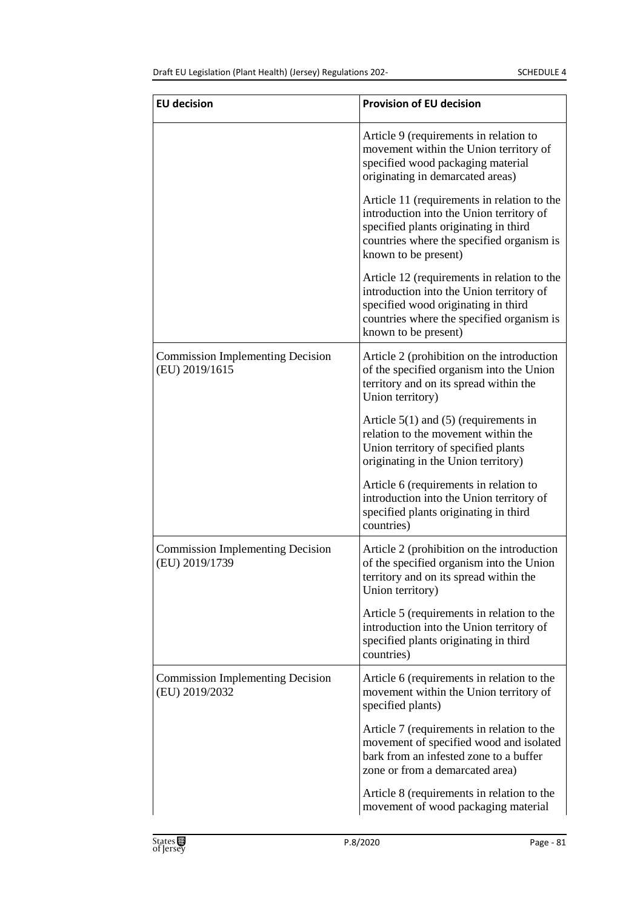| EU decision | Provision of EU decision |
|---|---|
| | Article 9 (requirements in relation to movement within the Union territory of specified wood packaging material originating in demarcated areas) |
| | Article 11 (requirements in relation to the introduction into the Union territory of specified plants originating in third countries where the specified organism is known to be present) |
| | Article 12 (requirements in relation to the introduction into the Union territory of specified wood originating in third countries where the specified organism is known to be present) |
| Commission Implementing Decision (EU) 2019/1615 | Article 2 (prohibition on the introduction of the specified organism into the Union territory and on its spread within the Union territory) |
| | Article 5(1) and (5) (requirements in relation to the movement within the Union territory of specified plants originating in the Union territory) |
| | Article 6 (requirements in relation to introduction into the Union territory of specified plants originating in third countries) |
| Commission Implementing Decision (EU) 2019/1739 | Article 2 (prohibition on the introduction of the specified organism into the Union territory and on its spread within the Union territory) |
| | Article 5 (requirements in relation to the introduction into the Union territory of specified plants originating in third countries) |
| Commission Implementing Decision (EU) 2019/2032 | Article 6 (requirements in relation to the movement within the Union territory of specified plants) |
| | Article 7 (requirements in relation to the movement of specified wood and isolated bark from an infested zone to a buffer zone or from a demarcated area) |
| | Article 8 (requirements in relation to the movement of wood packaging material |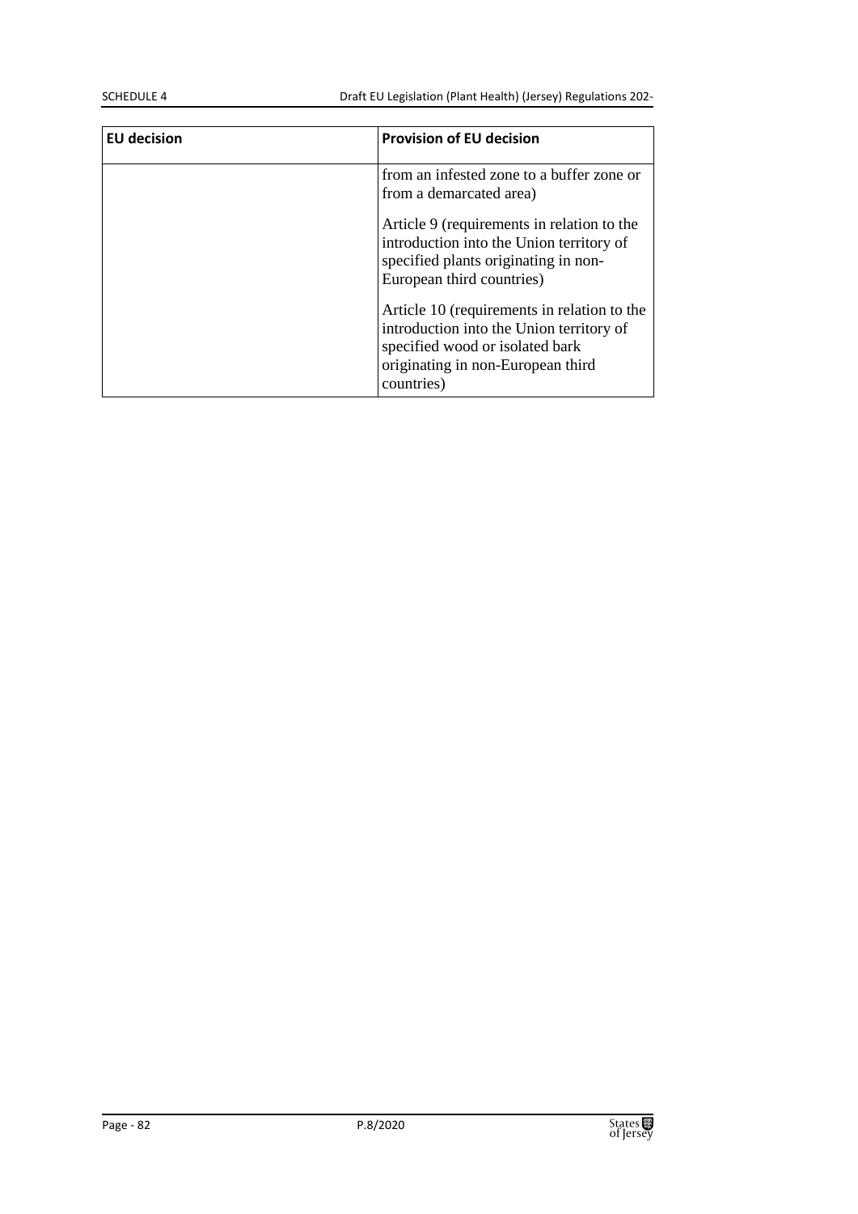| EU decision | Provision of EU decision |
|---|---|
| | from an infested zone to a buffer zone or from a demarcated area)<br><br>Article 9 (requirements in relation to the introduction into the Union territory of specified plants originating in non-European third countries)<br><br>Article 10 (requirements in relation to the introduction into the Union territory of specified wood or isolated bark originating in non-European third countries) |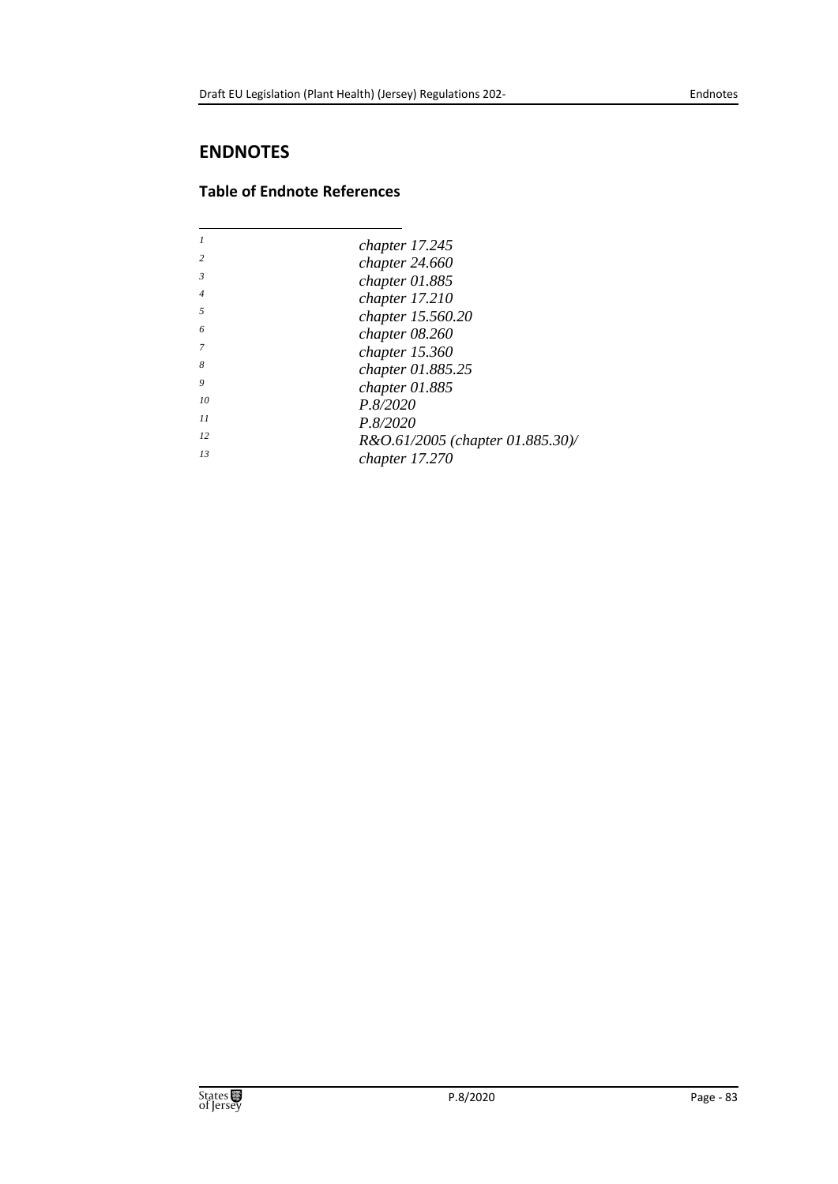## ENDNOTES

### Table of Endnote References

| | |
|---|---|
| 1 | *chapter 17.245* |
| 2 | *chapter 24.660* |
| 3 | *chapter 01.885* |
| 4 | *chapter 17.210* |
| 5 | *chapter 15.560.20* |
| 6 | *chapter 08.260* |
| 7 | *chapter 15.360* |
| 8 | *chapter 01.885.25* |
| 9 | *chapter 01.885* |
| 10 | *P.8/2020* |
| 11 | *P.8/2020* |
| 12 | *R&O.61/2005 (chapter 01.885.30)/* |
| 13 | *chapter 17.270* |